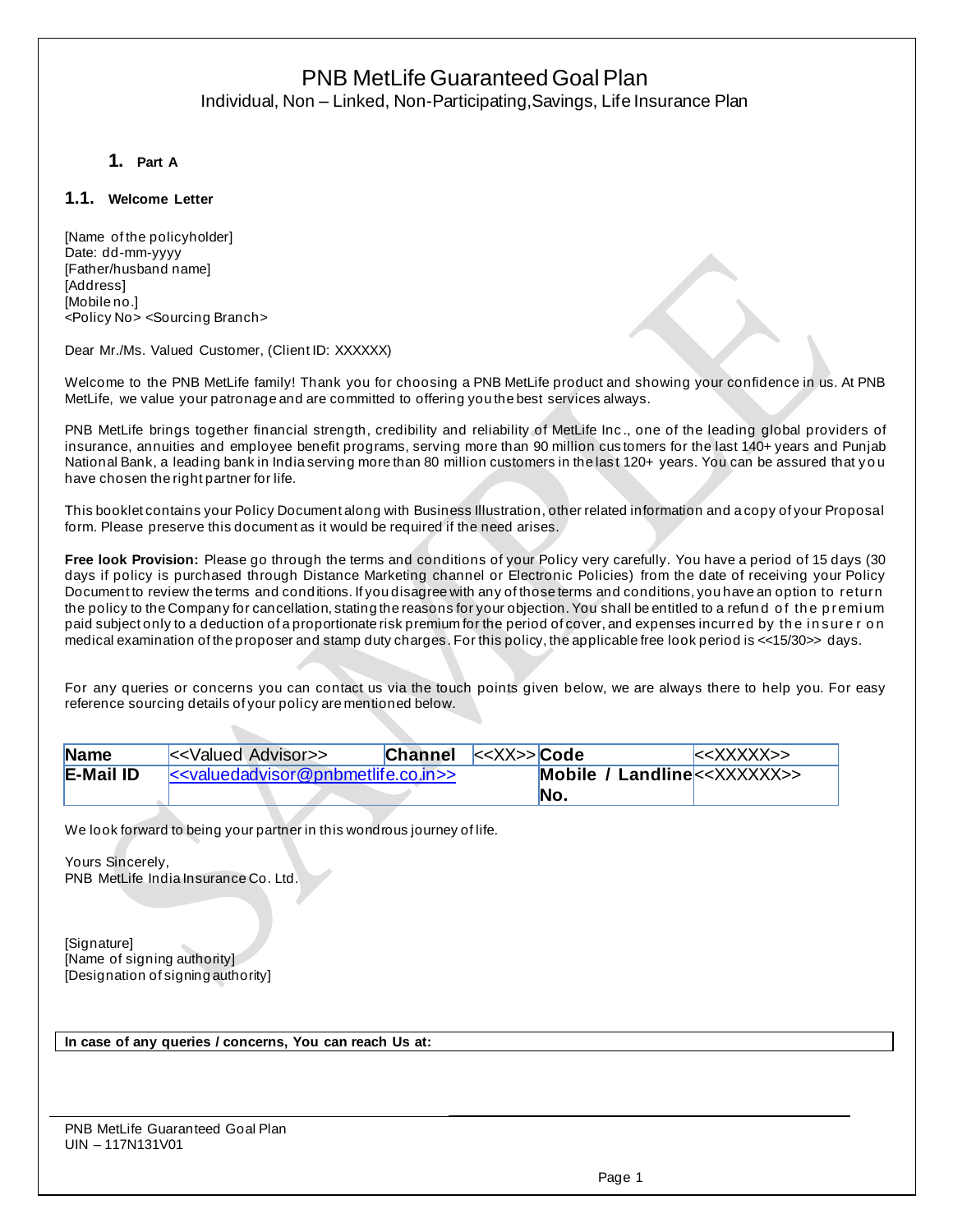# PNB MetLife Guaranteed Goal Plan

Individual, Non – Linked, Non-Participating,Savings, Life Insurance Plan

## 1. Part A

### 1.1. Welcome Letter

[Name of the policyholder]
Date: dd-mm-yyyy
[Father/husband name]
[Address]
[Mobile no.]
<Policy No> <Sourcing Branch>

Dear Mr./Ms. Valued Customer, (Client ID: XXXXXX)

Welcome to the PNB MetLife family! Thank you for choosing a PNB MetLife product and showing your confidence in us. At PNB MetLife, we value your patronage and are committed to offering you the best services always.

PNB MetLife brings together financial strength, credibility and reliability of MetLife Inc., one of the leading global providers of insurance, annuities and employee benefit programs, serving more than 90 million customers for the last 140+ years and Punjab National Bank, a leading bank in India serving more than 80 million customers in the last 120+ years. You can be assured that you have chosen the right partner for life.

This booklet contains your Policy Document along with Business Illustration, other related information and a copy of your Proposal form. Please preserve this document as it would be required if the need arises.

**Free look Provision:** Please go through the terms and conditions of your Policy very carefully. You have a period of 15 days (30 days if policy is purchased through Distance Marketing channel or Electronic Policies) from the date of receiving your Policy Document to review the terms and conditions. If you disagree with any of those terms and conditions, you have an option to return the policy to the Company for cancellation, stating the reasons for your objection. You shall be entitled to a refund of the premium paid subject only to a deduction of a proportionate risk premium for the period of cover, and expenses incurred by the insurer on medical examination of the proposer and stamp duty charges. For this policy, the applicable free look period is <<15/30>> days.

For any queries or concerns you can contact us via the touch points given below, we are always there to help you. For easy reference sourcing details of your policy are mentioned below.

| **Name** | <<Valued Advisor>> | **Channel** | <<XX>> | **Code** | <<XXXXX>> |
|---|---|---|---|---|---|
| **E-Mail ID** | <<valuedadvisor@pnbmetlife.co.in>> | | | **Mobile / Landline No.** | <<XXXXXX>> |

We look forward to being your partner in this wondrous journey of life.

Yours Sincerely,
PNB MetLife India Insurance Co. Ltd.

[Signature]
[Name of signing authority]
[Designation of signing authority]

**In case of any queries / concerns, You can reach Us at:**

PNB MetLife Guaranteed Goal Plan
UIN – 117N131V01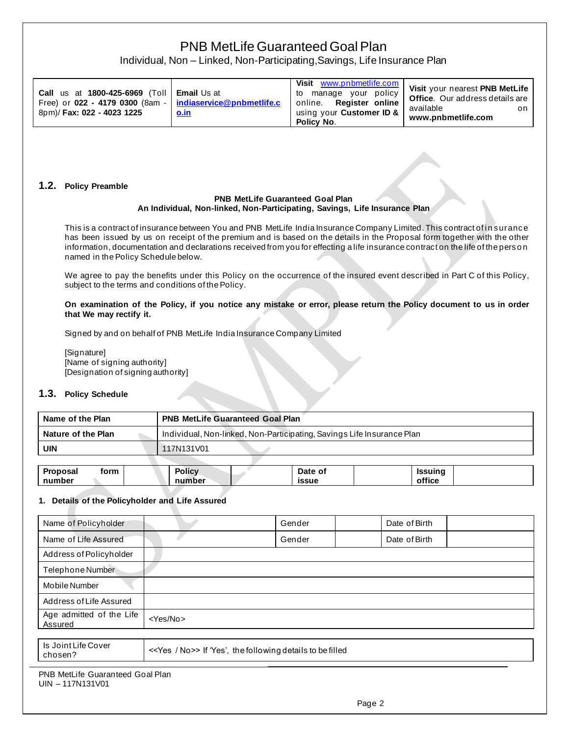# PNB MetLife Guaranteed Goal Plan

Individual, Non – Linked, Non-Participating, Savings, Life Insurance Plan

| **Call** us at **1800-425-6969** (Toll Free) or **022 - 4179 0300** (8am - 8pm)/ **Fax: 022 - 4023 1225** | **Email** Us at **indiaservice@pnbmetlife.co.in** | **Visit** www.pnbmetlife.com to manage your policy online. **Register online** using your **Customer ID & Policy No**. | **Visit** your nearest **PNB MetLife Office**. Our address details are available on **www.pnbmetlife.com** |
|---|---|---|---|

## 1.2. Policy Preamble

**PNB MetLife Guaranteed Goal Plan**
**An Individual, Non-linked, Non-Participating, Savings, Life Insurance Plan**

This is a contract of insurance between You and PNB MetLife India Insurance Company Limited. This contract of insurance has been issued by us on receipt of the premium and is based on the details in the Proposal form together with the other information, documentation and declarations received from you for effecting a life insurance contract on the life of the person named in the Policy Schedule below.

We agree to pay the benefits under this Policy on the occurrence of the insured event described in Part C of this Policy, subject to the terms and conditions of the Policy.

**On examination of the Policy, if you notice any mistake or error, please return the Policy document to us in order that We may rectify it.**

Signed by and on behalf of PNB MetLife India Insurance Company Limited

[Signature]
[Name of signing authority]
[Designation of signing authority]

## 1.3. Policy Schedule

| **Name of the Plan** | **PNB MetLife Guaranteed Goal Plan** |
|---|---|
| **Nature of the Plan** | Individual, Non-linked, Non-Participating, Savings Life Insurance Plan |
| **UIN** | 117N131V01 |

| **Proposal form number** | | **Policy number** | | **Date of issue** | | **Issuing office** | |
|---|---|---|---|---|---|---|---|

**1. Details of the Policyholder and Life Assured**

| Name of Policyholder | | Gender | | Date of Birth | |
|---|---|---|---|---|---|
| Name of Life Assured | | Gender | | Date of Birth | |
| Address of Policyholder | | | | | |
| Telephone Number | | | | | |
| Mobile Number | | | | | |
| Address of Life Assured | | | | | |
| Age admitted of the Life Assured | <Yes/No> | | | | |

| Is Joint Life Cover chosen? | <<Yes / No>> If 'Yes', the following details to be filled |
|---|---|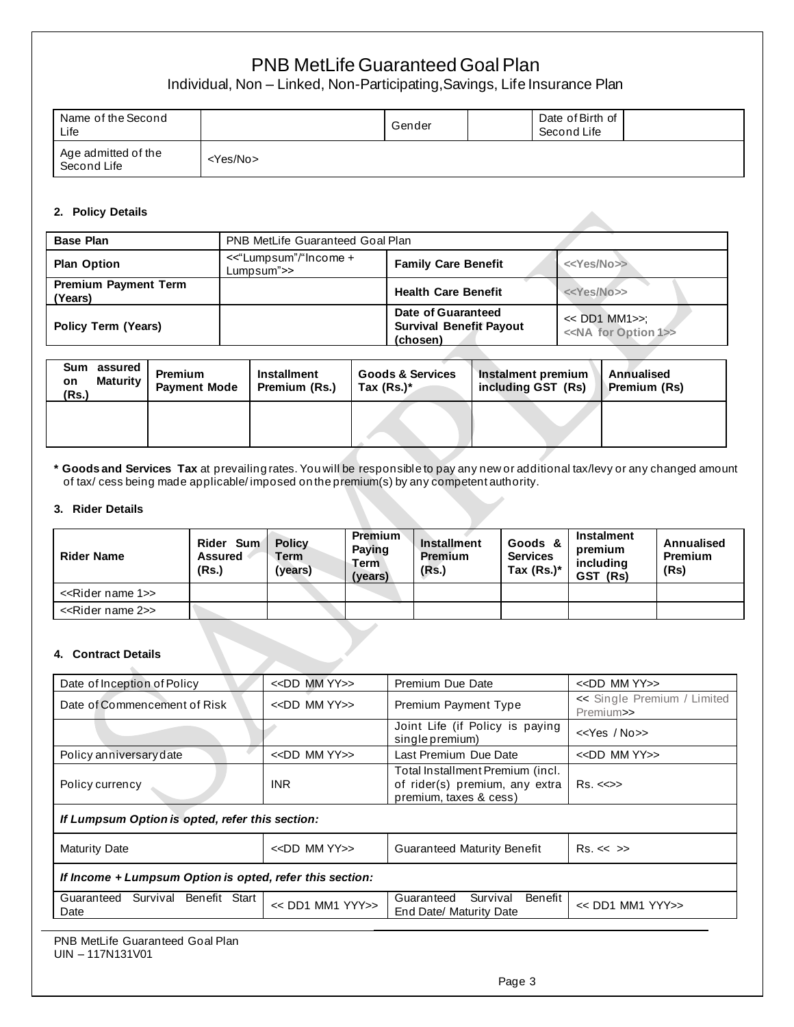# PNB MetLife Guaranteed Goal Plan

Individual, Non – Linked, Non-Participating,Savings, Life Insurance Plan

| Name of the Second Life | | Gender | | Date of Birth of Second Life | |
|---|---|---|---|---|---|
| Age admitted of the Second Life | <Yes/No> | | | | |

### 2. Policy Details

| Base Plan | PNB MetLife Guaranteed Goal Plan | | |
|---|---|---|---|
| Plan Option | <<"Lumpsum"/"Income + Lumpsum">> | Family Care Benefit | <<Yes/No>> |
| Premium Payment Term (Years) | | Health Care Benefit | <<Yes/No>> |
| Policy Term (Years) | | Date of Guaranteed Survival Benefit Payout (chosen) | << DD1 MM1>>; <<NA for Option 1>> |

| Sum assured on Maturity (Rs.) | Premium Payment Mode | Installment Premium (Rs.) | Goods & Services Tax (Rs.)* | Instalment premium including GST (Rs) | Annualised Premium (Rs) |
|---|---|---|---|---|---|
| | | | | | |

**\* Goods and Services Tax** at prevailing rates. You will be responsible to pay any new or additional tax/levy or any changed amount of tax/ cess being made applicable/imposed on the premium(s) by any competent authority.

### 3. Rider Details

| Rider Name | Rider Sum Assured (Rs.) | Policy Term (years) | Premium Paying Term (years) | Installment Premium (Rs.) | Goods & Services Tax (Rs.)* | Instalment premium including GST (Rs) | Annualised Premium (Rs) |
|---|---|---|---|---|---|---|---|
| <<Rider name 1>> | | | | | | | |
| <<Rider name 2>> | | | | | | | |

### 4. Contract Details

| Date of Inception of Policy | <<DD MM YY>> | Premium Due Date | <<DD MM YY>> |
|---|---|---|---|
| Date of Commencement of Risk | <<DD MM YY>> | Premium Payment Type | << Single Premium / Limited Premium>> |
| | | Joint Life (if Policy is paying single premium) | <<Yes / No>> |
| Policy anniversary date | <<DD MM YY>> | Last Premium Due Date | <<DD MM YY>> |
| Policy currency | INR | Total Installment Premium (incl. of rider(s) premium, any extra premium, taxes & cess) | Rs. <<>> |
| ***If Lumpsum Option is opted, refer this section:*** | | | |
| Maturity Date | <<DD MM YY>> | Guaranteed Maturity Benefit | Rs. << >> |
| ***If Income + Lumpsum Option is opted, refer this section:*** | | | |
| Guaranteed Survival Benefit Start Date | << DD1 MM1 YYY>> | Guaranteed Survival Benefit End Date/ Maturity Date | << DD1 MM1 YYY>> |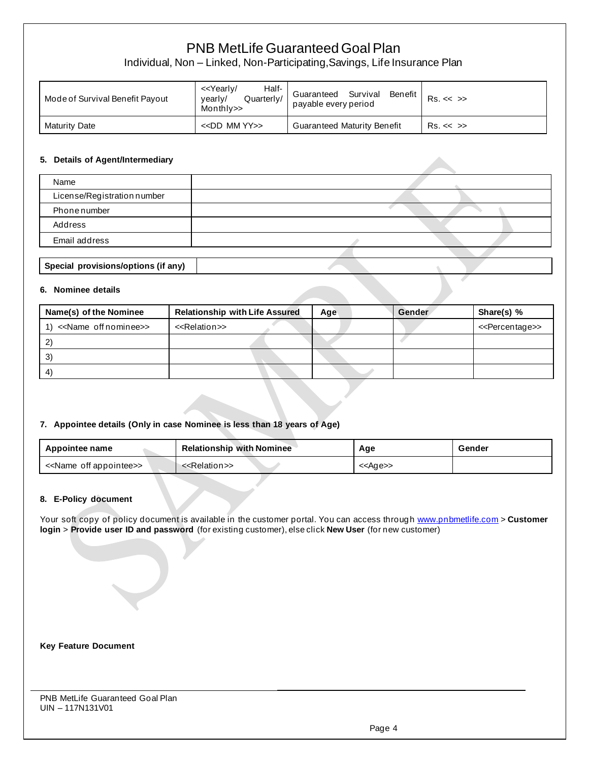# PNB MetLife Guaranteed Goal Plan

Individual, Non – Linked, Non-Participating,Savings, Life Insurance Plan

| Mode of Survival Benefit Payout | <<Yearly/ Half-yearly/ Quarterly/ Monthly>> | Guaranteed Survival Benefit payable every period | Rs. << >> |
|---|---|---|---|
| Maturity Date | <<DD MM YY>> | Guaranteed Maturity Benefit | Rs. << >> |

**5. Details of Agent/Intermediary**

| Name | |
|---|---|
| License/Registration number | |
| Phone number | |
| Address | |
| Email address | |

| **Special provisions/options (if any)** | |
|---|---|

**6. Nominee details**

| Name(s) of the Nominee | Relationship with Life Assured | Age | Gender | Share(s) % |
|---|---|---|---|---|
| 1) <<Name off nominee>> | <<Relation>> | | | <<Percentage>> |
| 2) | | | | |
| 3) | | | | |
| 4) | | | | |

**7. Appointee details (Only in case Nominee is less than 18 years of Age)**

| Appointee name | Relationship with Nominee | Age | Gender |
|---|---|---|---|
| <<Name off appointee>> | <<Relation>> | <<Age>> | |

**8. E-Policy document**

Your soft copy of policy document is available in the customer portal. You can access through www.pnbmetlife.com > **Customer login** > **Provide user ID and password** (for existing customer), else click **New User** (for new customer)

**Key Feature Document**

PNB MetLife Guaranteed Goal Plan
UIN – 117N131V01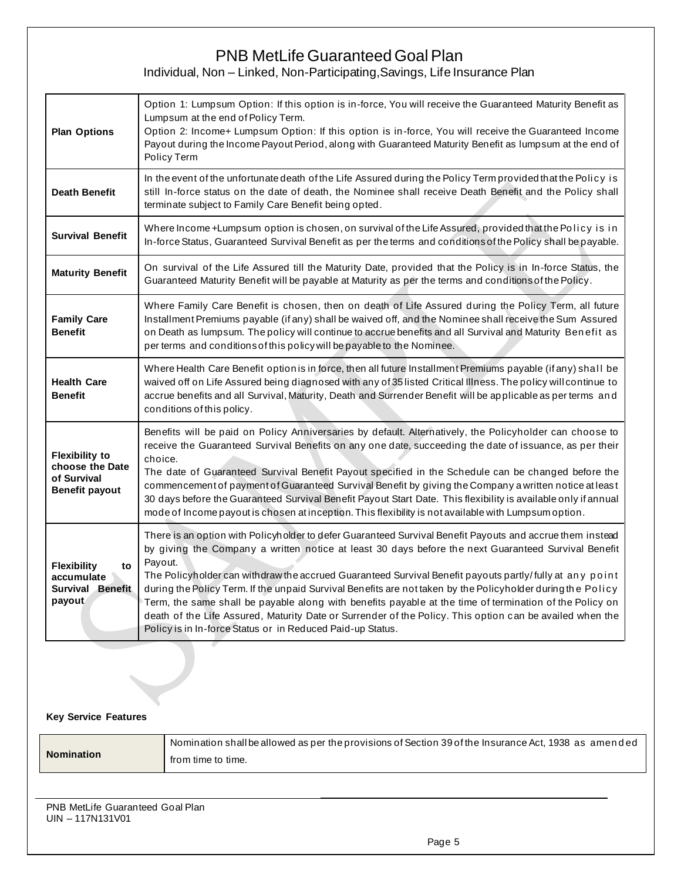# PNB MetLife Guaranteed Goal Plan

Individual, Non – Linked, Non-Participating,Savings, Life Insurance Plan

| | |
|---|---|
| **Plan Options** | Option 1: Lumpsum Option: If this option is in-force, You will receive the Guaranteed Maturity Benefit as Lumpsum at the end of Policy Term.<br>Option 2: Income+ Lumpsum Option: If this option is in-force, You will receive the Guaranteed Income Payout during the Income Payout Period, along with Guaranteed Maturity Benefit as lumpsum at the end of Policy Term |
| **Death Benefit** | In the event of the unfortunate death of the Life Assured during the Policy Term provided that the Policy is still In-force status on the date of death, the Nominee shall receive Death Benefit and the Policy shall terminate subject to Family Care Benefit being opted. |
| **Survival Benefit** | Where Income +Lumpsum option is chosen, on survival of the Life Assured, provided that the Policy is in In-force Status, Guaranteed Survival Benefit as per the terms and conditions of the Policy shall be payable. |
| **Maturity Benefit** | On survival of the Life Assured till the Maturity Date, provided that the Policy is in In-force Status, the Guaranteed Maturity Benefit will be payable at Maturity as per the terms and conditions of the Policy. |
| **Family Care Benefit** | Where Family Care Benefit is chosen, then on death of Life Assured during the Policy Term, all future Installment Premiums payable (if any) shall be waived off, and the Nominee shall receive the Sum Assured on Death as lumpsum. The policy will continue to accrue benefits and all Survival and Maturity Benefit as per terms and conditions of this policy will be payable to the Nominee. |
| **Health Care Benefit** | Where Health Care Benefit option is in force, then all future Installment Premiums payable (if any) shall be waived off on Life Assured being diagnosed with any of 35 listed Critical Illness. The policy will continue to accrue benefits and all Survival, Maturity, Death and Surrender Benefit will be applicable as per terms and conditions of this policy. |
| **Flexibility to choose the Date of Survival Benefit payout** | Benefits will be paid on Policy Anniversaries by default. Alternatively, the Policyholder can choose to receive the Guaranteed Survival Benefits on any one date, succeeding the date of issuance, as per their choice.<br>The date of Guaranteed Survival Benefit Payout specified in the Schedule can be changed before the commencement of payment of Guaranteed Survival Benefit by giving the Company a written notice at least 30 days before the Guaranteed Survival Benefit Payout Start Date. This flexibility is available only if annual mode of Income payout is chosen at inception. This flexibility is not available with Lumpsum option. |
| **Flexibility to accumulate Survival Benefit payout** | There is an option with Policyholder to defer Guaranteed Survival Benefit Payouts and accrue them instead by giving the Company a written notice at least 30 days before the next Guaranteed Survival Benefit Payout.<br>The Policyholder can withdraw the accrued Guaranteed Survival Benefit payouts partly/fully at any point during the Policy Term. If the unpaid Survival Benefits are not taken by the Policyholder during the Policy Term, the same shall be payable along with benefits payable at the time of termination of the Policy on death of the Life Assured, Maturity Date or Surrender of the Policy. This option can be availed when the Policy is in In-force Status or in Reduced Paid-up Status. |

**Key Service Features**

| | |
|---|---|
| **Nomination** | Nomination shall be allowed as per the provisions of Section 39 of the Insurance Act, 1938 as amended from time to time. |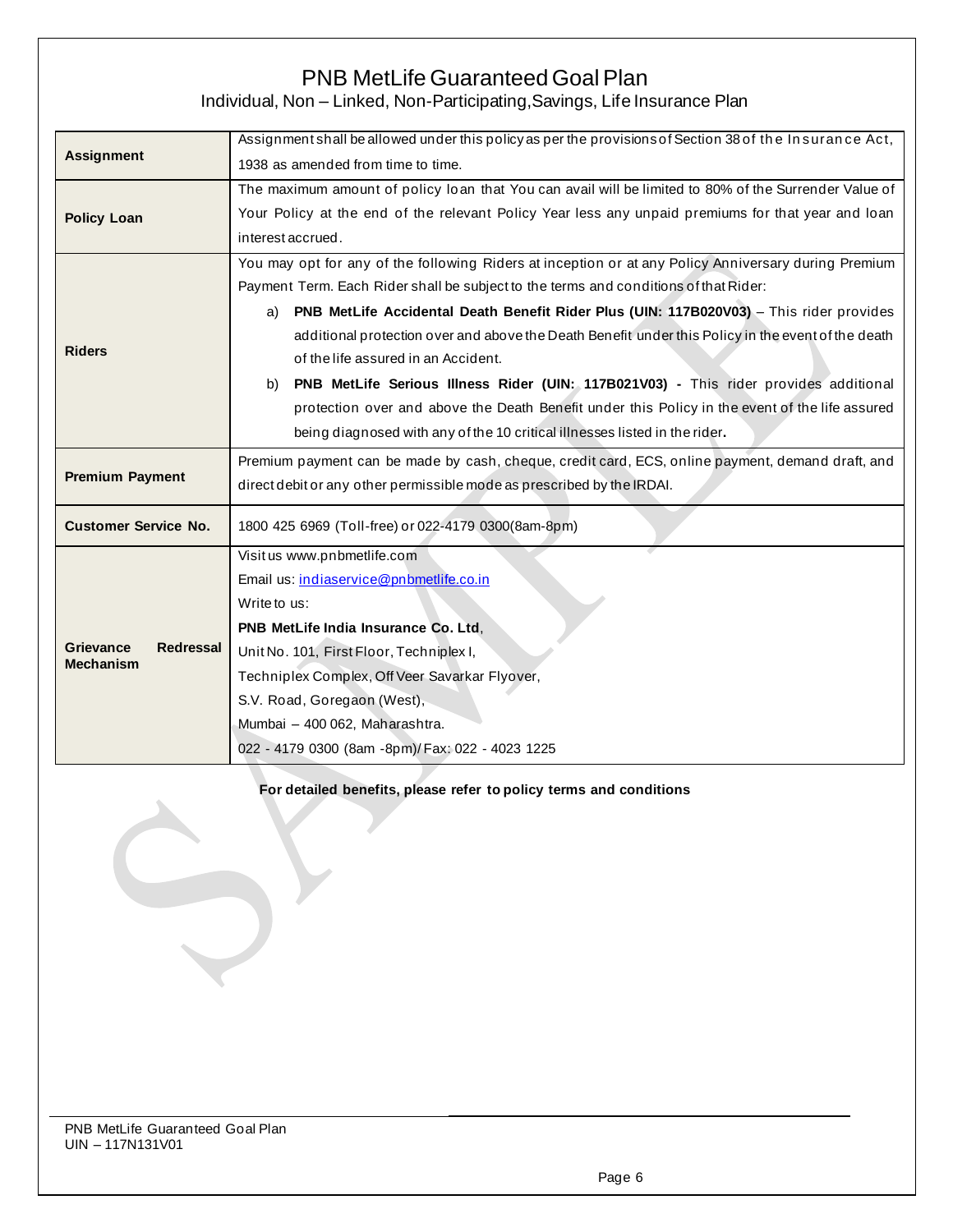# PNB MetLife Guaranteed Goal Plan

Individual, Non – Linked, Non-Participating,Savings, Life Insurance Plan

| | |
|---|---|
| **Assignment** | Assignment shall be allowed under this policy as per the provisions of Section 38 of the Insurance Act, 1938 as amended from time to time. |
| **Policy Loan** | The maximum amount of policy loan that You can avail will be limited to 80% of the Surrender Value of Your Policy at the end of the relevant Policy Year less any unpaid premiums for that year and loan interest accrued. |
| **Riders** | You may opt for any of the following Riders at inception or at any Policy Anniversary during Premium Payment Term. Each Rider shall be subject to the terms and conditions of that Rider:<br>a) **PNB MetLife Accidental Death Benefit Rider Plus (UIN: 117B020V03)** – This rider provides additional protection over and above the Death Benefit under this Policy in the event of the death of the life assured in an Accident.<br>b) **PNB MetLife Serious Illness Rider (UIN: 117B021V03) -** This rider provides additional protection over and above the Death Benefit under this Policy in the event of the life assured being diagnosed with any of the 10 critical illnesses listed in the rider**.** |
| **Premium Payment** | Premium payment can be made by cash, cheque, credit card, ECS, online payment, demand draft, and direct debit or any other permissible mode as prescribed by the IRDAI. |
| **Customer Service No.** | 1800 425 6969 (Toll-free) or 022-4179 0300(8am-8pm) |
| **Grievance Redressal Mechanism** | Visit us www.pnbmetlife.com<br>Email us: indiaservice@pnbmetlife.co.in<br>Write to us:<br>**PNB MetLife India Insurance Co. Ltd**,<br>Unit No. 101, First Floor, Techniplex I,<br>Techniplex Complex, Off Veer Savarkar Flyover,<br>S.V. Road, Goregaon (West),<br>Mumbai – 400 062, Maharashtra.<br>022 - 4179 0300 (8am -8pm)/ Fax: 022 - 4023 1225 |

**For detailed benefits, please refer to policy terms and conditions**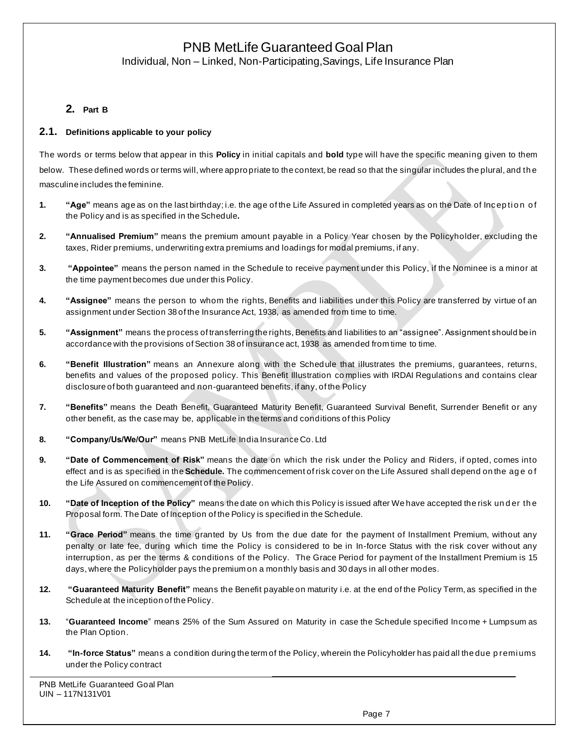## 2. Part B

### 2.1. Definitions applicable to your policy

The words or terms below that appear in this **Policy** in initial capitals and **bold** type will have the specific meaning given to them below. These defined words or terms will, where appropriate to the context, be read so that the singular includes the plural, and the masculine includes the feminine.

1. **"Age"** means age as on the last birthday; i.e. the age of the Life Assured in completed years as on the Date of Inception of the Policy and is as specified in the Schedule**.**
2. **"Annualised Premium"** means the premium amount payable in a Policy Year chosen by the Policyholder, excluding the taxes, Rider premiums, underwriting extra premiums and loadings for modal premiums, if any.
3. **"Appointee"** means the person named in the Schedule to receive payment under this Policy, if the Nominee is a minor at the time payment becomes due under this Policy.
4. **"Assignee"** means the person to whom the rights, Benefits and liabilities under this Policy are transferred by virtue of an assignment under Section 38 of the Insurance Act, 1938, as amended from time to time.
5. **"Assignment"** means the process of transferring the rights, Benefits and liabilities to an "assignee". Assignment should be in accordance with the provisions of Section 38 of insurance act, 1938 as amended from time to time.
6. **"Benefit Illustration"** means an Annexure along with the Schedule that illustrates the premiums, guarantees, returns, benefits and values of the proposed policy. This Benefit Illustration complies with IRDAI Regulations and contains clear disclosure of both guaranteed and non-guaranteed benefits, if any, of the Policy
7. **"Benefits"** means the Death Benefit, Guaranteed Maturity Benefit, Guaranteed Survival Benefit, Surrender Benefit or any other benefit, as the case may be, applicable in the terms and conditions of this Policy
8. **"Company/Us/We/Our"** means PNB MetLife India Insurance Co. Ltd
9. **"Date of Commencement of Risk"** means the date on which the risk under the Policy and Riders, if opted, comes into effect and is as specified in the **Schedule.** The commencement of risk cover on the Life Assured shall depend on the age of the Life Assured on commencement of the Policy.
10. **"Date of Inception of the Policy"** means the date on which this Policy is issued after We have accepted the risk under the Proposal form. The Date of Inception of the Policy is specified in the Schedule.
11. **"Grace Period"** means the time granted by Us from the due date for the payment of Installment Premium, without any penalty or late fee, during which time the Policy is considered to be in In-force Status with the risk cover without any interruption, as per the terms & conditions of the Policy. The Grace Period for payment of the Installment Premium is 15 days, where the Policyholder pays the premium on a monthly basis and 30 days in all other modes.
12. **"Guaranteed Maturity Benefit"** means the Benefit payable on maturity i.e. at the end of the Policy Term, as specified in the Schedule at the inception of the Policy.
13. "**Guaranteed Income**" means 25% of the Sum Assured on Maturity in case the Schedule specified Income + Lumpsum as the Plan Option.
14. **"In-force Status"** means a condition during the term of the Policy, wherein the Policyholder has paid all the due premiums under the Policy contract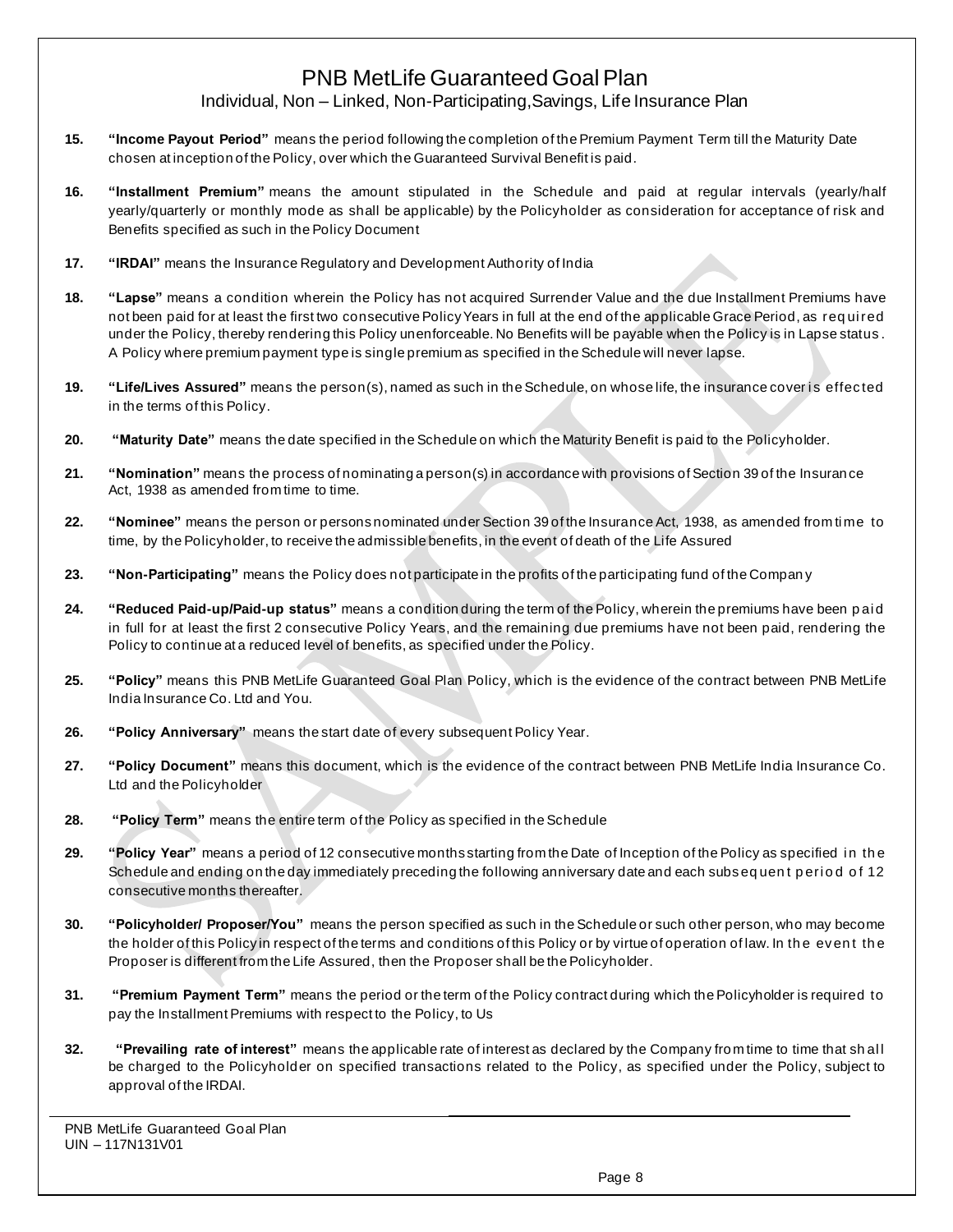15. **"Income Payout Period"** means the period following the completion of the Premium Payment Term till the Maturity Date chosen at inception of the Policy, over which the Guaranteed Survival Benefit is paid.

16. **"Installment Premium"** means the amount stipulated in the Schedule and paid at regular intervals (yearly/half yearly/quarterly or monthly mode as shall be applicable) by the Policyholder as consideration for acceptance of risk and Benefits specified as such in the Policy Document

17. **"IRDAI"** means the Insurance Regulatory and Development Authority of India

18. **"Lapse"** means a condition wherein the Policy has not acquired Surrender Value and the due Installment Premiums have not been paid for at least the first two consecutive Policy Years in full at the end of the applicable Grace Period, as required under the Policy, thereby rendering this Policy unenforceable. No Benefits will be payable when the Policy is in Lapse status. A Policy where premium payment type is single premium as specified in the Schedule will never lapse.

19. **"Life/Lives Assured"** means the person(s), named as such in the Schedule, on whose life, the insurance cover is effected in the terms of this Policy.

20. **"Maturity Date"** means the date specified in the Schedule on which the Maturity Benefit is paid to the Policyholder.

21. **"Nomination"** means the process of nominating a person(s) in accordance with provisions of Section 39 of the Insurance Act, 1938 as amended from time to time.

22. **"Nominee"** means the person or persons nominated under Section 39 of the Insurance Act, 1938, as amended from time to time, by the Policyholder, to receive the admissible benefits, in the event of death of the Life Assured

23. **"Non-Participating"** means the Policy does not participate in the profits of the participating fund of the Company

24. **"Reduced Paid-up/Paid-up status"** means a condition during the term of the Policy, wherein the premiums have been paid in full for at least the first 2 consecutive Policy Years, and the remaining due premiums have not been paid, rendering the Policy to continue at a reduced level of benefits, as specified under the Policy.

25. **"Policy"** means this PNB MetLife Guaranteed Goal Plan Policy, which is the evidence of the contract between PNB MetLife India Insurance Co. Ltd and You.

26. **"Policy Anniversary"** means the start date of every subsequent Policy Year.

27. **"Policy Document"** means this document, which is the evidence of the contract between PNB MetLife India Insurance Co. Ltd and the Policyholder

28. **"Policy Term"** means the entire term of the Policy as specified in the Schedule

29. **"Policy Year"** means a period of 12 consecutive months starting from the Date of Inception of the Policy as specified in the Schedule and ending on the day immediately preceding the following anniversary date and each subsequent period of 12 consecutive months thereafter.

30. **"Policyholder/ Proposer/You"** means the person specified as such in the Schedule or such other person, who may become the holder of this Policy in respect of the terms and conditions of this Policy or by virtue of operation of law. In the event the Proposer is different from the Life Assured, then the Proposer shall be the Policyholder.

31. **"Premium Payment Term"** means the period or the term of the Policy contract during which the Policyholder is required to pay the Installment Premiums with respect to the Policy, to Us

32. **"Prevailing rate of interest"** means the applicable rate of interest as declared by the Company from time to time that shall be charged to the Policyholder on specified transactions related to the Policy, as specified under the Policy, subject to approval of the IRDAI.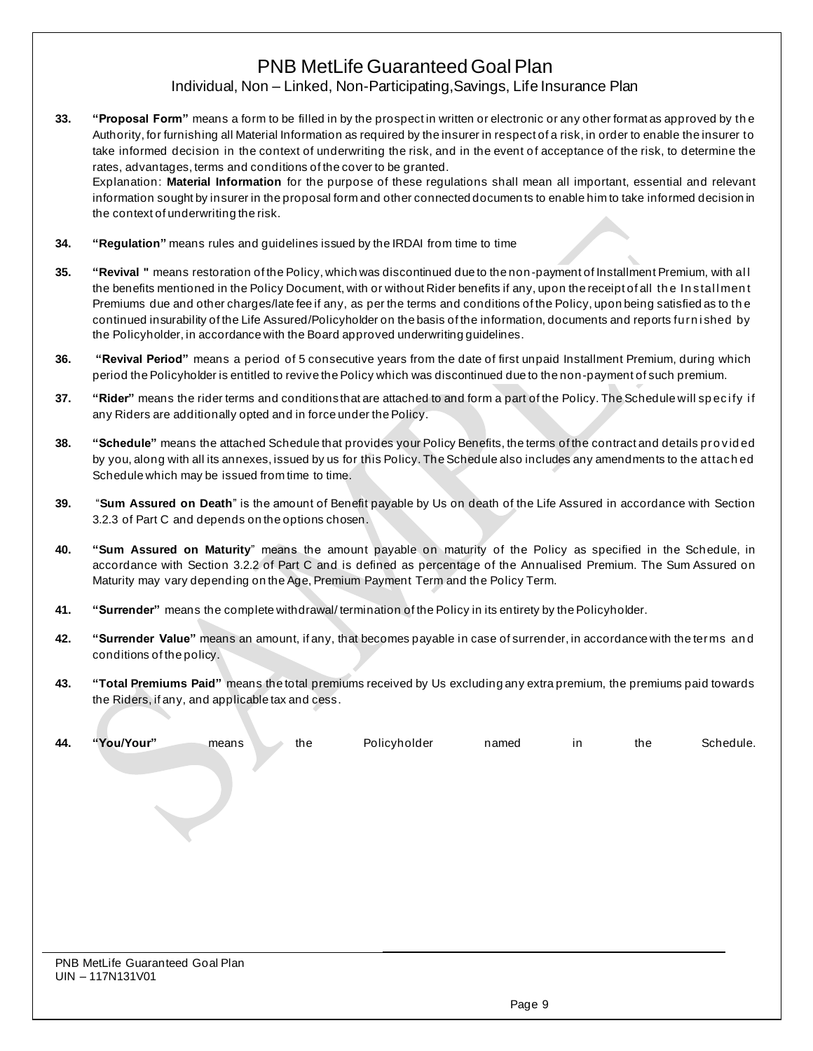33. **"Proposal Form"** means a form to be filled in by the prospect in written or electronic or any other format as approved by the Authority, for furnishing all Material Information as required by the insurer in respect of a risk, in order to enable the insurer to take informed decision in the context of underwriting the risk, and in the event of acceptance of the risk, to determine the rates, advantages, terms and conditions of the cover to be granted.
Explanation: **Material Information** for the purpose of these regulations shall mean all important, essential and relevant information sought by insurer in the proposal form and other connected documents to enable him to take informed decision in the context of underwriting the risk.

34. **"Regulation"** means rules and guidelines issued by the IRDAI from time to time

35. **"Revival "** means restoration of the Policy, which was discontinued due to the non-payment of Installment Premium, with all the benefits mentioned in the Policy Document, with or without Rider benefits if any, upon the receipt of all the Installment Premiums due and other charges/late fee if any, as per the terms and conditions of the Policy, upon being satisfied as to the continued insurability of the Life Assured/Policyholder on the basis of the information, documents and reports furnished by the Policyholder, in accordance with the Board approved underwriting guidelines.

36. **"Revival Period"** means a period of 5 consecutive years from the date of first unpaid Installment Premium, during which period the Policyholder is entitled to revive the Policy which was discontinued due to the non-payment of such premium.

37. **"Rider"** means the rider terms and conditions that are attached to and form a part of the Policy. The Schedule will specify if any Riders are additionally opted and in force under the Policy.

38. **"Schedule"** means the attached Schedule that provides your Policy Benefits, the terms of the contract and details provided by you, along with all its annexes, issued by us for this Policy. The Schedule also includes any amendments to the attached Schedule which may be issued from time to time.

39. "**Sum Assured on Death**" is the amount of Benefit payable by Us on death of the Life Assured in accordance with Section 3.2.3 of Part C and depends on the options chosen.

40. **"Sum Assured on Maturity**" means the amount payable on maturity of the Policy as specified in the Schedule, in accordance with Section 3.2.2 of Part C and is defined as percentage of the Annualised Premium. The Sum Assured on Maturity may vary depending on the Age, Premium Payment Term and the Policy Term.

41. **"Surrender"** means the complete withdrawal/ termination of the Policy in its entirety by the Policyholder.

42. **"Surrender Value"** means an amount, if any, that becomes payable in case of surrender, in accordance with the terms and conditions of the policy.

43. **"Total Premiums Paid"** means the total premiums received by Us excluding any extra premium, the premiums paid towards the Riders, if any, and applicable tax and cess.

44. **"You/Your"** means the Policyholder named in the Schedule.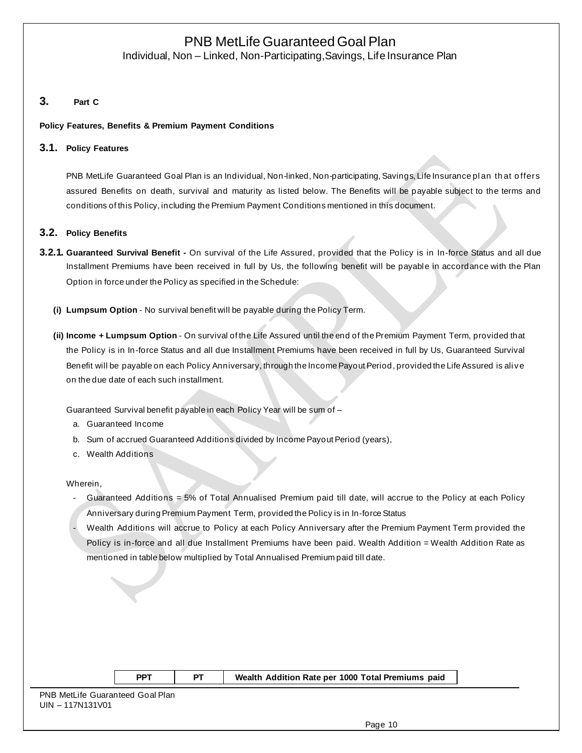## 3. Part C

**Policy Features, Benefits & Premium Payment Conditions**

### 3.1. Policy Features

PNB MetLife Guaranteed Goal Plan is an Individual, Non-linked, Non-participating, Savings, Life Insurance plan that offers assured Benefits on death, survival and maturity as listed below. The Benefits will be payable subject to the terms and conditions of this Policy, including the Premium Payment Conditions mentioned in this document.

### 3.2. Policy Benefits

**3.2.1. Guaranteed Survival Benefit -** On survival of the Life Assured, provided that the Policy is in In-force Status and all due Installment Premiums have been received in full by Us, the following benefit will be payable in accordance with the Plan Option in force under the Policy as specified in the Schedule:

**(i) Lumpsum Option** - No survival benefit will be payable during the Policy Term.

**(ii) Income + Lumpsum Option** - On survival of the Life Assured until the end of the Premium Payment Term, provided that the Policy is in In-force Status and all due Installment Premiums have been received in full by Us, Guaranteed Survival Benefit will be payable on each Policy Anniversary, through the Income Payout Period, provided the Life Assured is alive on the due date of each such installment.

Guaranteed Survival benefit payable in each Policy Year will be sum of –

a. Guaranteed Income
b. Sum of accrued Guaranteed Additions divided by Income Payout Period (years),
c. Wealth Additions

Wherein,

- Guaranteed Additions = 5% of Total Annualised Premium paid till date, will accrue to the Policy at each Policy Anniversary during Premium Payment Term, provided the Policy is in In-force Status
- Wealth Additions will accrue to Policy at each Policy Anniversary after the Premium Payment Term provided the Policy is in-force and all due Installment Premiums have been paid. Wealth Addition = Wealth Addition Rate as mentioned in table below multiplied by Total Annualised Premium paid till date.

| PPT | PT | Wealth Addition Rate per 1000 Total Premiums paid |
|---|---|---|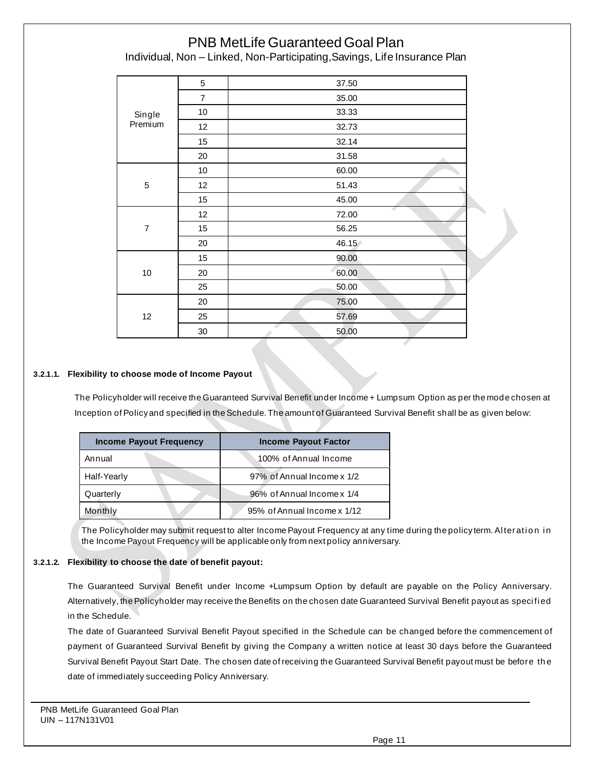| | | |
|---|---|---|
| Single Premium | 5 | 37.50 |
| | 7 | 35.00 |
| | 10 | 33.33 |
| | 12 | 32.73 |
| | 15 | 32.14 |
| | 20 | 31.58 |
| 5 | 10 | 60.00 |
| | 12 | 51.43 |
| | 15 | 45.00 |
| 7 | 12 | 72.00 |
| | 15 | 56.25 |
| | 20 | 46.15 |
| 10 | 15 | 90.00 |
| | 20 | 60.00 |
| | 25 | 50.00 |
| 12 | 20 | 75.00 |
| | 25 | 57.69 |
| | 30 | 50.00 |

#### 3.2.1.1. Flexibility to choose mode of Income Payout

The Policyholder will receive the Guaranteed Survival Benefit under Income + Lumpsum Option as per the mode chosen at Inception of Policy and specified in the Schedule. The amount of Guaranteed Survival Benefit shall be as given below:

| Income Payout Frequency | Income Payout Factor |
|---|---|
| Annual | 100% of Annual Income |
| Half-Yearly | 97% of Annual Income x 1/2 |
| Quarterly | 96% of Annual Income x 1/4 |
| Monthly | 95% of Annual Income x 1/12 |

The Policyholder may submit request to alter Income Payout Frequency at any time during the policy term. Alteration in the Income Payout Frequency will be applicable only from next policy anniversary.

#### 3.2.1.2. Flexibility to choose the date of benefit payout:

The Guaranteed Survival Benefit under Income +Lumpsum Option by default are payable on the Policy Anniversary. Alternatively, the Policyholder may receive the Benefits on the chosen date Guaranteed Survival Benefit payout as specified in the Schedule.

The date of Guaranteed Survival Benefit Payout specified in the Schedule can be changed before the commencement of payment of Guaranteed Survival Benefit by giving the Company a written notice at least 30 days before the Guaranteed Survival Benefit Payout Start Date. The chosen date of receiving the Guaranteed Survival Benefit payout must be before the date of immediately succeeding Policy Anniversary.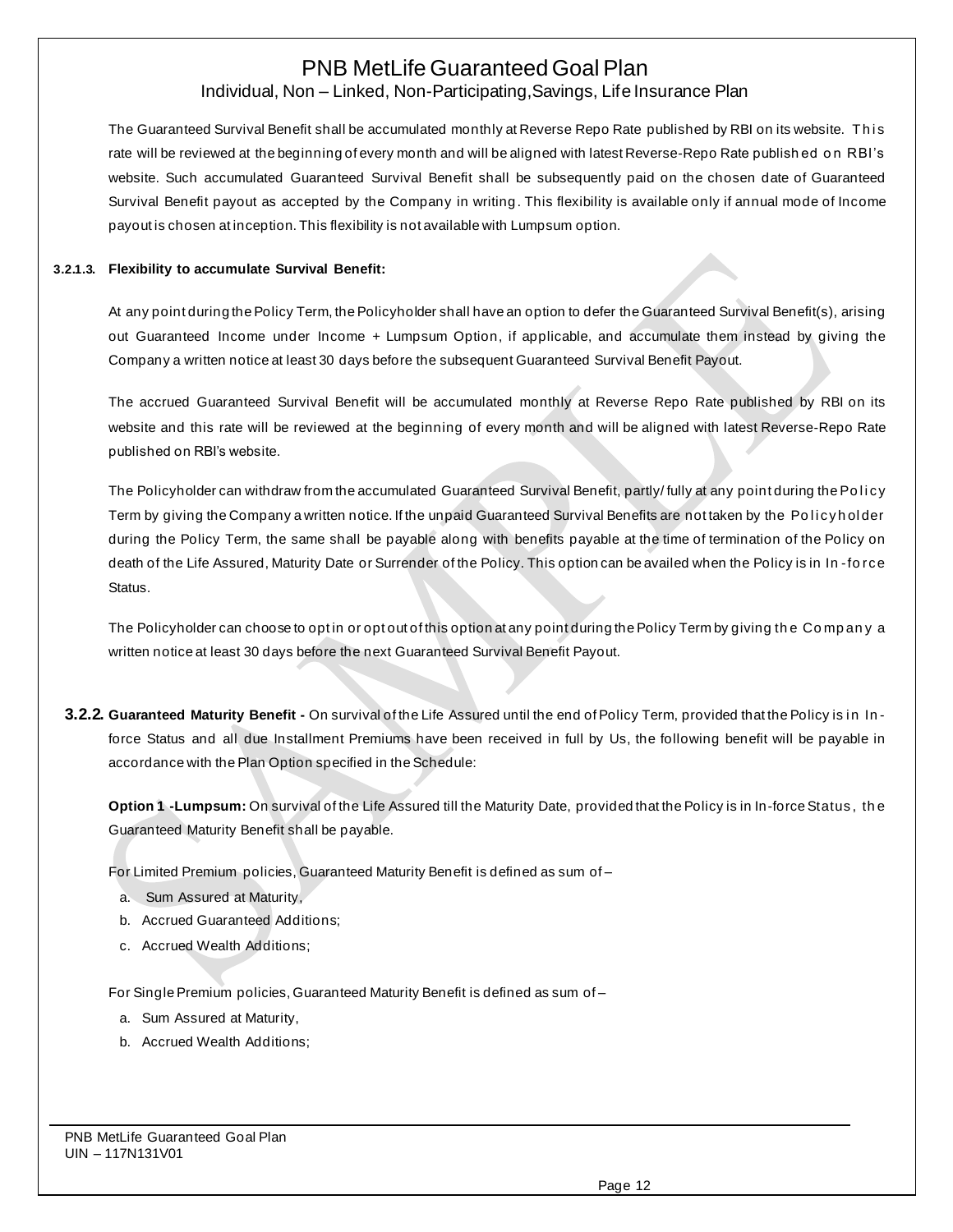The Guaranteed Survival Benefit shall be accumulated monthly at Reverse Repo Rate published by RBI on its website. This rate will be reviewed at the beginning of every month and will be aligned with latest Reverse-Repo Rate published on RBI's website. Such accumulated Guaranteed Survival Benefit shall be subsequently paid on the chosen date of Guaranteed Survival Benefit payout as accepted by the Company in writing. This flexibility is available only if annual mode of Income payout is chosen at inception. This flexibility is not available with Lumpsum option.

#### 3.2.1.3. Flexibility to accumulate Survival Benefit:

At any point during the Policy Term, the Policyholder shall have an option to defer the Guaranteed Survival Benefit(s), arising out Guaranteed Income under Income + Lumpsum Option, if applicable, and accumulate them instead by giving the Company a written notice at least 30 days before the subsequent Guaranteed Survival Benefit Payout.

The accrued Guaranteed Survival Benefit will be accumulated monthly at Reverse Repo Rate published by RBI on its website and this rate will be reviewed at the beginning of every month and will be aligned with latest Reverse-Repo Rate published on RBI's website.

The Policyholder can withdraw from the accumulated Guaranteed Survival Benefit, partly/ fully at any point during the Policy Term by giving the Company a written notice. If the unpaid Guaranteed Survival Benefits are not taken by the Policyholder during the Policy Term, the same shall be payable along with benefits payable at the time of termination of the Policy on death of the Life Assured, Maturity Date or Surrender of the Policy. This option can be availed when the Policy is in In-force Status.

The Policyholder can choose to opt in or opt out of this option at any point during the Policy Term by giving the Company a written notice at least 30 days before the next Guaranteed Survival Benefit Payout.

**3.2.2. Guaranteed Maturity Benefit -** On survival of the Life Assured until the end of Policy Term, provided that the Policy is in In-force Status and all due Installment Premiums have been received in full by Us, the following benefit will be payable in accordance with the Plan Option specified in the Schedule:

**Option 1 -Lumpsum:** On survival of the Life Assured till the Maturity Date, provided that the Policy is in In-force Status, the Guaranteed Maturity Benefit shall be payable.

For Limited Premium policies, Guaranteed Maturity Benefit is defined as sum of –

a. Sum Assured at Maturity,
b. Accrued Guaranteed Additions;
c. Accrued Wealth Additions;

For Single Premium policies, Guaranteed Maturity Benefit is defined as sum of –

a. Sum Assured at Maturity,
b. Accrued Wealth Additions;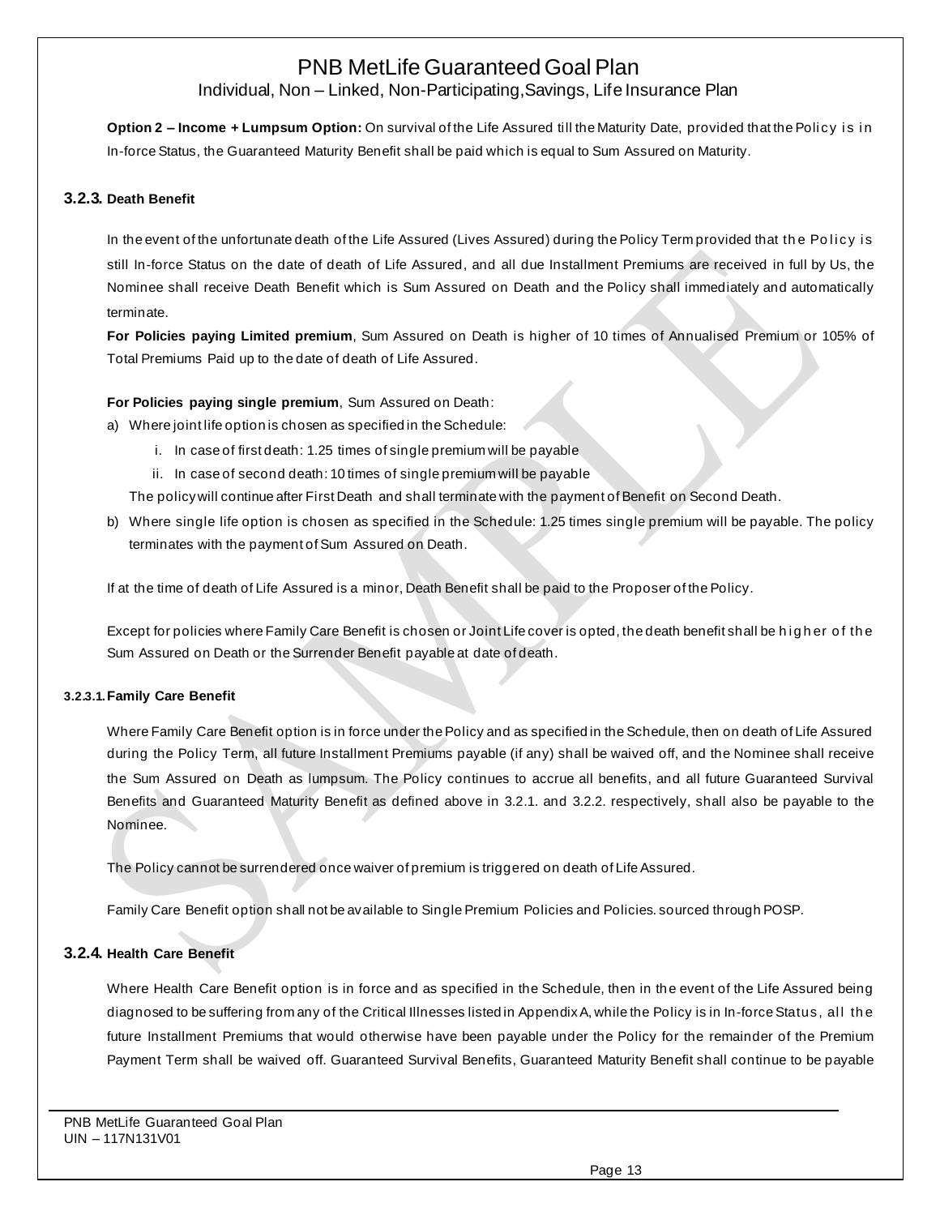**Option 2 – Income + Lumpsum Option:** On survival of the Life Assured till the Maturity Date, provided that the Policy is in In-force Status, the Guaranteed Maturity Benefit shall be paid which is equal to Sum Assured on Maturity.

### 3.2.3. Death Benefit

In the event of the unfortunate death of the Life Assured (Lives Assured) during the Policy Term provided that the Policy is still In-force Status on the date of death of Life Assured, and all due Installment Premiums are received in full by Us, the Nominee shall receive Death Benefit which is Sum Assured on Death and the Policy shall immediately and automatically terminate.

**For Policies paying Limited premium**, Sum Assured on Death is higher of 10 times of Annualised Premium or 105% of Total Premiums Paid up to the date of death of Life Assured.

**For Policies paying single premium**, Sum Assured on Death:

a) Where joint life option is chosen as specified in the Schedule:
   i. In case of first death: 1.25 times of single premium will be payable
   ii. In case of second death: 10 times of single premium will be payable

   The policy will continue after First Death and shall terminate with the payment of Benefit on Second Death.

b) Where single life option is chosen as specified in the Schedule: 1.25 times single premium will be payable. The policy terminates with the payment of Sum Assured on Death.

If at the time of death of Life Assured is a minor, Death Benefit shall be paid to the Proposer of the Policy.

Except for policies where Family Care Benefit is chosen or Joint Life cover is opted, the death benefit shall be higher of the Sum Assured on Death or the Surrender Benefit payable at date of death.

#### 3.2.3.1. Family Care Benefit

Where Family Care Benefit option is in force under the Policy and as specified in the Schedule, then on death of Life Assured during the Policy Term, all future Installment Premiums payable (if any) shall be waived off, and the Nominee shall receive the Sum Assured on Death as lumpsum. The Policy continues to accrue all benefits, and all future Guaranteed Survival Benefits and Guaranteed Maturity Benefit as defined above in 3.2.1. and 3.2.2. respectively, shall also be payable to the Nominee.

The Policy cannot be surrendered once waiver of premium is triggered on death of Life Assured.

Family Care Benefit option shall not be available to Single Premium Policies and Policies. sourced through POSP.

### 3.2.4. Health Care Benefit

Where Health Care Benefit option is in force and as specified in the Schedule, then in the event of the Life Assured being diagnosed to be suffering from any of the Critical Illnesses listed in Appendix A, while the Policy is in In-force Status, all the future Installment Premiums that would otherwise have been payable under the Policy for the remainder of the Premium Payment Term shall be waived off. Guaranteed Survival Benefits, Guaranteed Maturity Benefit shall continue to be payable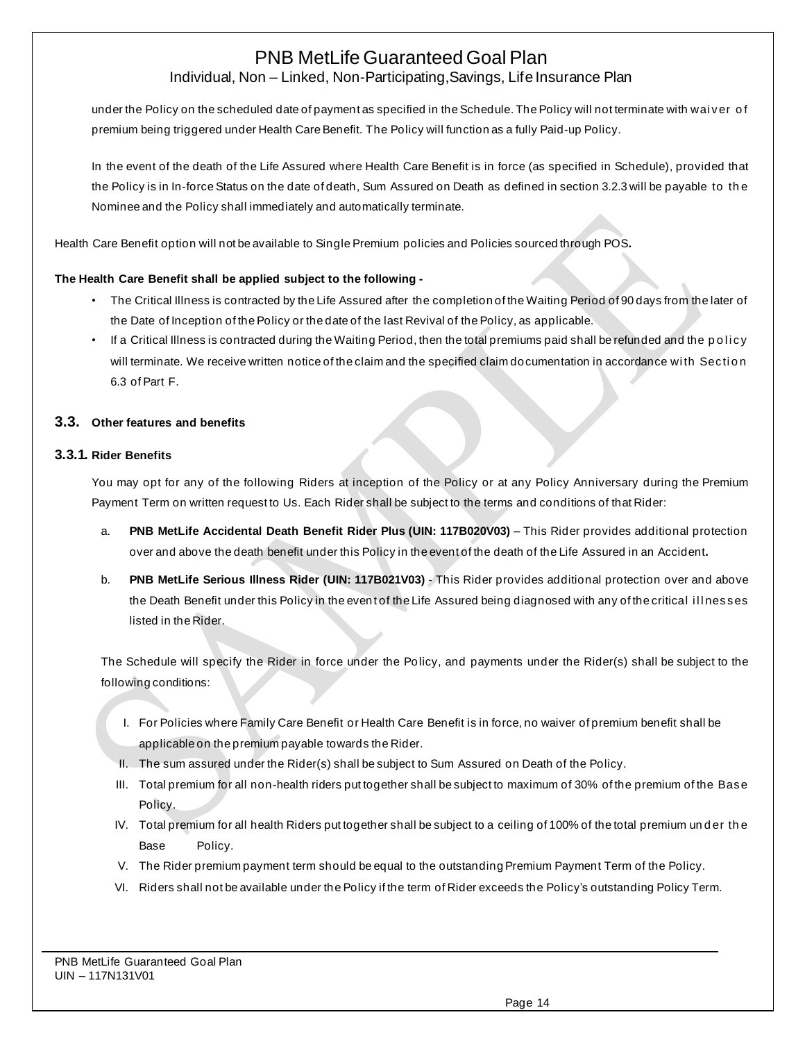under the Policy on the scheduled date of payment as specified in the Schedule. The Policy will not terminate with waiver of premium being triggered under Health Care Benefit. The Policy will function as a fully Paid-up Policy.

In the event of the death of the Life Assured where Health Care Benefit is in force (as specified in Schedule), provided that the Policy is in In-force Status on the date of death, Sum Assured on Death as defined in section 3.2.3 will be payable to the Nominee and the Policy shall immediately and automatically terminate.

Health Care Benefit option will not be available to Single Premium policies and Policies sourced through POS.

**The Health Care Benefit shall be applied subject to the following -**

- The Critical Illness is contracted by the Life Assured after the completion of the Waiting Period of 90 days from the later of the Date of Inception of the Policy or the date of the last Revival of the Policy, as applicable.
- If a Critical Illness is contracted during the Waiting Period, then the total premiums paid shall be refunded and the policy will terminate. We receive written notice of the claim and the specified claim documentation in accordance with Section 6.3 of Part F.

## 3.3. Other features and benefits

### 3.3.1. Rider Benefits

You may opt for any of the following Riders at inception of the Policy or at any Policy Anniversary during the Premium Payment Term on written request to Us. Each Rider shall be subject to the terms and conditions of that Rider:

a. **PNB MetLife Accidental Death Benefit Rider Plus (UIN: 117B020V03)** – This Rider provides additional protection over and above the death benefit under this Policy in the event of the death of the Life Assured in an Accident.

b. **PNB MetLife Serious Illness Rider (UIN: 117B021V03)** - This Rider provides additional protection over and above the Death Benefit under this Policy in the event of the Life Assured being diagnosed with any of the critical illnesses listed in the Rider.

The Schedule will specify the Rider in force under the Policy, and payments under the Rider(s) shall be subject to the following conditions:

I. For Policies where Family Care Benefit or Health Care Benefit is in force, no waiver of premium benefit shall be applicable on the premium payable towards the Rider.

II. The sum assured under the Rider(s) shall be subject to Sum Assured on Death of the Policy.

III. Total premium for all non-health riders put together shall be subject to maximum of 30% of the premium of the Base Policy.

IV. Total premium for all health Riders put together shall be subject to a ceiling of 100% of the total premium under the Base Policy.

V. The Rider premium payment term should be equal to the outstanding Premium Payment Term of the Policy.

VI. Riders shall not be available under the Policy if the term of Rider exceeds the Policy's outstanding Policy Term.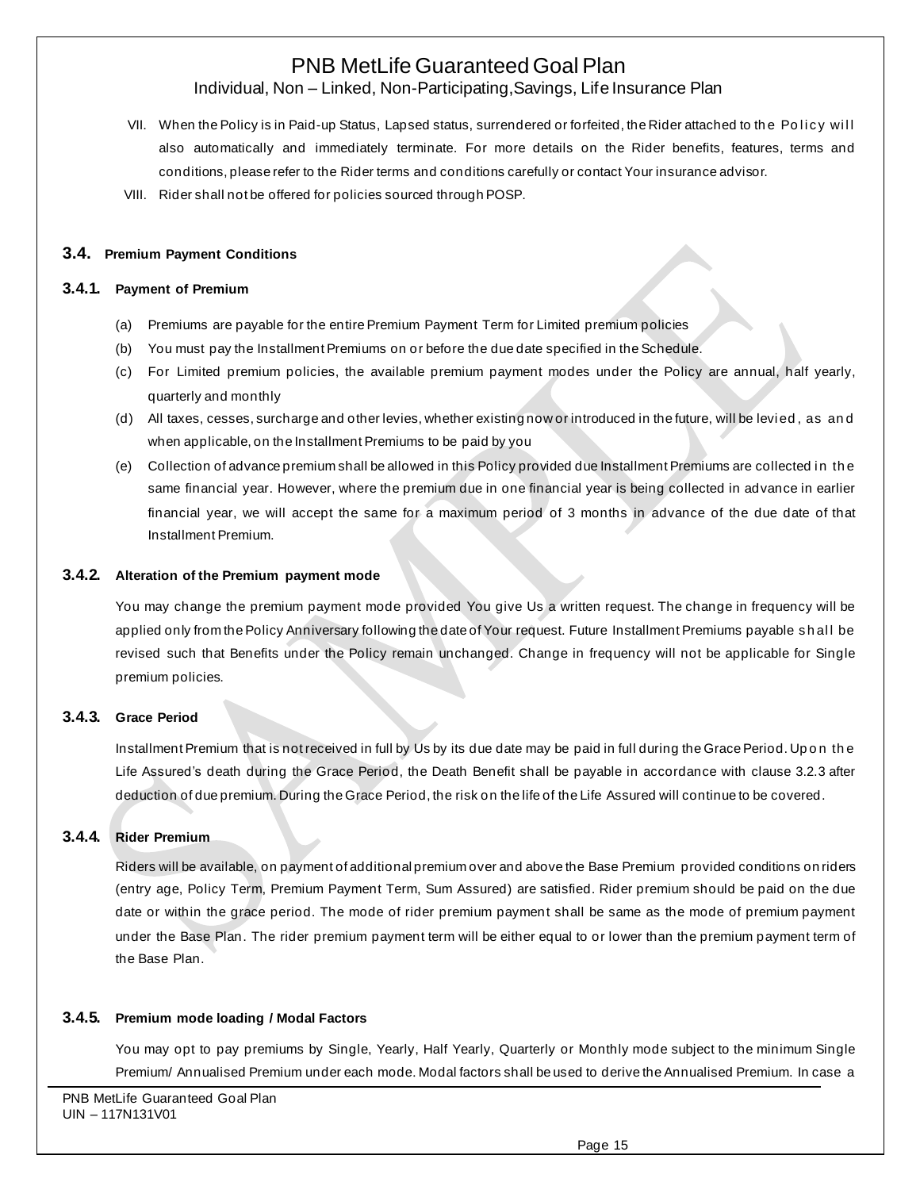VII. When the Policy is in Paid-up Status, Lapsed status, surrendered or forfeited, the Rider attached to the Policy will also automatically and immediately terminate. For more details on the Rider benefits, features, terms and conditions, please refer to the Rider terms and conditions carefully or contact Your insurance advisor.

VIII. Rider shall not be offered for policies sourced through POSP.

### 3.4. Premium Payment Conditions

#### 3.4.1. Payment of Premium

(a) Premiums are payable for the entire Premium Payment Term for Limited premium policies

(b) You must pay the Installment Premiums on or before the due date specified in the Schedule.

(c) For Limited premium policies, the available premium payment modes under the Policy are annual, half yearly, quarterly and monthly

(d) All taxes, cesses, surcharge and other levies, whether existing now or introduced in the future, will be levied, as and when applicable, on the Installment Premiums to be paid by you

(e) Collection of advance premium shall be allowed in this Policy provided due Installment Premiums are collected in the same financial year. However, where the premium due in one financial year is being collected in advance in earlier financial year, we will accept the same for a maximum period of 3 months in advance of the due date of that Installment Premium.

#### 3.4.2. Alteration of the Premium payment mode

You may change the premium payment mode provided You give Us a written request. The change in frequency will be applied only from the Policy Anniversary following the date of Your request. Future Installment Premiums payable shall be revised such that Benefits under the Policy remain unchanged. Change in frequency will not be applicable for Single premium policies.

#### 3.4.3. Grace Period

Installment Premium that is not received in full by Us by its due date may be paid in full during the Grace Period. Upon the Life Assured's death during the Grace Period, the Death Benefit shall be payable in accordance with clause 3.2.3 after deduction of due premium. During the Grace Period, the risk on the life of the Life Assured will continue to be covered.

#### 3.4.4. Rider Premium

Riders will be available, on payment of additional premium over and above the Base Premium provided conditions on riders (entry age, Policy Term, Premium Payment Term, Sum Assured) are satisfied. Rider premium should be paid on the due date or within the grace period. The mode of rider premium payment shall be same as the mode of premium payment under the Base Plan. The rider premium payment term will be either equal to or lower than the premium payment term of the Base Plan.

#### 3.4.5. Premium mode loading / Modal Factors

You may opt to pay premiums by Single, Yearly, Half Yearly, Quarterly or Monthly mode subject to the minimum Single Premium/ Annualised Premium under each mode. Modal factors shall be used to derive the Annualised Premium. In case a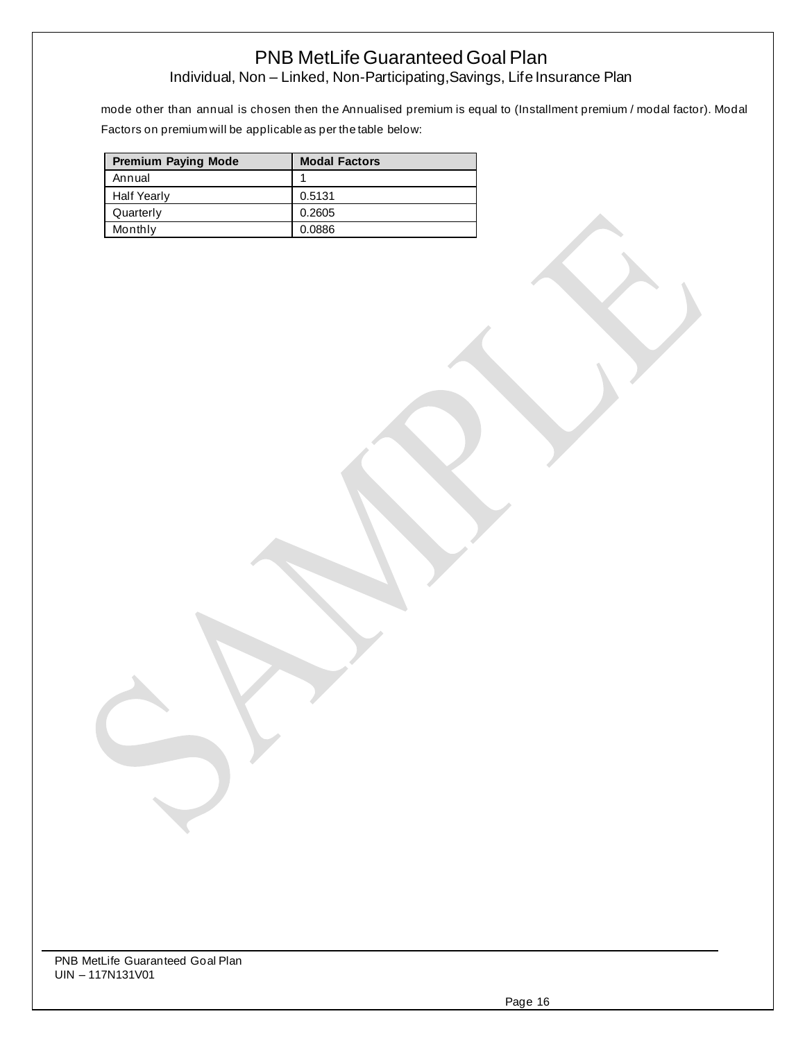mode other than annual is chosen then the Annualised premium is equal to (Installment premium / modal factor). Modal Factors on premium will be applicable as per the table below:

| Premium Paying Mode | Modal Factors |
|---|---|
| Annual | 1 |
| Half Yearly | 0.5131 |
| Quarterly | 0.2605 |
| Monthly | 0.0886 |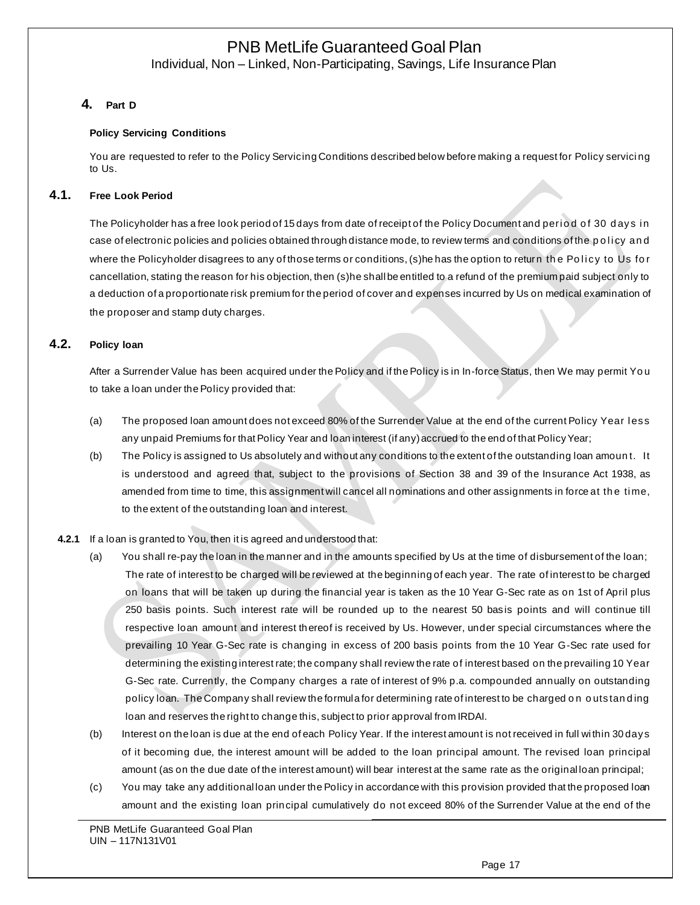## 4. Part D

### Policy Servicing Conditions

You are requested to refer to the Policy Servicing Conditions described below before making a request for Policy servicing to Us.

### 4.1. Free Look Period

The Policyholder has a free look period of 15 days from date of receipt of the Policy Document and period of 30 days in case of electronic policies and policies obtained through distance mode, to review terms and conditions of the policy and where the Policyholder disagrees to any of those terms or conditions, (s)he has the option to return the Policy to Us for cancellation, stating the reason for his objection, then (s)he shall be entitled to a refund of the premium paid subject only to a deduction of a proportionate risk premium for the period of cover and expenses incurred by Us on medical examination of the proposer and stamp duty charges.

### 4.2. Policy loan

After a Surrender Value has been acquired under the Policy and if the Policy is in In-force Status, then We may permit You to take a loan under the Policy provided that:

(a) The proposed loan amount does not exceed 80% of the Surrender Value at the end of the current Policy Year less any unpaid Premiums for that Policy Year and loan interest (if any) accrued to the end of that Policy Year;

(b) The Policy is assigned to Us absolutely and without any conditions to the extent of the outstanding loan amount. It is understood and agreed that, subject to the provisions of Section 38 and 39 of the Insurance Act 1938, as amended from time to time, this assignment will cancel all nominations and other assignments in force at the time, to the extent of the outstanding loan and interest.

**4.2.1** If a loan is granted to You, then it is agreed and understood that:

(a) You shall re-pay the loan in the manner and in the amounts specified by Us at the time of disbursement of the loan; The rate of interest to be charged will be reviewed at the beginning of each year. The rate of interest to be charged on loans that will be taken up during the financial year is taken as the 10 Year G-Sec rate as on 1st of April plus 250 basis points. Such interest rate will be rounded up to the nearest 50 basis points and will continue till respective loan amount and interest thereof is received by Us. However, under special circumstances where the prevailing 10 Year G-Sec rate is changing in excess of 200 basis points from the 10 Year G-Sec rate used for determining the existing interest rate; the company shall review the rate of interest based on the prevailing 10 Year G-Sec rate. Currently, the Company charges a rate of interest of 9% p.a. compounded annually on outstanding policy loan. The Company shall review the formula for determining rate of interest to be charged on outstanding loan and reserves the right to change this, subject to prior approval from IRDAI.

(b) Interest on the loan is due at the end of each Policy Year. If the interest amount is not received in full within 30 days of it becoming due, the interest amount will be added to the loan principal amount. The revised loan principal amount (as on the due date of the interest amount) will bear interest at the same rate as the original loan principal;

(c) You may take any additional loan under the Policy in accordance with this provision provided that the proposed loan amount and the existing loan principal cumulatively do not exceed 80% of the Surrender Value at the end of the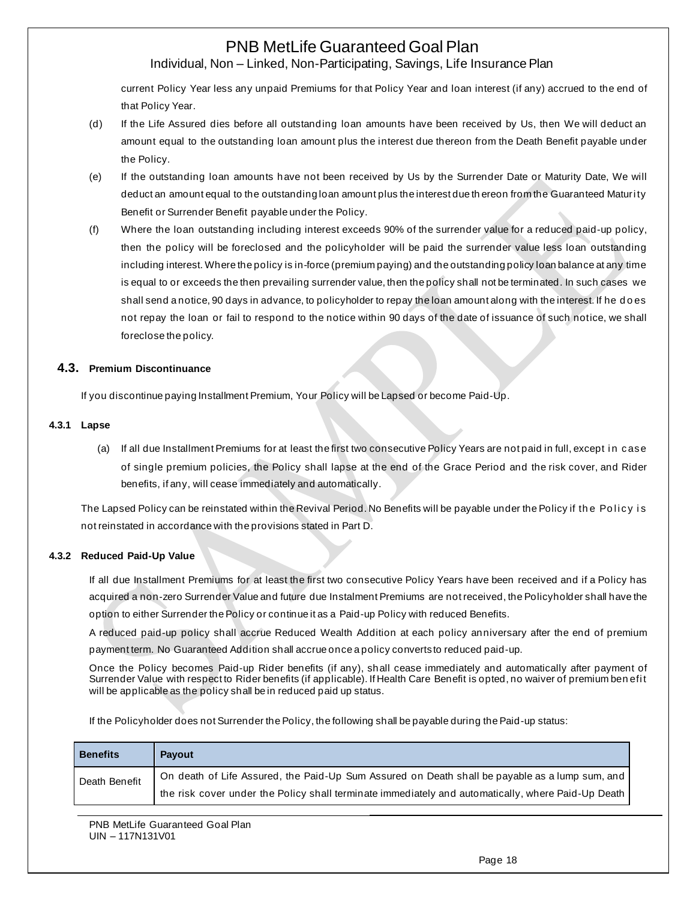current Policy Year less any unpaid Premiums for that Policy Year and loan interest (if any) accrued to the end of that Policy Year.

(d) If the Life Assured dies before all outstanding loan amounts have been received by Us, then We will deduct an amount equal to the outstanding loan amount plus the interest due thereon from the Death Benefit payable under the Policy.

(e) If the outstanding loan amounts have not been received by Us by the Surrender Date or Maturity Date, We will deduct an amount equal to the outstanding loan amount plus the interest due thereon from the Guaranteed Maturity Benefit or Surrender Benefit payable under the Policy.

(f) Where the loan outstanding including interest exceeds 90% of the surrender value for a reduced paid-up policy, then the policy will be foreclosed and the policyholder will be paid the surrender value less loan outstanding including interest. Where the policy is in-force (premium paying) and the outstanding policy loan balance at any time is equal to or exceeds the then prevailing surrender value, then the policy shall not be terminated. In such cases we shall send a notice, 90 days in advance, to policyholder to repay the loan amount along with the interest. If he does not repay the loan or fail to respond to the notice within 90 days of the date of issuance of such notice, we shall foreclose the policy.

## 4.3. Premium Discontinuance

If you discontinue paying Installment Premium, Your Policy will be Lapsed or become Paid-Up.

### 4.3.1 Lapse

(a) If all due Installment Premiums for at least the first two consecutive Policy Years are not paid in full, except in case of single premium policies, the Policy shall lapse at the end of the Grace Period and the risk cover, and Rider benefits, if any, will cease immediately and automatically.

The Lapsed Policy can be reinstated within the Revival Period. No Benefits will be payable under the Policy if the Policy is not reinstated in accordance with the provisions stated in Part D.

### 4.3.2 Reduced Paid-Up Value

If all due Installment Premiums for at least the first two consecutive Policy Years have been received and if a Policy has acquired a non-zero Surrender Value and future due Instalment Premiums are not received, the Policyholder shall have the option to either Surrender the Policy or continue it as a Paid-up Policy with reduced Benefits.

A reduced paid-up policy shall accrue Reduced Wealth Addition at each policy anniversary after the end of premium payment term. No Guaranteed Addition shall accrue once a policy converts to reduced paid-up.

Once the Policy becomes Paid-up Rider benefits (if any), shall cease immediately and automatically after payment of Surrender Value with respect to Rider benefits (if applicable). If Health Care Benefit is opted, no waiver of premium benefit will be applicable as the policy shall be in reduced paid up status.

If the Policyholder does not Surrender the Policy, the following shall be payable during the Paid-up status:

| Benefits | Payout |
|---|---|
| Death Benefit | On death of Life Assured, the Paid-Up Sum Assured on Death shall be payable as a lump sum, and the risk cover under the Policy shall terminate immediately and automatically, where Paid-Up Death |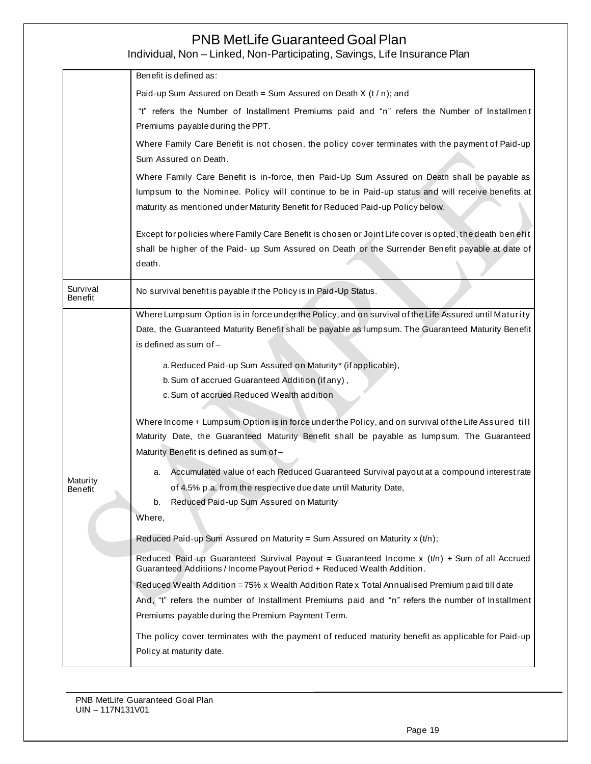| | |
|---|---|
| | Benefit is defined as:<br><br>Paid-up Sum Assured on Death = Sum Assured on Death X (t / n); and<br><br>"t" refers the Number of Installment Premiums paid and "n" refers the Number of Installment Premiums payable during the PPT.<br><br>Where Family Care Benefit is not chosen, the policy cover terminates with the payment of Paid-up Sum Assured on Death.<br><br>Where Family Care Benefit is in-force, then Paid-Up Sum Assured on Death shall be payable as lumpsum to the Nominee. Policy will continue to be in Paid-up status and will receive benefits at maturity as mentioned under Maturity Benefit for Reduced Paid-up Policy below.<br><br>Except for policies where Family Care Benefit is chosen or Joint Life cover is opted, the death benefit shall be higher of the Paid- up Sum Assured on Death or the Surrender Benefit payable at date of death. |
| Survival Benefit | No survival benefit is payable if the Policy is in Paid-Up Status. |
| Maturity Benefit | Where Lumpsum Option is in force under the Policy, and on survival of the Life Assured until Maturity Date, the Guaranteed Maturity Benefit shall be payable as lumpsum. The Guaranteed Maturity Benefit is defined as sum of –<br><br>a. Reduced Paid-up Sum Assured on Maturity* (if applicable),<br>b. Sum of accrued Guaranteed Addition (if any) ,<br>c. Sum of accrued Reduced Wealth addition<br><br>Where Income + Lumpsum Option is in force under the Policy, and on survival of the Life Assured till Maturity Date, the Guaranteed Maturity Benefit shall be payable as lumpsum. The Guaranteed Maturity Benefit is defined as sum of –<br><br>a. Accumulated value of each Reduced Guaranteed Survival payout at a compound interest rate of 4.5% p.a. from the respective due date until Maturity Date,<br>b. Reduced Paid-up Sum Assured on Maturity<br><br>Where,<br><br>Reduced Paid-up Sum Assured on Maturity = Sum Assured on Maturity x (t/n);<br><br>Reduced Paid-up Guaranteed Survival Payout = Guaranteed Income x (t/n) + Sum of all Accrued Guaranteed Additions / Income Payout Period + Reduced Wealth Addition.<br><br>Reduced Wealth Addition = 75% x Wealth Addition Rate x Total Annualised Premium paid till date<br><br>And, "t" refers the number of Installment Premiums paid and "n" refers the number of Installment Premiums payable during the Premium Payment Term.<br><br>The policy cover terminates with the payment of reduced maturity benefit as applicable for Paid-up Policy at maturity date. |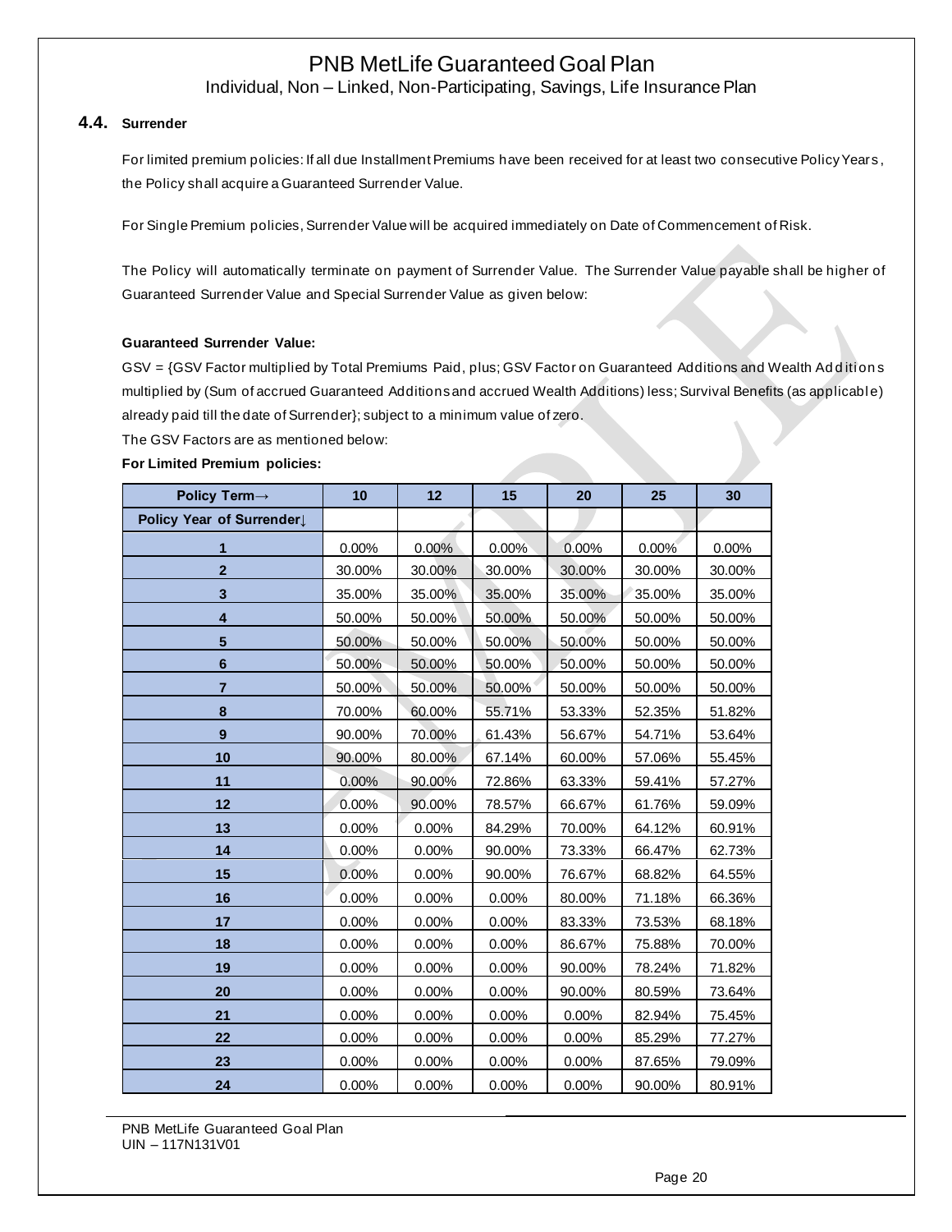### 4.4. Surrender

For limited premium policies: If all due Installment Premiums have been received for at least two consecutive Policy Years, the Policy shall acquire a Guaranteed Surrender Value.

For Single Premium policies, Surrender Value will be acquired immediately on Date of Commencement of Risk.

The Policy will automatically terminate on payment of Surrender Value. The Surrender Value payable shall be higher of Guaranteed Surrender Value and Special Surrender Value as given below:

**Guaranteed Surrender Value:**

GSV = {GSV Factor multiplied by Total Premiums Paid, plus; GSV Factor on Guaranteed Additions and Wealth Additions multiplied by (Sum of accrued Guaranteed Additions and accrued Wealth Additions) less; Survival Benefits (as applicable) already paid till the date of Surrender}; subject to a minimum value of zero.

The GSV Factors are as mentioned below:

**For Limited Premium policies:**

| Policy Term→ | 10 | 12 | 15 | 20 | 25 | 30 |
|---|---|---|---|---|---|---|
| Policy Year of Surrender↓ | | | | | | |
| 1 | 0.00% | 0.00% | 0.00% | 0.00% | 0.00% | 0.00% |
| 2 | 30.00% | 30.00% | 30.00% | 30.00% | 30.00% | 30.00% |
| 3 | 35.00% | 35.00% | 35.00% | 35.00% | 35.00% | 35.00% |
| 4 | 50.00% | 50.00% | 50.00% | 50.00% | 50.00% | 50.00% |
| 5 | 50.00% | 50.00% | 50.00% | 50.00% | 50.00% | 50.00% |
| 6 | 50.00% | 50.00% | 50.00% | 50.00% | 50.00% | 50.00% |
| 7 | 50.00% | 50.00% | 50.00% | 50.00% | 50.00% | 50.00% |
| 8 | 70.00% | 60.00% | 55.71% | 53.33% | 52.35% | 51.82% |
| 9 | 90.00% | 70.00% | 61.43% | 56.67% | 54.71% | 53.64% |
| 10 | 90.00% | 80.00% | 67.14% | 60.00% | 57.06% | 55.45% |
| 11 | 0.00% | 90.00% | 72.86% | 63.33% | 59.41% | 57.27% |
| 12 | 0.00% | 90.00% | 78.57% | 66.67% | 61.76% | 59.09% |
| 13 | 0.00% | 0.00% | 84.29% | 70.00% | 64.12% | 60.91% |
| 14 | 0.00% | 0.00% | 90.00% | 73.33% | 66.47% | 62.73% |
| 15 | 0.00% | 0.00% | 90.00% | 76.67% | 68.82% | 64.55% |
| 16 | 0.00% | 0.00% | 0.00% | 80.00% | 71.18% | 66.36% |
| 17 | 0.00% | 0.00% | 0.00% | 83.33% | 73.53% | 68.18% |
| 18 | 0.00% | 0.00% | 0.00% | 86.67% | 75.88% | 70.00% |
| 19 | 0.00% | 0.00% | 0.00% | 90.00% | 78.24% | 71.82% |
| 20 | 0.00% | 0.00% | 0.00% | 90.00% | 80.59% | 73.64% |
| 21 | 0.00% | 0.00% | 0.00% | 0.00% | 82.94% | 75.45% |
| 22 | 0.00% | 0.00% | 0.00% | 0.00% | 85.29% | 77.27% |
| 23 | 0.00% | 0.00% | 0.00% | 0.00% | 87.65% | 79.09% |
| 24 | 0.00% | 0.00% | 0.00% | 0.00% | 90.00% | 80.91% |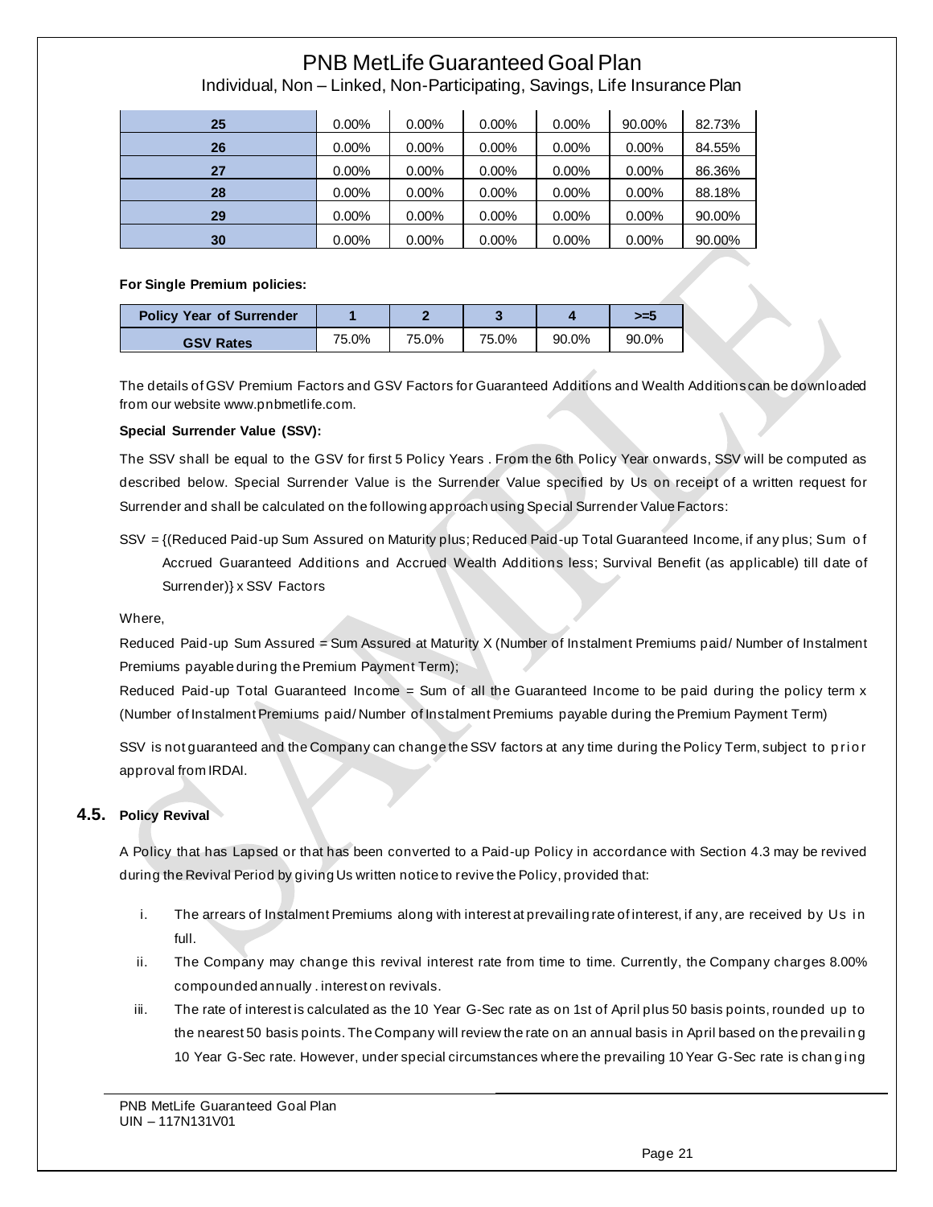| 25 | 0.00% | 0.00% | 0.00% | 0.00% | 90.00% | 82.73% |
|---|---|---|---|---|---|---|
| 26 | 0.00% | 0.00% | 0.00% | 0.00% | 0.00% | 84.55% |
| 27 | 0.00% | 0.00% | 0.00% | 0.00% | 0.00% | 86.36% |
| 28 | 0.00% | 0.00% | 0.00% | 0.00% | 0.00% | 88.18% |
| 29 | 0.00% | 0.00% | 0.00% | 0.00% | 0.00% | 90.00% |
| 30 | 0.00% | 0.00% | 0.00% | 0.00% | 0.00% | 90.00% |

**For Single Premium policies:**

| Policy Year of Surrender | 1 | 2 | 3 | 4 | >=5 |
|---|---|---|---|---|---|
| GSV Rates | 75.0% | 75.0% | 75.0% | 90.0% | 90.0% |

The details of GSV Premium Factors and GSV Factors for Guaranteed Additions and Wealth Additions can be downloaded from our website www.pnbmetlife.com.

**Special Surrender Value (SSV):**

The SSV shall be equal to the GSV for first 5 Policy Years . From the 6th Policy Year onwards, SSV will be computed as described below. Special Surrender Value is the Surrender Value specified by Us on receipt of a written request for Surrender and shall be calculated on the following approach using Special Surrender Value Factors:

SSV = {(Reduced Paid-up Sum Assured on Maturity plus; Reduced Paid-up Total Guaranteed Income, if any plus; Sum of Accrued Guaranteed Additions and Accrued Wealth Additions less; Survival Benefit (as applicable) till date of Surrender)} x SSV Factors

Where,

Reduced Paid-up Sum Assured = Sum Assured at Maturity X (Number of Instalment Premiums paid/ Number of Instalment Premiums payable during the Premium Payment Term);

Reduced Paid-up Total Guaranteed Income = Sum of all the Guaranteed Income to be paid during the policy term x (Number of Instalment Premiums paid/ Number of Instalment Premiums payable during the Premium Payment Term)

SSV is not guaranteed and the Company can change the SSV factors at any time during the Policy Term, subject to prior approval from IRDAI.

## 4.5. Policy Revival

A Policy that has Lapsed or that has been converted to a Paid-up Policy in accordance with Section 4.3 may be revived during the Revival Period by giving Us written notice to revive the Policy, provided that:

i. The arrears of Instalment Premiums along with interest at prevailing rate of interest, if any, are received by Us in full.

ii. The Company may change this revival interest rate from time to time. Currently, the Company charges 8.00% compounded annually . interest on revivals.

iii. The rate of interest is calculated as the 10 Year G-Sec rate as on 1st of April plus 50 basis points, rounded up to the nearest 50 basis points. The Company will review the rate on an annual basis in April based on the prevailing 10 Year G-Sec rate. However, under special circumstances where the prevailing 10 Year G-Sec rate is changing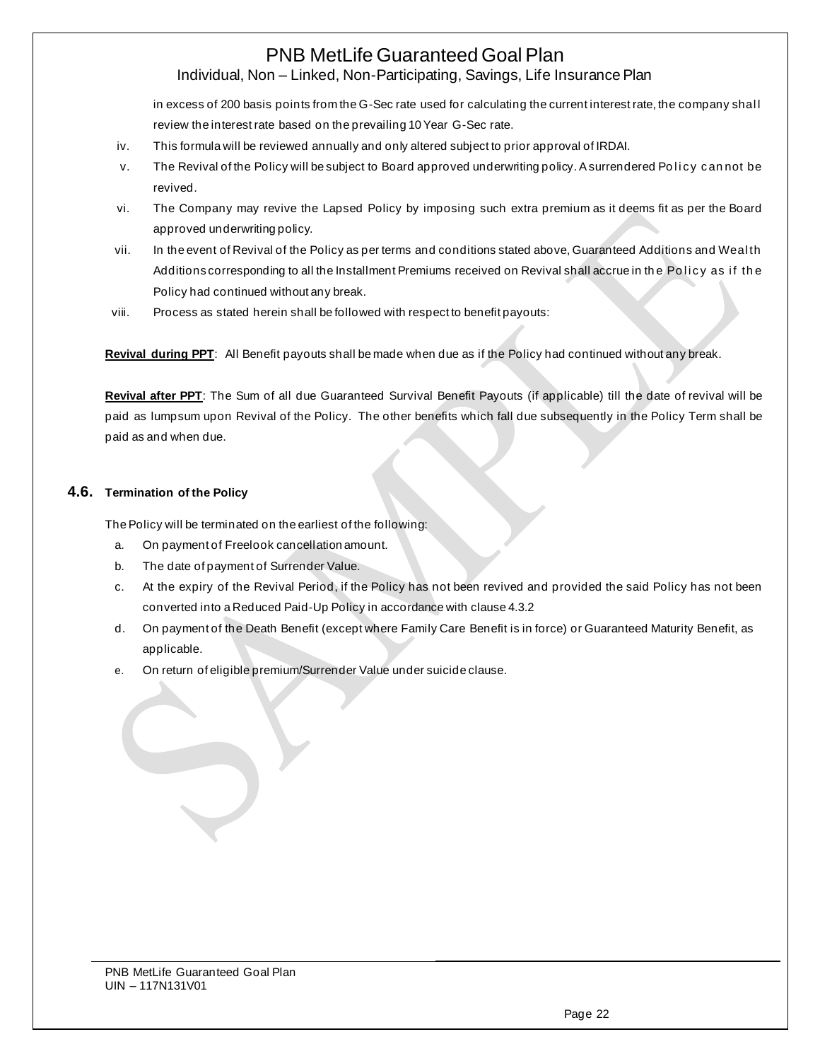in excess of 200 basis points from the G-Sec rate used for calculating the current interest rate, the company shall review the interest rate based on the prevailing 10 Year G-Sec rate.

iv. This formula will be reviewed annually and only altered subject to prior approval of IRDAI.

v. The Revival of the Policy will be subject to Board approved underwriting policy. A surrendered Policy can not be revived.

vi. The Company may revive the Lapsed Policy by imposing such extra premium as it deems fit as per the Board approved underwriting policy.

vii. In the event of Revival of the Policy as per terms and conditions stated above, Guaranteed Additions and Wealth Additions corresponding to all the Installment Premiums received on Revival shall accrue in the Policy as if the Policy had continued without any break.

viii. Process as stated herein shall be followed with respect to benefit payouts:

**Revival during PPT**: All Benefit payouts shall be made when due as if the Policy had continued without any break.

**Revival after PPT**: The Sum of all due Guaranteed Survival Benefit Payouts (if applicable) till the date of revival will be paid as lumpsum upon Revival of the Policy. The other benefits which fall due subsequently in the Policy Term shall be paid as and when due.

## 4.6. Termination of the Policy

The Policy will be terminated on the earliest of the following:

a. On payment of Freelook cancellation amount.

b. The date of payment of Surrender Value.

c. At the expiry of the Revival Period, if the Policy has not been revived and provided the said Policy has not been converted into a Reduced Paid-Up Policy in accordance with clause 4.3.2

d. On payment of the Death Benefit (except where Family Care Benefit is in force) or Guaranteed Maturity Benefit, as applicable.

e. On return of eligible premium/Surrender Value under suicide clause.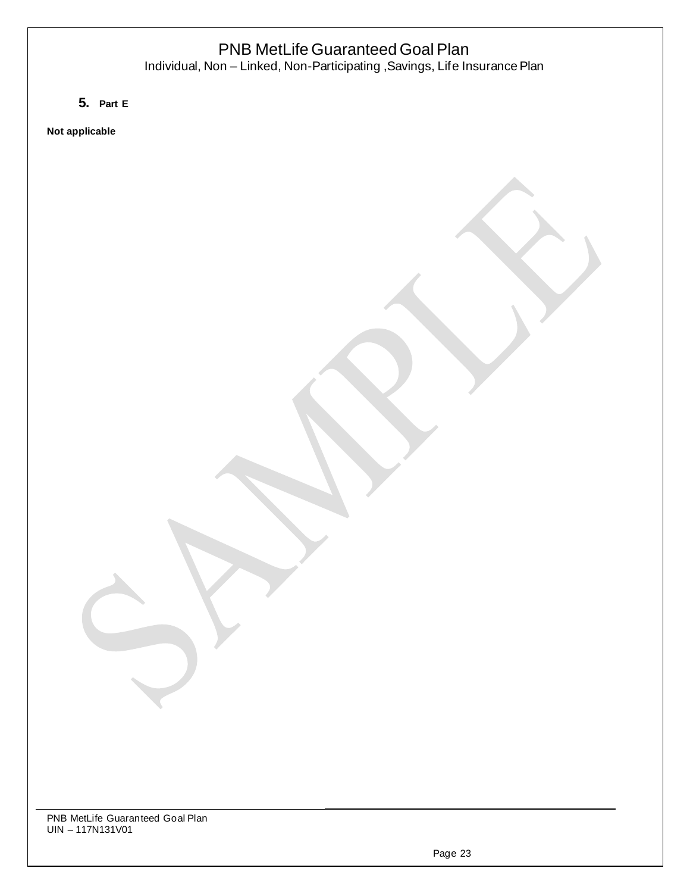5. **Part E**

**Not applicable**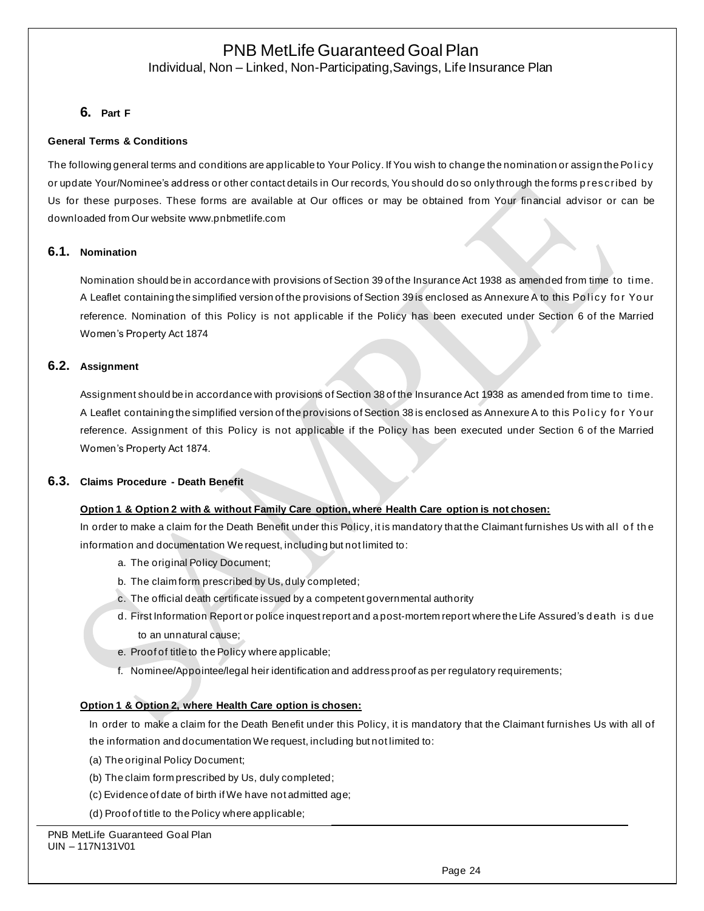## 6. Part F

**General Terms & Conditions**

The following general terms and conditions are applicable to Your Policy. If You wish to change the nomination or assign the Policy or update Your/Nominee's address or other contact details in Our records, You should do so only through the forms prescribed by Us for these purposes. These forms are available at Our offices or may be obtained from Your financial advisor or can be downloaded from Our website www.pnbmetlife.com

### 6.1. Nomination

Nomination should be in accordance with provisions of Section 39 of the Insurance Act 1938 as amended from time to time. A Leaflet containing the simplified version of the provisions of Section 39 is enclosed as Annexure A to this Policy for Your reference. Nomination of this Policy is not applicable if the Policy has been executed under Section 6 of the Married Women's Property Act 1874

### 6.2. Assignment

Assignment should be in accordance with provisions of Section 38 of the Insurance Act 1938 as amended from time to time. A Leaflet containing the simplified version of the provisions of Section 38 is enclosed as Annexure A to this Policy for Your reference. Assignment of this Policy is not applicable if the Policy has been executed under Section 6 of the Married Women's Property Act 1874.

### 6.3. Claims Procedure - Death Benefit

**Option 1 & Option 2 with & without Family Care option, where Health Care option is not chosen:**

In order to make a claim for the Death Benefit under this Policy, it is mandatory that the Claimant furnishes Us with all of the information and documentation We request, including but not limited to:

a. The original Policy Document;
b. The claim form prescribed by Us, duly completed;
c. The official death certificate issued by a competent governmental authority
d. First Information Report or police inquest report and a post-mortem report where the Life Assured's death is due to an unnatural cause;
e. Proof of title to the Policy where applicable;
f. Nominee/Appointee/legal heir identification and address proof as per regulatory requirements;

**Option 1 & Option 2, where Health Care option is chosen:**

In order to make a claim for the Death Benefit under this Policy, it is mandatory that the Claimant furnishes Us with all of the information and documentation We request, including but not limited to:

(a) The original Policy Document;
(b) The claim form prescribed by Us, duly completed;
(c) Evidence of date of birth if We have not admitted age;
(d) Proof of title to the Policy where applicable;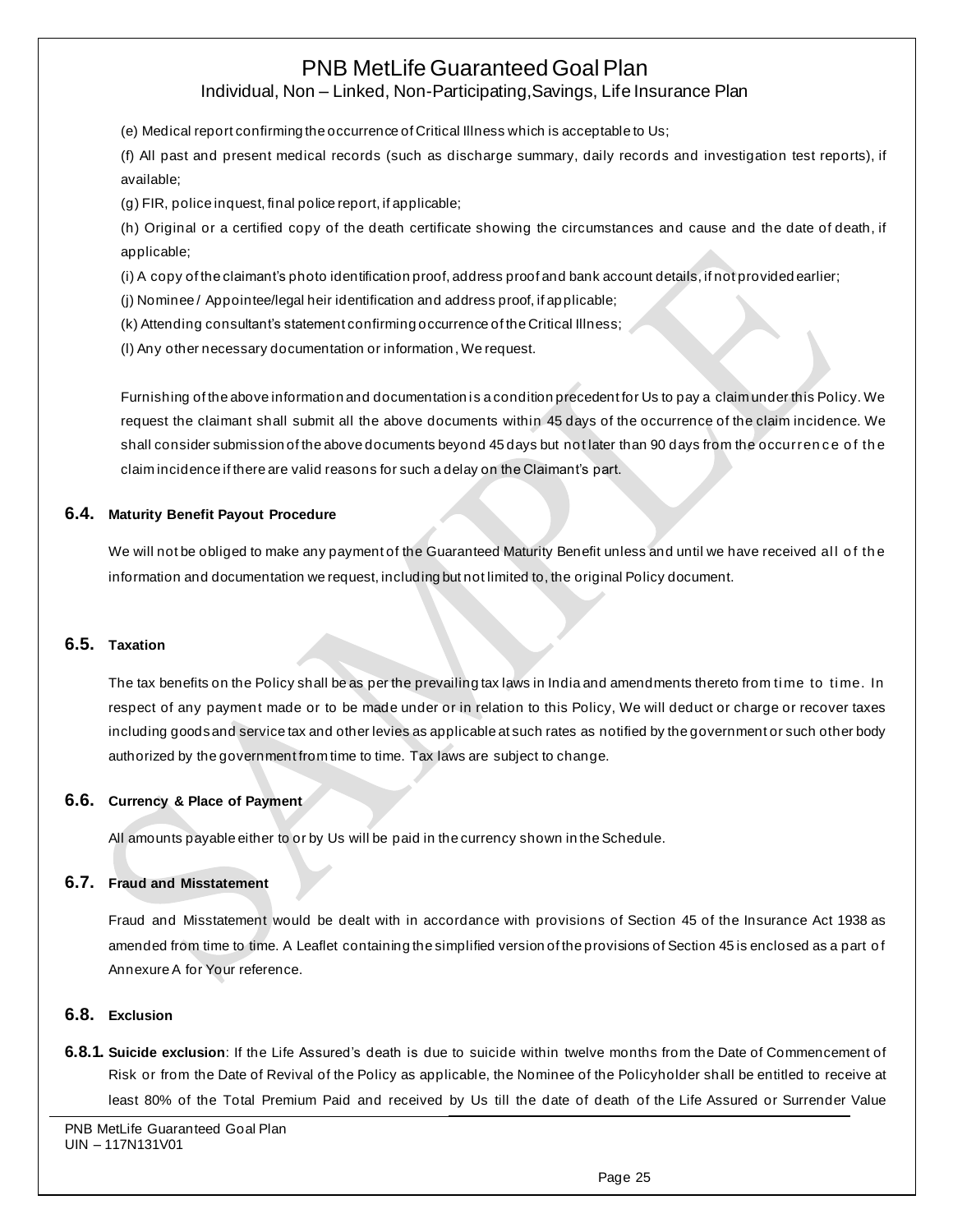(e) Medical report confirming the occurrence of Critical Illness which is acceptable to Us;

(f) All past and present medical records (such as discharge summary, daily records and investigation test reports), if available;

(g) FIR, police inquest, final police report, if applicable;

(h) Original or a certified copy of the death certificate showing the circumstances and cause and the date of death, if applicable;

(i) A copy of the claimant's photo identification proof, address proof and bank account details, if not provided earlier;

(j) Nominee / Appointee/legal heir identification and address proof, if applicable;

(k) Attending consultant's statement confirming occurrence of the Critical Illness;

(l) Any other necessary documentation or information, We request.

Furnishing of the above information and documentation is a condition precedent for Us to pay a claim under this Policy. We request the claimant shall submit all the above documents within 45 days of the occurrence of the claim incidence. We shall consider submission of the above documents beyond 45 days but not later than 90 days from the occurrence of the claim incidence if there are valid reasons for such a delay on the Claimant's part.

### 6.4. Maturity Benefit Payout Procedure

We will not be obliged to make any payment of the Guaranteed Maturity Benefit unless and until we have received all of the information and documentation we request, including but not limited to, the original Policy document.

### 6.5. Taxation

The tax benefits on the Policy shall be as per the prevailing tax laws in India and amendments thereto from time to time. In respect of any payment made or to be made under or in relation to this Policy, We will deduct or charge or recover taxes including goods and service tax and other levies as applicable at such rates as notified by the government or such other body authorized by the government from time to time. Tax laws are subject to change.

### 6.6. Currency & Place of Payment

All amounts payable either to or by Us will be paid in the currency shown in the Schedule.

### 6.7. Fraud and Misstatement

Fraud and Misstatement would be dealt with in accordance with provisions of Section 45 of the Insurance Act 1938 as amended from time to time. A Leaflet containing the simplified version of the provisions of Section 45 is enclosed as a part of Annexure A for Your reference.

### 6.8. Exclusion

**6.8.1. Suicide exclusion**: If the Life Assured's death is due to suicide within twelve months from the Date of Commencement of Risk or from the Date of Revival of the Policy as applicable, the Nominee of the Policyholder shall be entitled to receive at least 80% of the Total Premium Paid and received by Us till the date of death of the Life Assured or Surrender Value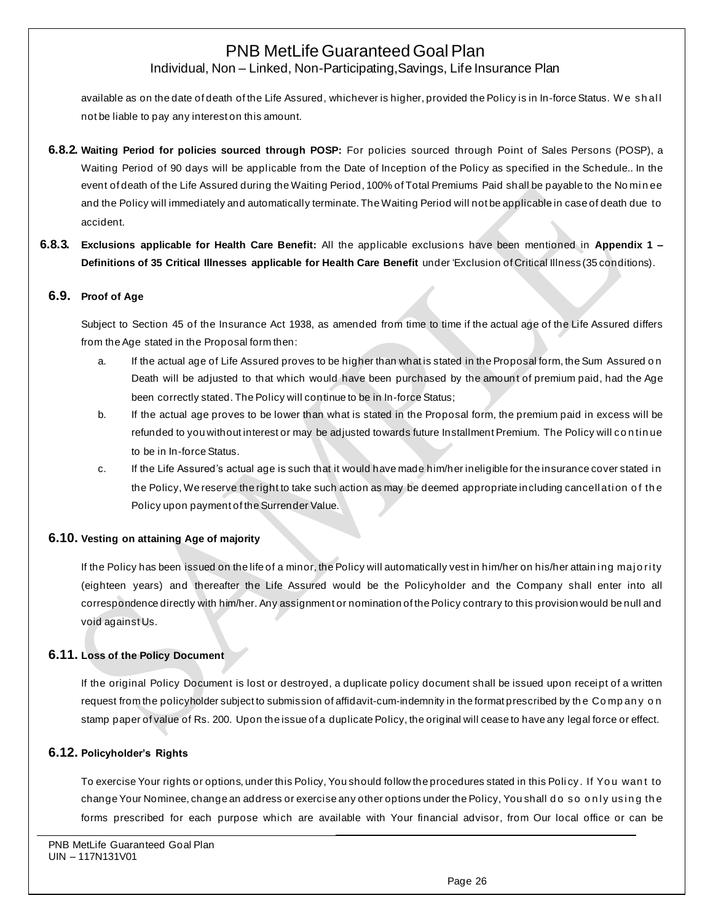available as on the date of death of the Life Assured, whichever is higher, provided the Policy is in In-force Status. We shall not be liable to pay any interest on this amount.

**6.8.2. Waiting Period for policies sourced through POSP:** For policies sourced through Point of Sales Persons (POSP), a Waiting Period of 90 days will be applicable from the Date of Inception of the Policy as specified in the Schedule.. In the event of death of the Life Assured during the Waiting Period, 100% of Total Premiums Paid shall be payable to the Nominee and the Policy will immediately and automatically terminate. The Waiting Period will not be applicable in case of death due to accident.

**6.8.3. Exclusions applicable for Health Care Benefit:** All the applicable exclusions have been mentioned in **Appendix 1 – Definitions of 35 Critical Illnesses applicable for Health Care Benefit** under 'Exclusion of Critical Illness (35 conditions).

## 6.9. Proof of Age

Subject to Section 45 of the Insurance Act 1938, as amended from time to time if the actual age of the Life Assured differs from the Age stated in the Proposal form then:

a. If the actual age of Life Assured proves to be higher than what is stated in the Proposal form, the Sum Assured on Death will be adjusted to that which would have been purchased by the amount of premium paid, had the Age been correctly stated. The Policy will continue to be in In-force Status;

b. If the actual age proves to be lower than what is stated in the Proposal form, the premium paid in excess will be refunded to you without interest or may be adjusted towards future Installment Premium. The Policy will continue to be in In-force Status.

c. If the Life Assured's actual age is such that it would have made him/her ineligible for the insurance cover stated in the Policy, We reserve the right to take such action as may be deemed appropriate including cancellation of the Policy upon payment of the Surrender Value.

## 6.10. Vesting on attaining Age of majority

If the Policy has been issued on the life of a minor, the Policy will automatically vest in him/her on his/her attaining majority (eighteen years) and thereafter the Life Assured would be the Policyholder and the Company shall enter into all correspondence directly with him/her. Any assignment or nomination of the Policy contrary to this provision would be null and void against Us.

## 6.11. Loss of the Policy Document

If the original Policy Document is lost or destroyed, a duplicate policy document shall be issued upon receipt of a written request from the policyholder subject to submission of affidavit-cum-indemnity in the format prescribed by the Company on stamp paper of value of Rs. 200. Upon the issue of a duplicate Policy, the original will cease to have any legal force or effect.

## 6.12. Policyholder's Rights

To exercise Your rights or options, under this Policy, You should follow the procedures stated in this Policy. If You want to change Your Nominee, change an address or exercise any other options under the Policy, You shall do so only using the forms prescribed for each purpose which are available with Your financial advisor, from Our local office or can be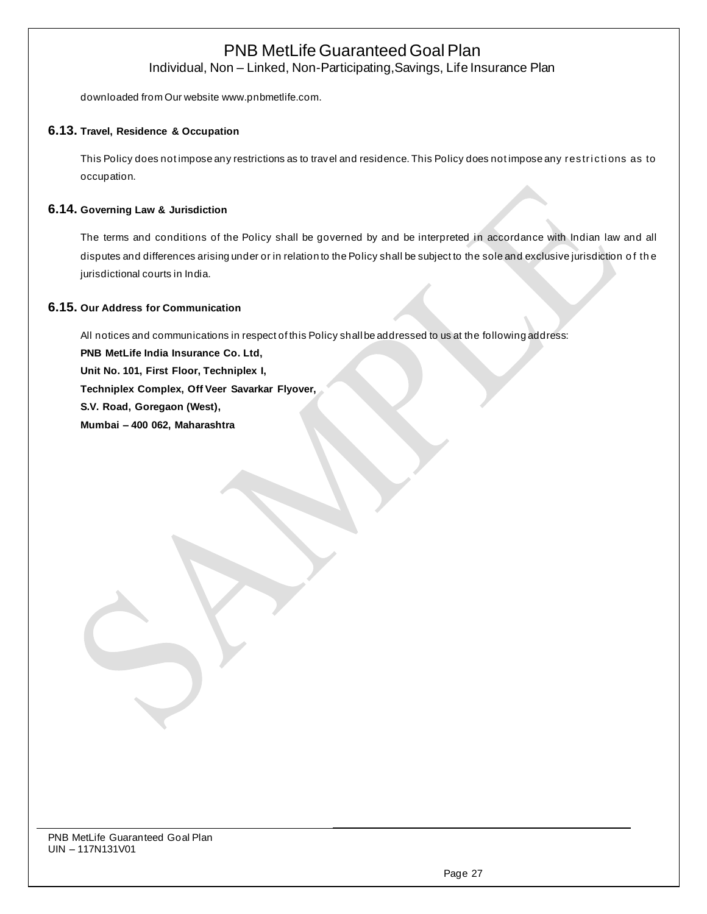downloaded from Our website www.pnbmetlife.com.

### 6.13. Travel, Residence & Occupation

This Policy does not impose any restrictions as to travel and residence. This Policy does not impose any restrictions as to occupation.

### 6.14. Governing Law & Jurisdiction

The terms and conditions of the Policy shall be governed by and be interpreted in accordance with Indian law and all disputes and differences arising under or in relation to the Policy shall be subject to the sole and exclusive jurisdiction of the jurisdictional courts in India.

### 6.15. Our Address for Communication

All notices and communications in respect of this Policy shall be addressed to us at the following address:

**PNB MetLife India Insurance Co. Ltd,**
**Unit No. 101, First Floor, Techniplex I,**
**Techniplex Complex, Off Veer Savarkar Flyover,**
**S.V. Road, Goregaon (West),**
**Mumbai – 400 062, Maharashtra**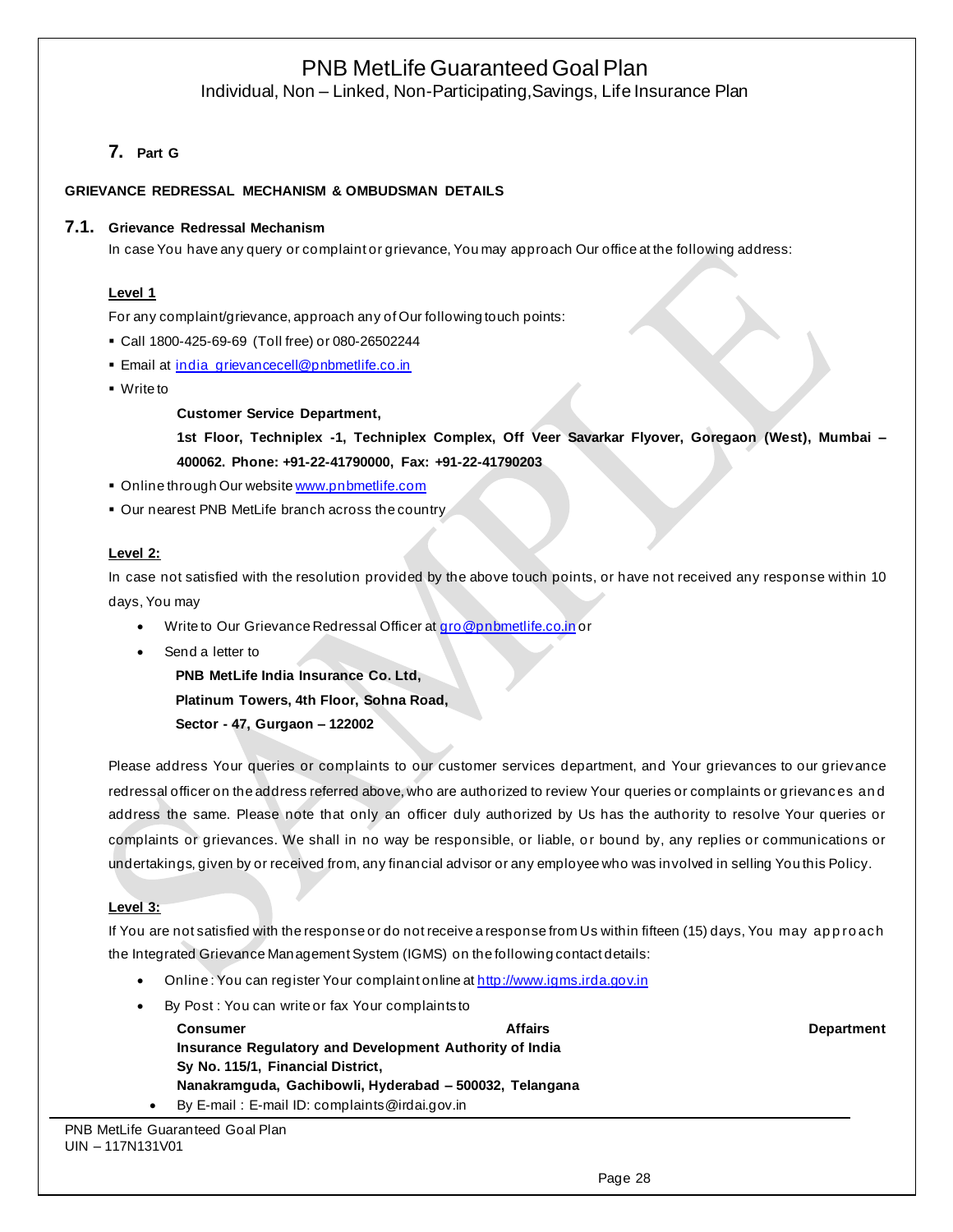## 7. Part G

**GRIEVANCE REDRESSAL MECHANISM & OMBUDSMAN DETAILS**

### 7.1. Grievance Redressal Mechanism

In case You have any query or complaint or grievance, You may approach Our office at the following address:

**Level 1**

For any complaint/grievance, approach any of Our following touch points:

- Call 1800-425-69-69 (Toll free) or 080-26502244
- Email at india_grievancecell@pnbmetlife.co.in
- Write to

  **Customer Service Department,**

  **1st Floor, Techniplex -1, Techniplex Complex, Off Veer Savarkar Flyover, Goregaon (West), Mumbai – 400062. Phone: +91-22-41790000, Fax: +91-22-41790203**

- Online through Our website www.pnbmetlife.com
- Our nearest PNB MetLife branch across the country

**Level 2:**

In case not satisfied with the resolution provided by the above touch points, or have not received any response within 10 days, You may

- Write to Our Grievance Redressal Officer at gro@pnbmetlife.co.in or
- Send a letter to

  **PNB MetLife India Insurance Co. Ltd,**

  **Platinum Towers, 4th Floor, Sohna Road,**

  **Sector - 47, Gurgaon – 122002**

Please address Your queries or complaints to our customer services department, and Your grievances to our grievance redressal officer on the address referred above, who are authorized to review Your queries or complaints or grievances and address the same. Please note that only an officer duly authorized by Us has the authority to resolve Your queries or complaints or grievances. We shall in no way be responsible, or liable, or bound by, any replies or communications or undertakings, given by or received from, any financial advisor or any employee who was involved in selling You this Policy.

**Level 3:**

If You are not satisfied with the response or do not receive a response from Us within fifteen (15) days, You may approach the Integrated Grievance Management System (IGMS) on the following contact details:

- Online : You can register Your complaint online at http://www.igms.irda.gov.in
- By Post : You can write or fax Your complaints to

  **Consumer Affairs Department**
  **Insurance Regulatory and Development Authority of India**
  **Sy No. 115/1, Financial District,**
  **Nanakramguda, Gachibowli, Hyderabad – 500032, Telangana**

- By E-mail : E-mail ID: complaints@irdai.gov.in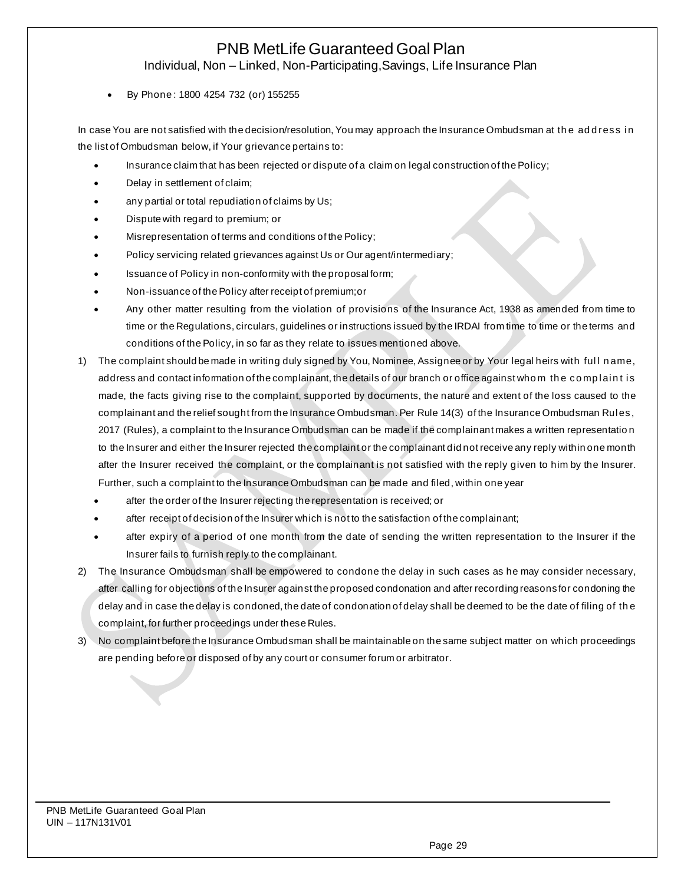- By Phone : 1800 4254 732 (or) 155255

In case You are not satisfied with the decision/resolution, You may approach the Insurance Ombudsman at the address in the list of Ombudsman below, if Your grievance pertains to:

- Insurance claim that has been rejected or dispute of a claim on legal construction of the Policy;
- Delay in settlement of claim;
- any partial or total repudiation of claims by Us;
- Dispute with regard to premium; or
- Misrepresentation of terms and conditions of the Policy;
- Policy servicing related grievances against Us or Our agent/intermediary;
- Issuance of Policy in non-conformity with the proposal form;
- Non-issuance of the Policy after receipt of premium;or
- Any other matter resulting from the violation of provisions of the Insurance Act, 1938 as amended from time to time or the Regulations, circulars, guidelines or instructions issued by the IRDAI from time to time or the terms and conditions of the Policy, in so far as they relate to issues mentioned above.

1) The complaint should be made in writing duly signed by You, Nominee, Assignee or by Your legal heirs with full name, address and contact information of the complainant, the details of our branch or office against whom the complaint is made, the facts giving rise to the complaint, supported by documents, the nature and extent of the loss caused to the complainant and the relief sought from the Insurance Ombudsman. Per Rule 14(3) of the Insurance Ombudsman Rules, 2017 (Rules), a complaint to the Insurance Ombudsman can be made if the complainant makes a written representation to the Insurer and either the Insurer rejected the complaint or the complainant did not receive any reply within one month after the Insurer received the complaint, or the complainant is not satisfied with the reply given to him by the Insurer. Further, such a complaint to the Insurance Ombudsman can be made and filed, within one year
   - after the order of the Insurer rejecting the representation is received; or
   - after receipt of decision of the Insurer which is not to the satisfaction of the complainant;
   - after expiry of a period of one month from the date of sending the written representation to the Insurer if the Insurer fails to furnish reply to the complainant.
2) The Insurance Ombudsman shall be empowered to condone the delay in such cases as he may consider necessary, after calling for objections of the Insurer against the proposed condonation and after recording reasons for condoning the delay and in case the delay is condoned, the date of condonation of delay shall be deemed to be the date of filing of the complaint, for further proceedings under these Rules.
3) No complaint before the Insurance Ombudsman shall be maintainable on the same subject matter on which proceedings are pending before or disposed of by any court or consumer forum or arbitrator.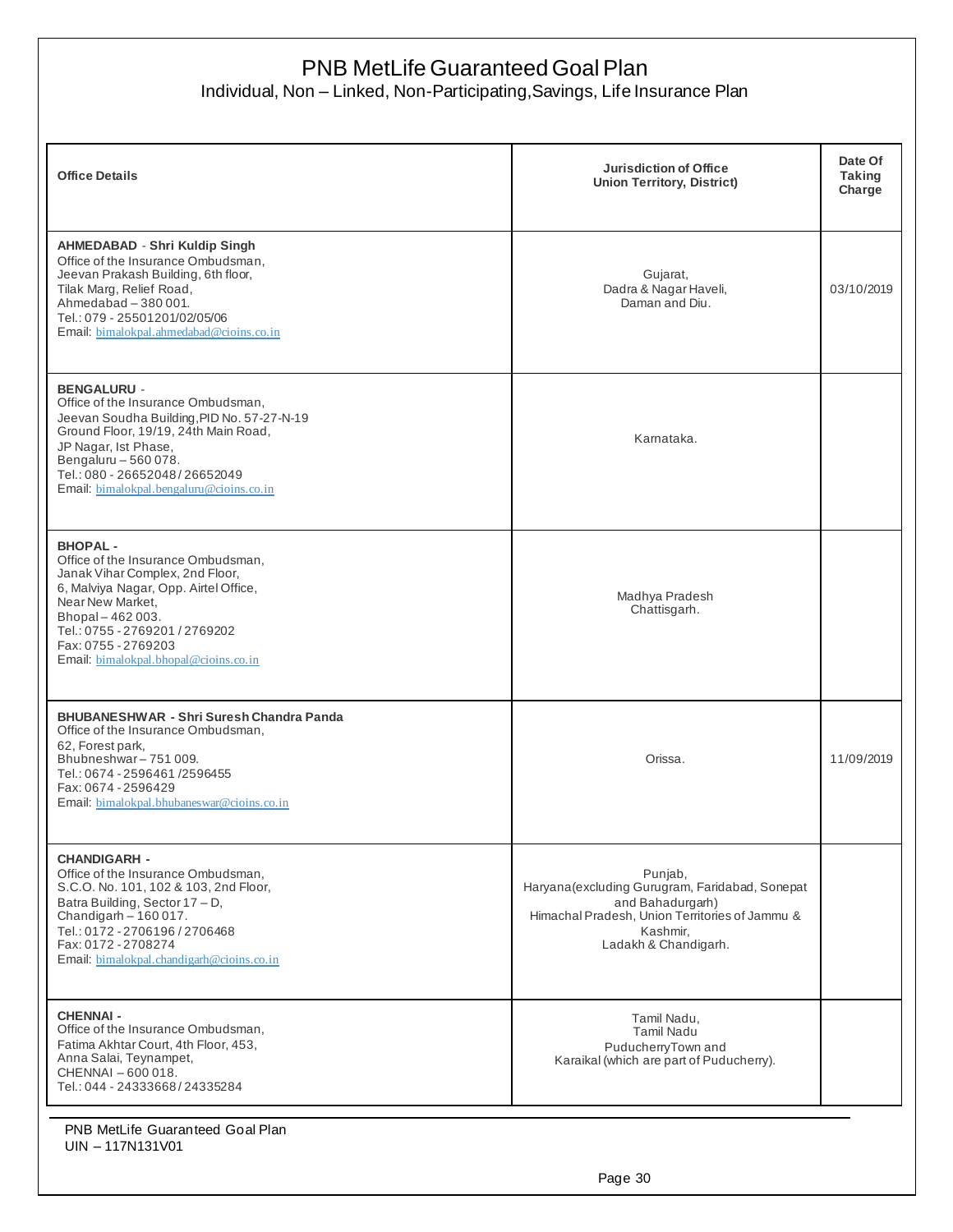| Office Details | Jurisdiction of Office Union Territory, District) | Date Of Taking Charge |
|---|---|---|
| **AHMEDABAD** - **Shri Kuldip Singh**<br>Office of the Insurance Ombudsman,<br>Jeevan Prakash Building, 6th floor,<br>Tilak Marg, Relief Road,<br>Ahmedabad – 380 001.<br>Tel.: 079 - 25501201/02/05/06<br>Email: bimalokpal.ahmedabad@cioins.co.in | Gujarat,<br>Dadra & Nagar Haveli,<br>Daman and Diu. | 03/10/2019 |
| **BENGALURU** -<br>Office of the Insurance Ombudsman,<br>Jeevan Soudha Building,PID No. 57-27-N-19<br>Ground Floor, 19/19, 24th Main Road,<br>JP Nagar, Ist Phase,<br>Bengaluru – 560 078.<br>Tel.: 080 - 26652048 / 26652049<br>Email: bimalokpal.bengaluru@cioins.co.in | Karnataka. | |
| **BHOPAL** -<br>Office of the Insurance Ombudsman,<br>Janak Vihar Complex, 2nd Floor,<br>6, Malviya Nagar, Opp. Airtel Office,<br>Near New Market,<br>Bhopal – 462 003.<br>Tel.: 0755 - 2769201 / 2769202<br>Fax: 0755 - 2769203<br>Email: bimalokpal.bhopal@cioins.co.in | Madhya Pradesh<br>Chattisgarh. | |
| **BHUBANESHWAR** - **Shri Suresh Chandra Panda**<br>Office of the Insurance Ombudsman,<br>62, Forest park,<br>Bhubneshwar – 751 009.<br>Tel.: 0674 - 2596461 /2596455<br>Fax: 0674 - 2596429<br>Email: bimalokpal.bhubaneswar@cioins.co.in | Orissa. | 11/09/2019 |
| **CHANDIGARH** -<br>Office of the Insurance Ombudsman,<br>S.C.O. No. 101, 102 & 103, 2nd Floor,<br>Batra Building, Sector 17 – D,<br>Chandigarh – 160 017.<br>Tel.: 0172 - 2706196 / 2706468<br>Fax: 0172 - 2708274<br>Email: bimalokpal.chandigarh@cioins.co.in | Punjab,<br>Haryana(excluding Gurugram, Faridabad, Sonepat and Bahadurgarh)<br>Himachal Pradesh, Union Territories of Jammu & Kashmir,<br>Ladakh & Chandigarh. | |
| **CHENNAI** -<br>Office of the Insurance Ombudsman,<br>Fatima Akhtar Court, 4th Floor, 453,<br>Anna Salai, Teynampet,<br>CHENNAI – 600 018.<br>Tel.: 044 - 24333668 / 24335284 | Tamil Nadu,<br>Tamil Nadu<br>PuducherryTown and<br>Karaikal (which are part of Puducherry). | |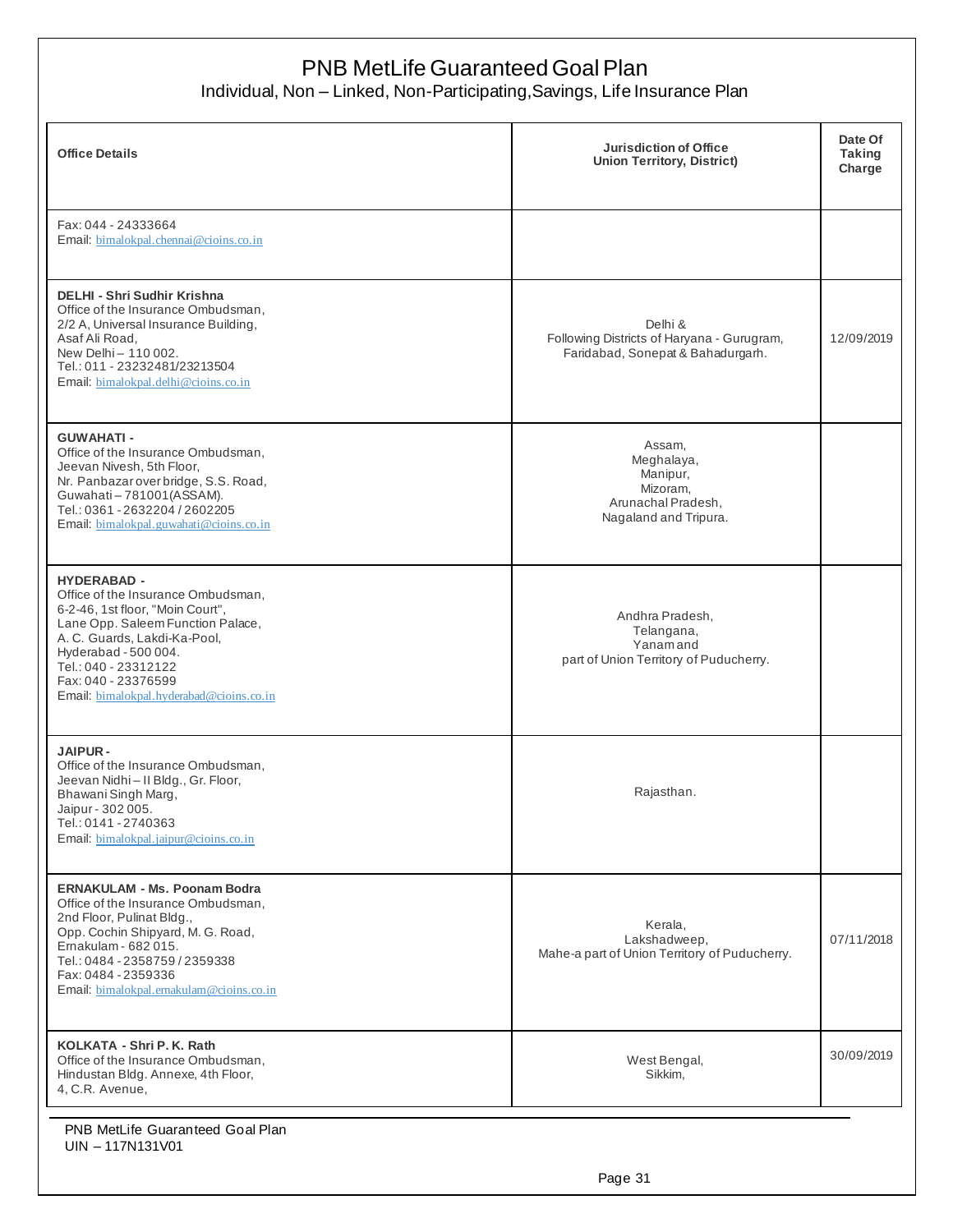# PNB MetLife Guaranteed Goal Plan

Individual, Non – Linked, Non-Participating,Savings, Life Insurance Plan

| Office Details | Jurisdiction of Office Union Territory, District) | Date Of Taking Charge |
|---|---|---|
| Fax: 044 - 24333664<br>Email: bimalokpal.chennai@cioins.co.in | | |
| **DELHI - Shri Sudhir Krishna**<br>Office of the Insurance Ombudsman,<br>2/2 A, Universal Insurance Building,<br>Asaf Ali Road,<br>New Delhi – 110 002.<br>Tel.: 011 - 23232481/23213504<br>Email: bimalokpal.delhi@cioins.co.in | Delhi &<br>Following Districts of Haryana - Gurugram, Faridabad, Sonepat & Bahadurgarh. | 12/09/2019 |
| **GUWAHATI -**<br>Office of the Insurance Ombudsman,<br>Jeevan Nivesh, 5th Floor,<br>Nr. Panbazar over bridge, S.S. Road,<br>Guwahati – 781001(ASSAM).<br>Tel.: 0361 - 2632204 / 2602205<br>Email: bimalokpal.guwahati@cioins.co.in | Assam,<br>Meghalaya,<br>Manipur,<br>Mizoram,<br>Arunachal Pradesh,<br>Nagaland and Tripura. | |
| **HYDERABAD -**<br>Office of the Insurance Ombudsman,<br>6-2-46, 1st floor, "Moin Court",<br>Lane Opp. Saleem Function Palace,<br>A. C. Guards, Lakdi-Ka-Pool,<br>Hyderabad - 500 004.<br>Tel.: 040 - 23312122<br>Fax: 040 - 23376599<br>Email: bimalokpal.hyderabad@cioins.co.in | Andhra Pradesh,<br>Telangana,<br>Yanam and<br>part of Union Territory of Puducherry. | |
| **JAIPUR -**<br>Office of the Insurance Ombudsman,<br>Jeevan Nidhi – II Bldg., Gr. Floor,<br>Bhawani Singh Marg,<br>Jaipur - 302 005.<br>Tel.: 0141 - 2740363<br>Email: bimalokpal.jaipur@cioins.co.in | Rajasthan. | |
| **ERNAKULAM - Ms. Poonam Bodra**<br>Office of the Insurance Ombudsman,<br>2nd Floor, Pulinat Bldg.,<br>Opp. Cochin Shipyard, M. G. Road,<br>Ernakulam - 682 015.<br>Tel.: 0484 - 2358759 / 2359338<br>Fax: 0484 - 2359336<br>Email: bimalokpal.ernakulam@cioins.co.in | Kerala,<br>Lakshadweep,<br>Mahe-a part of Union Territory of Puducherry. | 07/11/2018 |
| **KOLKATA - Shri P. K. Rath**<br>Office of the Insurance Ombudsman,<br>Hindustan Bldg. Annexe, 4th Floor,<br>4, C.R. Avenue, | West Bengal,<br>Sikkim, | 30/09/2019 |

PNB MetLife Guaranteed Goal Plan
UIN – 117N131V01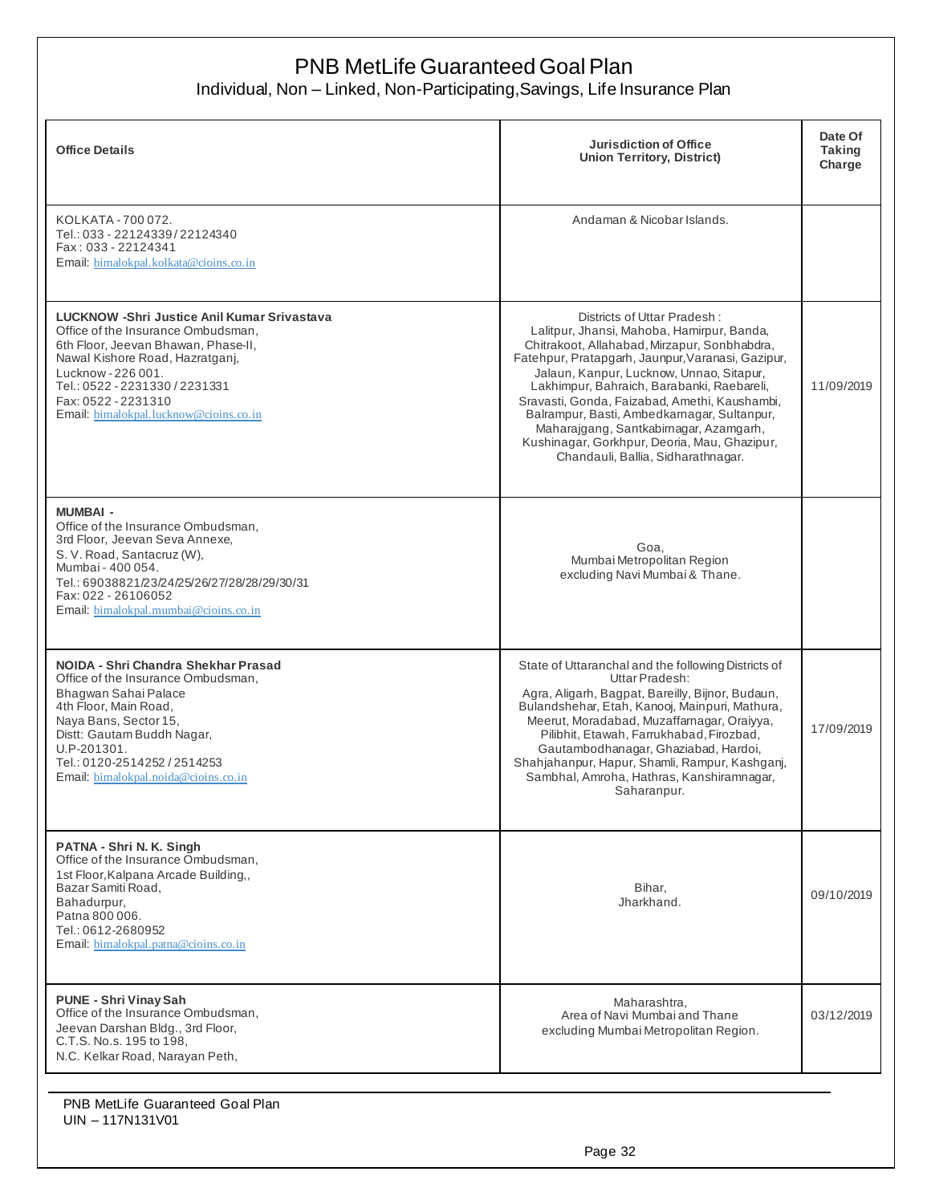# PNB MetLife Guaranteed Goal Plan

Individual, Non – Linked, Non-Participating,Savings, Life Insurance Plan

| Office Details | Jurisdiction of Office Union Territory, District) | Date Of Taking Charge |
|---|---|---|
| KOLKATA - 700 072.<br>Tel.: 033 - 22124339 / 22124340<br>Fax : 033 - 22124341<br>Email: bimalokpal.kolkata@cioins.co.in | Andaman & Nicobar Islands. | |
| **LUCKNOW -Shri Justice Anil Kumar Srivastava**<br>Office of the Insurance Ombudsman,<br>6th Floor, Jeevan Bhawan, Phase-II,<br>Nawal Kishore Road, Hazratganj,<br>Lucknow - 226 001.<br>Tel.: 0522 - 2231330 / 2231331<br>Fax: 0522 - 2231310<br>Email: bimalokpal.lucknow@cioins.co.in | Districts of Uttar Pradesh :<br>Lalitpur, Jhansi, Mahoba, Hamirpur, Banda, Chitrakoot, Allahabad, Mirzapur, Sonbhabdra, Fatehpur, Pratapgarh, Jaunpur,Varanasi, Gazipur, Jalaun, Kanpur, Lucknow, Unnao, Sitapur, Lakhimpur, Bahraich, Barabanki, Raebareli, Sravasti, Gonda, Faizabad, Amethi, Kaushambi, Balrampur, Basti, Ambedkarnagar, Sultanpur, Maharajgang, Santkabirnagar, Azamgarh, Kushinagar, Gorkhpur, Deoria, Mau, Ghazipur, Chandauli, Ballia, Sidharathnagar. | 11/09/2019 |
| **MUMBAI -**<br>Office of the Insurance Ombudsman,<br>3rd Floor, Jeevan Seva Annexe,<br>S. V. Road, Santacruz (W),<br>Mumbai - 400 054.<br>Tel.: 69038821/23/24/25/26/27/28/28/29/30/31<br>Fax: 022 - 26106052<br>Email: bimalokpal.mumbai@cioins.co.in | Goa,<br>Mumbai Metropolitan Region excluding Navi Mumbai & Thane. | |
| **NOIDA - Shri Chandra Shekhar Prasad**<br>Office of the Insurance Ombudsman,<br>Bhagwan Sahai Palace<br>4th Floor, Main Road,<br>Naya Bans, Sector 15,<br>Distt: Gautam Buddh Nagar,<br>U.P-201301.<br>Tel.: 0120-2514252 / 2514253<br>Email: bimalokpal.noida@cioins.co.in | State of Uttaranchal and the following Districts of Uttar Pradesh:<br>Agra, Aligarh, Bagpat, Bareilly, Bijnor, Budaun, Bulandshehar, Etah, Kanooj, Mainpuri, Mathura, Meerut, Moradabad, Muzaffarnagar, Oraiyya, Pilibhit, Etawah, Farrukhabad, Firozbad, Gautambodhanagar, Ghaziabad, Hardoi, Shahjahanpur, Hapur, Shamli, Rampur, Kashganj, Sambhal, Amroha, Hathras, Kanshiramnagar, Saharanpur. | 17/09/2019 |
| **PATNA - Shri N. K. Singh**<br>Office of the Insurance Ombudsman,<br>1st Floor,Kalpana Arcade Building,,<br>Bazar Samiti Road,<br>Bahadurpur,<br>Patna 800 006.<br>Tel.: 0612-2680952<br>Email: bimalokpal.patna@cioins.co.in | Bihar,<br>Jharkhand. | 09/10/2019 |
| **PUNE - Shri Vinay Sah**<br>Office of the Insurance Ombudsman,<br>Jeevan Darshan Bldg., 3rd Floor,<br>C.T.S. No.s. 195 to 198,<br>N.C. Kelkar Road, Narayan Peth, | Maharashtra,<br>Area of Navi Mumbai and Thane excluding Mumbai Metropolitan Region. | 03/12/2019 |

PNB MetLife Guaranteed Goal Plan
UIN – 117N131V01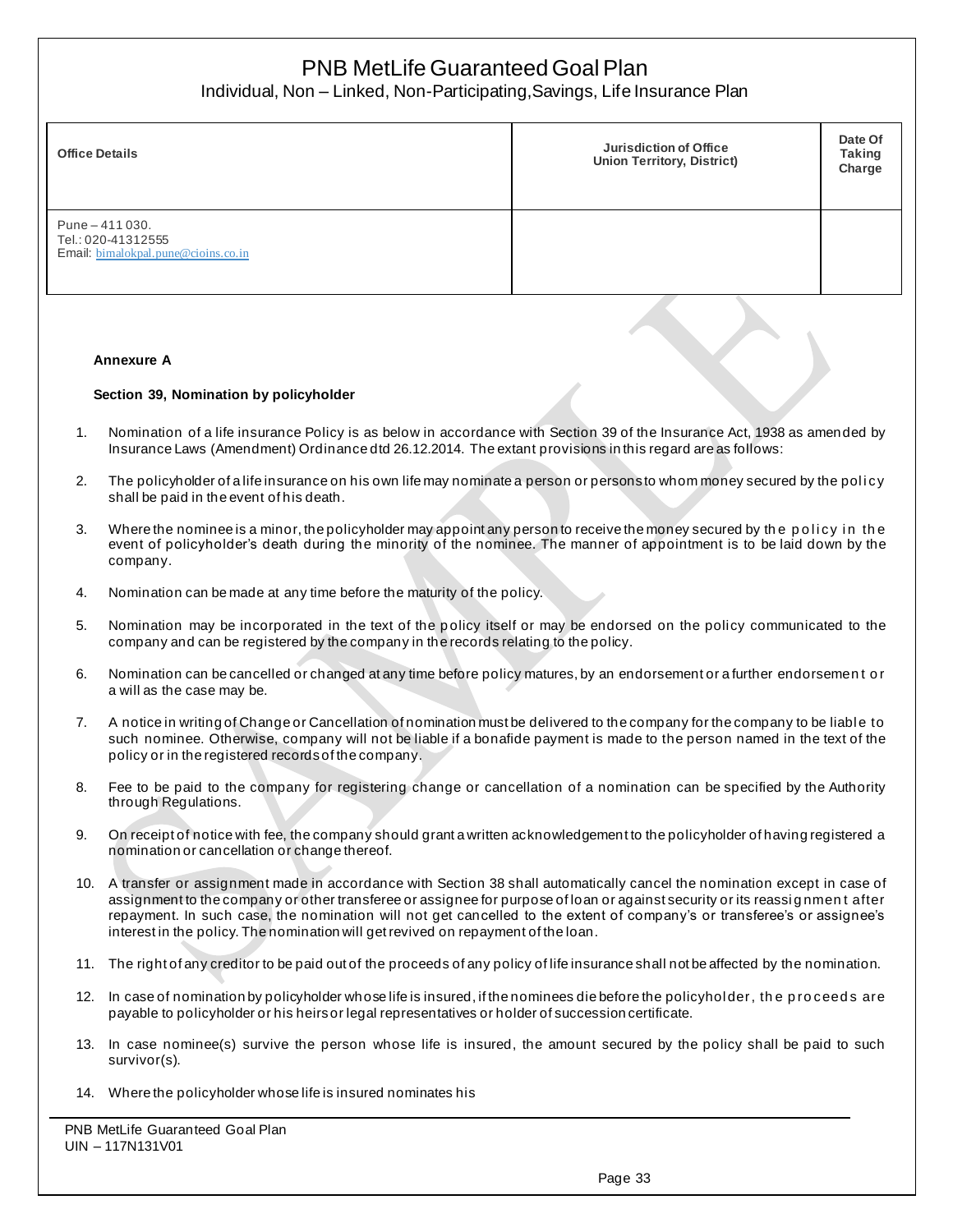| Office Details | Jurisdiction of Office Union Territory, District) | Date Of Taking Charge |
|---|---|---|
| Pune – 411 030.<br>Tel.: 020-41312555<br>Email: bimalokpal.pune@cioins.co.in | | |

**Annexure A**

**Section 39, Nomination by policyholder**

1. Nomination of a life insurance Policy is as below in accordance with Section 39 of the Insurance Act, 1938 as amended by Insurance Laws (Amendment) Ordinance dtd 26.12.2014. The extant provisions in this regard are as follows:

2. The policyholder of a life insurance on his own life may nominate a person or persons to whom money secured by the policy shall be paid in the event of his death.

3. Where the nominee is a minor, the policyholder may appoint any person to receive the money secured by the policy in the event of policyholder's death during the minority of the nominee. The manner of appointment is to be laid down by the company.

4. Nomination can be made at any time before the maturity of the policy.

5. Nomination may be incorporated in the text of the policy itself or may be endorsed on the policy communicated to the company and can be registered by the company in the records relating to the policy.

6. Nomination can be cancelled or changed at any time before policy matures, by an endorsement or a further endorsement or a will as the case may be.

7. A notice in writing of Change or Cancellation of nomination must be delivered to the company for the company to be liable to such nominee. Otherwise, company will not be liable if a bonafide payment is made to the person named in the text of the policy or in the registered records of the company.

8. Fee to be paid to the company for registering change or cancellation of a nomination can be specified by the Authority through Regulations.

9. On receipt of notice with fee, the company should grant a written acknowledgement to the policyholder of having registered a nomination or cancellation or change thereof.

10. A transfer or assignment made in accordance with Section 38 shall automatically cancel the nomination except in case of assignment to the company or other transferee or assignee for purpose of loan or against security or its reassignment after repayment. In such case, the nomination will not get cancelled to the extent of company's or transferee's or assignee's interest in the policy. The nomination will get revived on repayment of the loan.

11. The right of any creditor to be paid out of the proceeds of any policy of life insurance shall not be affected by the nomination.

12. In case of nomination by policyholder whose life is insured, if the nominees die before the policyholder, the proceeds are payable to policyholder or his heirs or legal representatives or holder of succession certificate.

13. In case nominee(s) survive the person whose life is insured, the amount secured by the policy shall be paid to such survivor(s).

14. Where the policyholder whose life is insured nominates his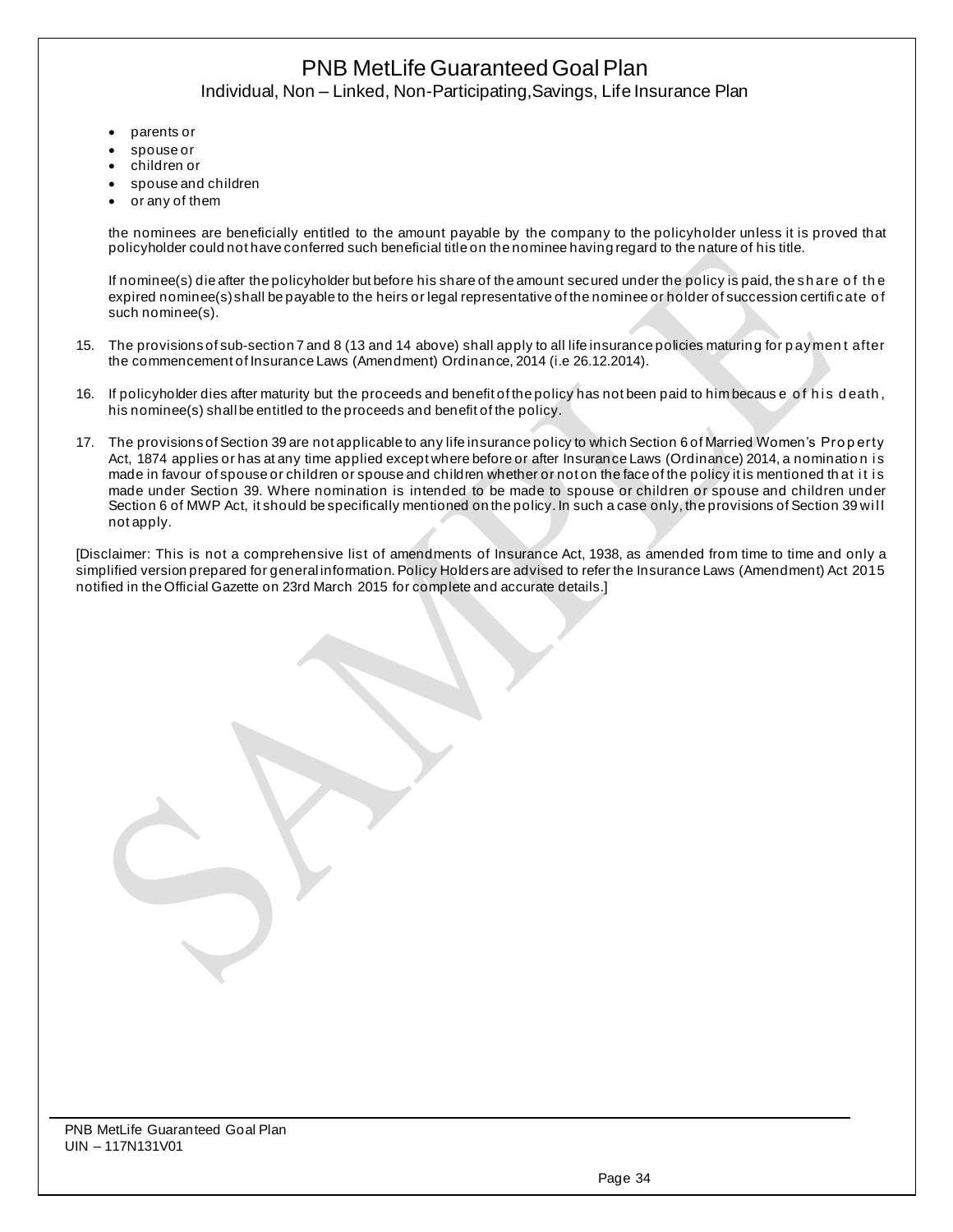- parents or
- spouse or
- children or
- spouse and children
- or any of them

the nominees are beneficially entitled to the amount payable by the company to the policyholder unless it is proved that policyholder could not have conferred such beneficial title on the nominee having regard to the nature of his title.

If nominee(s) die after the policyholder but before his share of the amount secured under the policy is paid, the share of the expired nominee(s) shall be payable to the heirs or legal representative of the nominee or holder of succession certificate of such nominee(s).

15. The provisions of sub-section 7 and 8 (13 and 14 above) shall apply to all life insurance policies maturing for payment after the commencement of Insurance Laws (Amendment) Ordinance, 2014 (i.e 26.12.2014).

16. If policyholder dies after maturity but the proceeds and benefit of the policy has not been paid to him because of his death, his nominee(s) shall be entitled to the proceeds and benefit of the policy.

17. The provisions of Section 39 are not applicable to any life insurance policy to which Section 6 of Married Women's Property Act, 1874 applies or has at any time applied except where before or after Insurance Laws (Ordinance) 2014, a nomination is made in favour of spouse or children or spouse and children whether or not on the face of the policy it is mentioned that it is made under Section 39. Where nomination is intended to be made to spouse or children or spouse and children under Section 6 of MWP Act, it should be specifically mentioned on the policy. In such a case only, the provisions of Section 39 will not apply.

[Disclaimer: This is not a comprehensive list of amendments of Insurance Act, 1938, as amended from time to time and only a simplified version prepared for general information. Policy Holders are advised to refer the Insurance Laws (Amendment) Act 2015 notified in the Official Gazette on 23rd March 2015 for complete and accurate details.]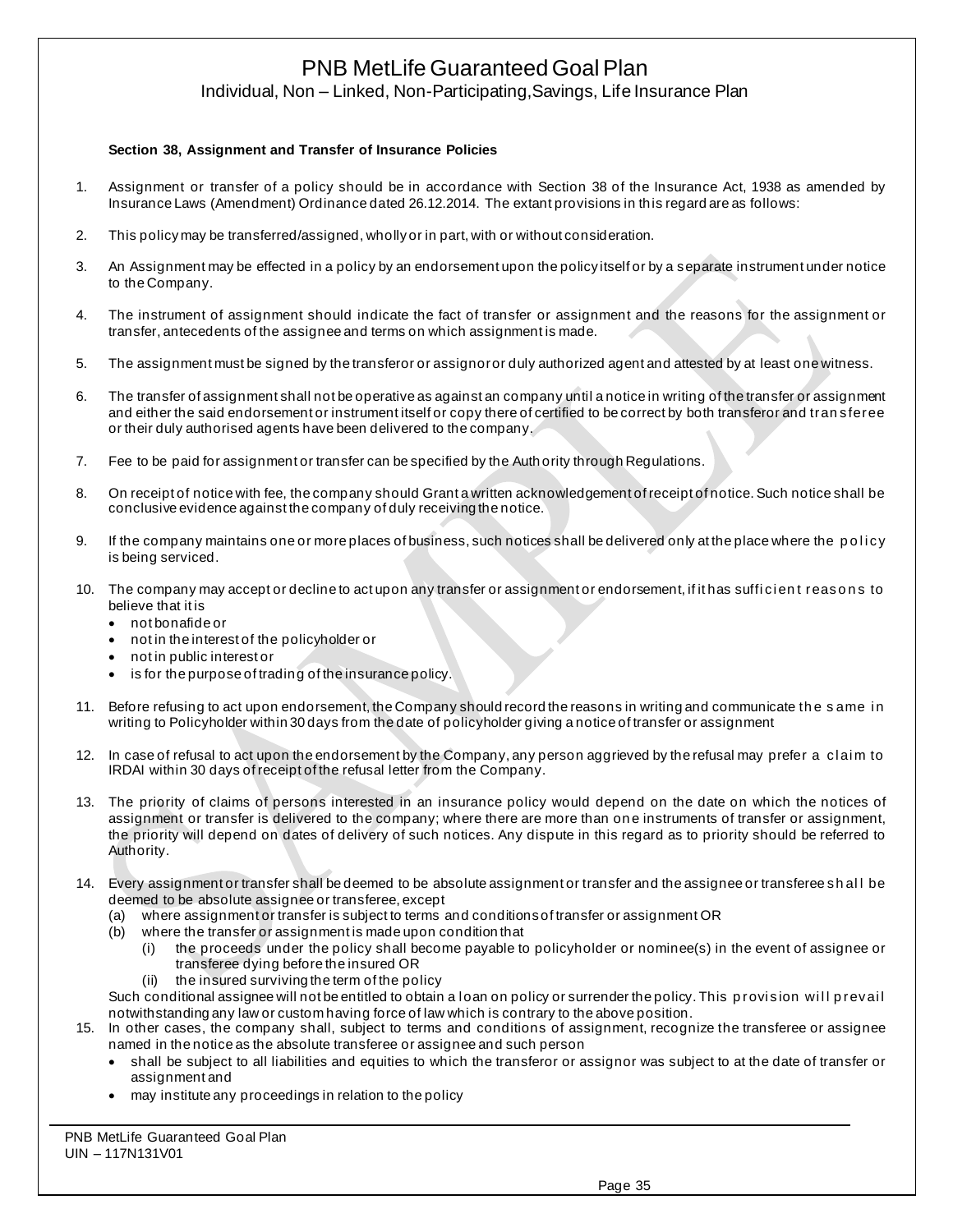**Section 38, Assignment and Transfer of Insurance Policies**

1. Assignment or transfer of a policy should be in accordance with Section 38 of the Insurance Act, 1938 as amended by Insurance Laws (Amendment) Ordinance dated 26.12.2014. The extant provisions in this regard are as follows:

2. This policy may be transferred/assigned, wholly or in part, with or without consideration.

3. An Assignment may be effected in a policy by an endorsement upon the policy itself or by a separate instrument under notice to the Company.

4. The instrument of assignment should indicate the fact of transfer or assignment and the reasons for the assignment or transfer, antecedents of the assignee and terms on which assignment is made.

5. The assignment must be signed by the transferor or assignor or duly authorized agent and attested by at least one witness.

6. The transfer of assignment shall not be operative as against an company until a notice in writing of the transfer or assignment and either the said endorsement or instrument itself or copy there of certified to be correct by both transferor and transferee or their duly authorised agents have been delivered to the company.

7. Fee to be paid for assignment or transfer can be specified by the Authority through Regulations.

8. On receipt of notice with fee, the company should Grant a written acknowledgement of receipt of notice. Such notice shall be conclusive evidence against the company of duly receiving the notice.

9. If the company maintains one or more places of business, such notices shall be delivered only at the place where the policy is being serviced.

10. The company may accept or decline to act upon any transfer or assignment or endorsement, if it has sufficient reasons to believe that it is
    - not bonafide or
    - not in the interest of the policyholder or
    - not in public interest or
    - is for the purpose of trading of the insurance policy.

11. Before refusing to act upon endorsement, the Company should record the reasons in writing and communicate the same in writing to Policyholder within 30 days from the date of policyholder giving a notice of transfer or assignment

12. In case of refusal to act upon the endorsement by the Company, any person aggrieved by the refusal may prefer a claim to IRDAI within 30 days of receipt of the refusal letter from the Company.

13. The priority of claims of persons interested in an insurance policy would depend on the date on which the notices of assignment or transfer is delivered to the company; where there are more than one instruments of transfer or assignment, the priority will depend on dates of delivery of such notices. Any dispute in this regard as to priority should be referred to Authority.

14. Every assignment or transfer shall be deemed to be absolute assignment or transfer and the assignee or transferee shall be deemed to be absolute assignee or transferee, except
    (a) where assignment or transfer is subject to terms and conditions of transfer or assignment OR
    (b) where the transfer or assignment is made upon condition that
        (i) the proceeds under the policy shall become payable to policyholder or nominee(s) in the event of assignee or transferee dying before the insured OR
        (ii) the insured surviving the term of the policy

    Such conditional assignee will not be entitled to obtain a loan on policy or surrender the policy. This provision will prevail notwithstanding any law or custom having force of law which is contrary to the above position.

15. In other cases, the company shall, subject to terms and conditions of assignment, recognize the transferee or assignee named in the notice as the absolute transferee or assignee and such person
    - shall be subject to all liabilities and equities to which the transferor or assignor was subject to at the date of transfer or assignment and
    - may institute any proceedings in relation to the policy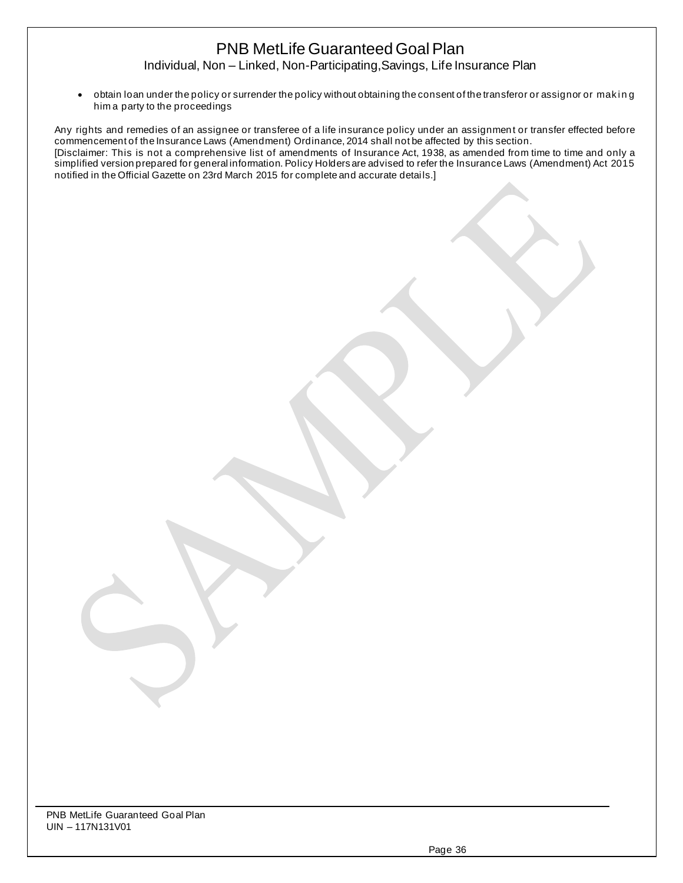- obtain loan under the policy or surrender the policy without obtaining the consent of the transferor or assignor or making him a party to the proceedings

Any rights and remedies of an assignee or transferee of a life insurance policy under an assignment or transfer effected before commencement of the Insurance Laws (Amendment) Ordinance, 2014 shall not be affected by this section.

[Disclaimer: This is not a comprehensive list of amendments of Insurance Act, 1938, as amended from time to time and only a simplified version prepared for general information. Policy Holders are advised to refer the Insurance Laws (Amendment) Act 2015 notified in the Official Gazette on 23rd March 2015 for complete and accurate details.]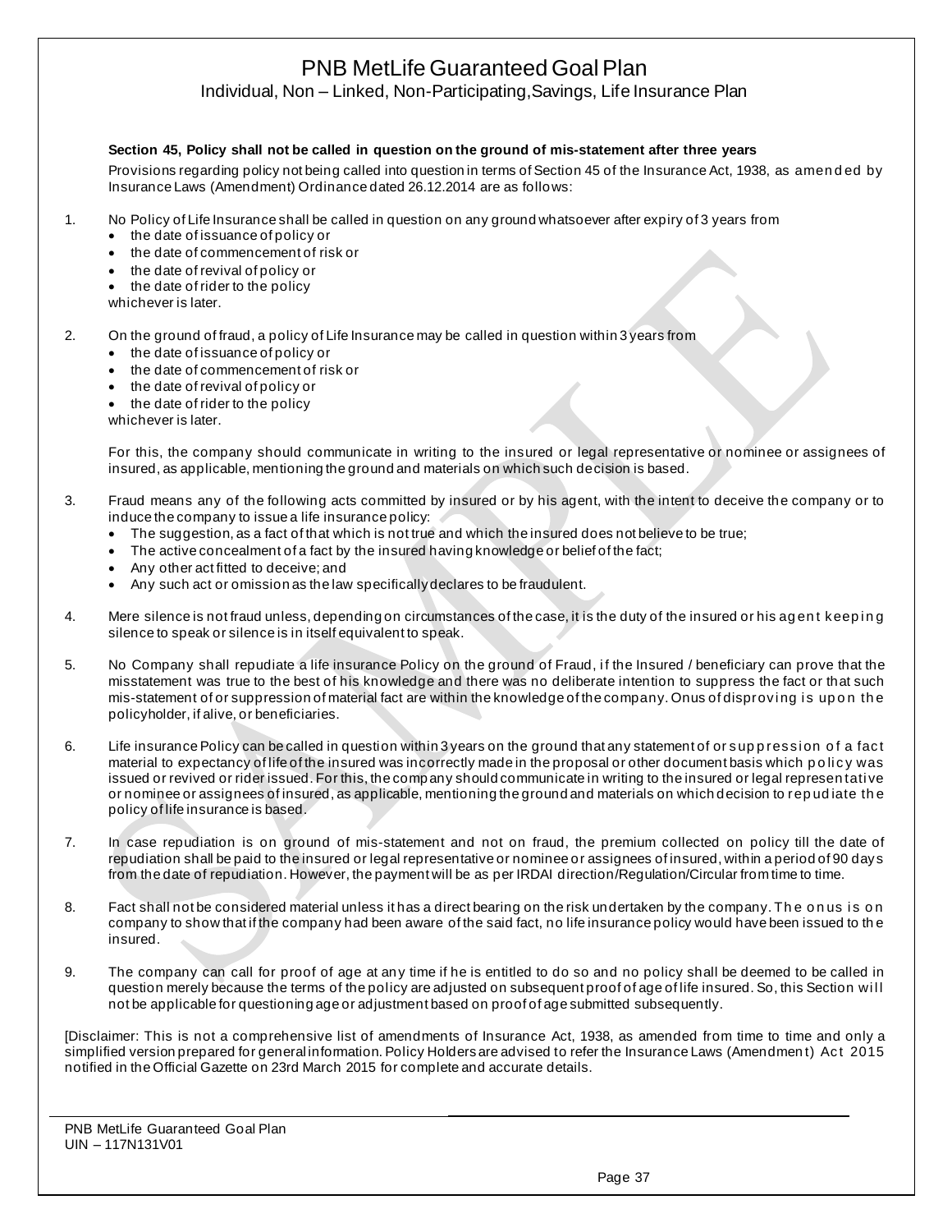**Section 45, Policy shall not be called in question on the ground of mis-statement after three years**

Provisions regarding policy not being called into question in terms of Section 45 of the Insurance Act, 1938, as amended by Insurance Laws (Amendment) Ordinance dated 26.12.2014 are as follows:

1. No Policy of Life Insurance shall be called in question on any ground whatsoever after expiry of 3 years from
   - the date of issuance of policy or
   - the date of commencement of risk or
   - the date of revival of policy or
   - the date of rider to the policy

   whichever is later.

2. On the ground of fraud, a policy of Life Insurance may be called in question within 3 years from
   - the date of issuance of policy or
   - the date of commencement of risk or
   - the date of revival of policy or
   - the date of rider to the policy

   whichever is later.

   For this, the company should communicate in writing to the insured or legal representative or nominee or assignees of insured, as applicable, mentioning the ground and materials on which such decision is based.

3. Fraud means any of the following acts committed by insured or by his agent, with the intent to deceive the company or to induce the company to issue a life insurance policy:
   - The suggestion, as a fact of that which is not true and which the insured does not believe to be true;
   - The active concealment of a fact by the insured having knowledge or belief of the fact;
   - Any other act fitted to deceive; and
   - Any such act or omission as the law specifically declares to be fraudulent.

4. Mere silence is not fraud unless, depending on circumstances of the case, it is the duty of the insured or his agent keeping silence to speak or silence is in itself equivalent to speak.

5. No Company shall repudiate a life insurance Policy on the ground of Fraud, if the Insured / beneficiary can prove that the misstatement was true to the best of his knowledge and there was no deliberate intention to suppress the fact or that such mis-statement of or suppression of material fact are within the knowledge of the company. Onus of disproving is upon the policyholder, if alive, or beneficiaries.

6. Life insurance Policy can be called in question within 3 years on the ground that any statement of or suppression of a fact material to expectancy of life of the insured was incorrectly made in the proposal or other document basis which policy was issued or revived or rider issued. For this, the company should communicate in writing to the insured or legal representative or nominee or assignees of insured, as applicable, mentioning the ground and materials on which decision to repudiate the policy of life insurance is based.

7. In case repudiation is on ground of mis-statement and not on fraud, the premium collected on policy till the date of repudiation shall be paid to the insured or legal representative or nominee or assignees of insured, within a period of 90 days from the date of repudiation. However, the payment will be as per IRDAI direction/Regulation/Circular from time to time.

8. Fact shall not be considered material unless it has a direct bearing on the risk undertaken by the company. The onus is on company to show that if the company had been aware of the said fact, no life insurance policy would have been issued to the insured.

9. The company can call for proof of age at any time if he is entitled to do so and no policy shall be deemed to be called in question merely because the terms of the policy are adjusted on subsequent proof of age of life insured. So, this Section will not be applicable for questioning age or adjustment based on proof of age submitted subsequently.

[Disclaimer: This is not a comprehensive list of amendments of Insurance Act, 1938, as amended from time to time and only a simplified version prepared for general information. Policy Holders are advised to refer the Insurance Laws (Amendment) Act 2015 notified in the Official Gazette on 23rd March 2015 for complete and accurate details.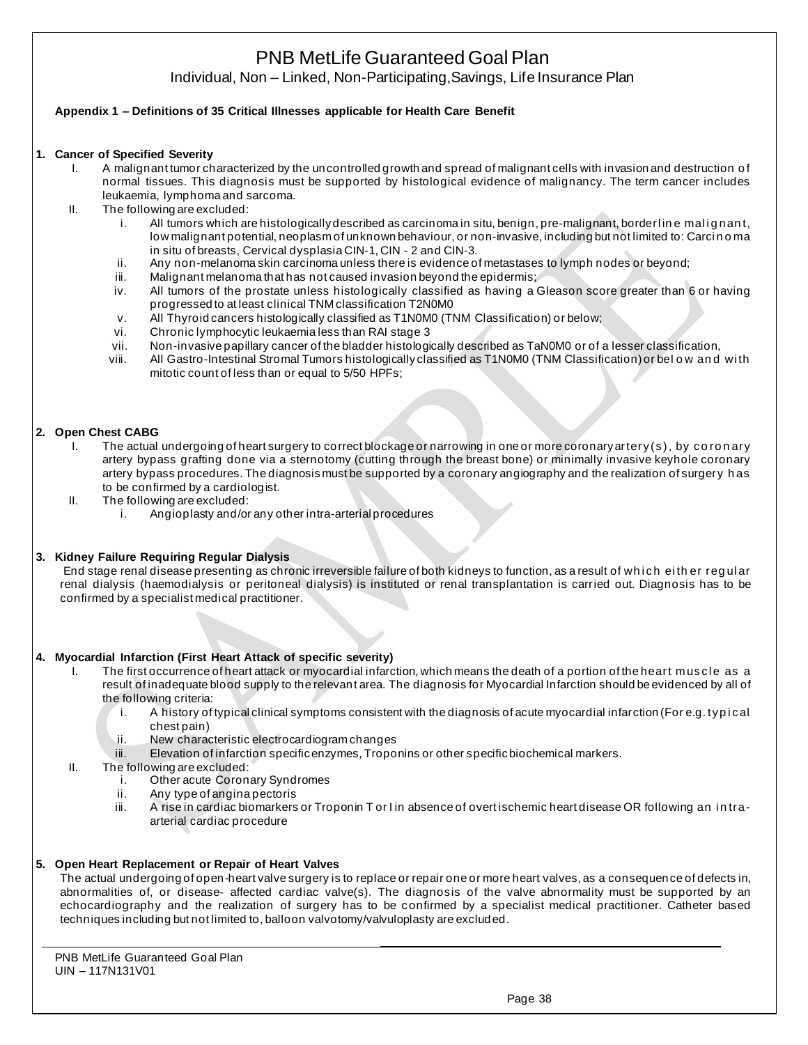# PNB MetLife Guaranteed Goal Plan

Individual, Non – Linked, Non-Participating,Savings, Life Insurance Plan

**Appendix 1 – Definitions of 35 Critical Illnesses applicable for Health Care Benefit**

**1. Cancer of Specified Severity**

I. A malignant tumor characterized by the uncontrolled growth and spread of malignant cells with invasion and destruction of normal tissues. This diagnosis must be supported by histological evidence of malignancy. The term cancer includes leukaemia, lymphoma and sarcoma.

II. The following are excluded:

i. All tumors which are histologically described as carcinoma in situ, benign, pre-malignant, borderline malignant, low malignant potential, neoplasm of unknown behaviour, or non-invasive, including but not limited to: Carcinoma in situ of breasts, Cervical dysplasia CIN-1, CIN - 2 and CIN-3.

ii. Any non-melanoma skin carcinoma unless there is evidence of metastases to lymph nodes or beyond;

iii. Malignant melanoma that has not caused invasion beyond the epidermis;

iv. All tumors of the prostate unless histologically classified as having a Gleason score greater than 6 or having progressed to at least clinical TNM classification T2N0M0

v. All Thyroid cancers histologically classified as T1N0M0 (TNM Classification) or below;

vi. Chronic lymphocytic leukaemia less than RAI stage 3

vii. Non-invasive papillary cancer of the bladder histologically described as TaN0M0 or of a lesser classification,

viii. All Gastro-Intestinal Stromal Tumors histologically classified as T1N0M0 (TNM Classification) or below and with mitotic count of less than or equal to 5/50 HPFs;

**2. Open Chest CABG**

I. The actual undergoing of heart surgery to correct blockage or narrowing in one or more coronary artery(s), by coronary artery bypass grafting done via a sternotomy (cutting through the breast bone) or minimally invasive keyhole coronary artery bypass procedures. The diagnosis must be supported by a coronary angiography and the realization of surgery has to be confirmed by a cardiologist.

II. The following are excluded:

i. Angioplasty and/or any other intra-arterial procedures

**3. Kidney Failure Requiring Regular Dialysis**

End stage renal disease presenting as chronic irreversible failure of both kidneys to function, as a result of which either regular renal dialysis (haemodialysis or peritoneal dialysis) is instituted or renal transplantation is carried out. Diagnosis has to be confirmed by a specialist medical practitioner.

**4. Myocardial Infarction (First Heart Attack of specific severity)**

I. The first occurrence of heart attack or myocardial infarction, which means the death of a portion of the heart muscle as a result of inadequate blood supply to the relevant area. The diagnosis for Myocardial Infarction should be evidenced by all of the following criteria:

i. A history of typical clinical symptoms consistent with the diagnosis of acute myocardial infarction (For e.g. typical chest pain)

ii. New characteristic electrocardiogram changes

iii. Elevation of infarction specific enzymes, Troponins or other specific biochemical markers.

II. The following are excluded:

i. Other acute Coronary Syndromes

ii. Any type of angina pectoris

iii. A rise in cardiac biomarkers or Troponin T or I in absence of overt ischemic heart disease OR following an intra-arterial cardiac procedure

**5. Open Heart Replacement or Repair of Heart Valves**

The actual undergoing of open-heart valve surgery is to replace or repair one or more heart valves, as a consequence of defects in, abnormalities of, or disease- affected cardiac valve(s). The diagnosis of the valve abnormality must be supported by an echocardiography and the realization of surgery has to be confirmed by a specialist medical practitioner. Catheter based techniques including but not limited to, balloon valvotomy/valvuloplasty are excluded.

PNB MetLife Guaranteed Goal Plan
UIN – 117N131V01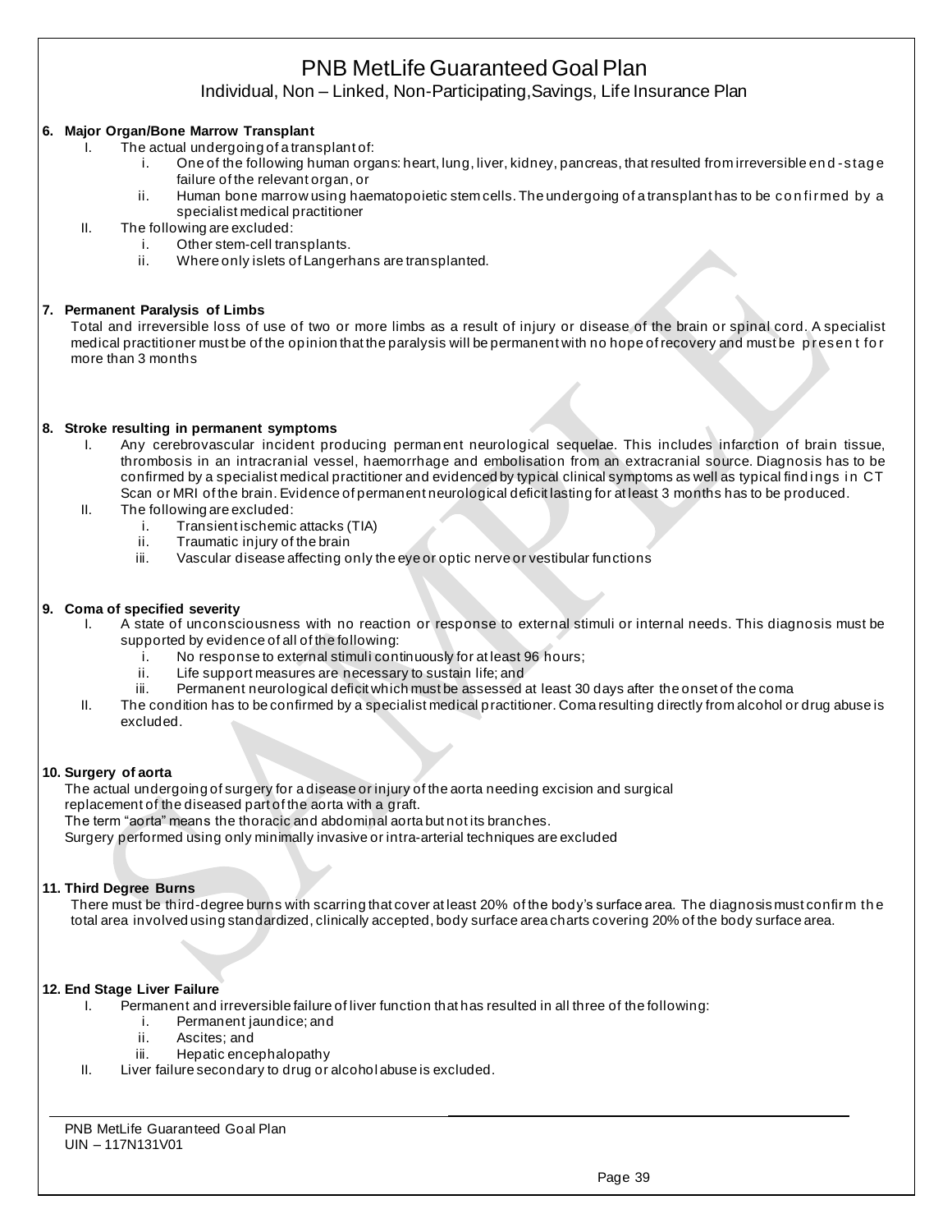**6. Major Organ/Bone Marrow Transplant**

I. The actual undergoing of a transplant of:

   i. One of the following human organs: heart, lung, liver, kidney, pancreas, that resulted from irreversible end-stage failure of the relevant organ, or

   ii. Human bone marrow using haematopoietic stem cells. The undergoing of a transplant has to be confirmed by a specialist medical practitioner

II. The following are excluded:

   i. Other stem-cell transplants.

   ii. Where only islets of Langerhans are transplanted.

**7. Permanent Paralysis of Limbs**

Total and irreversible loss of use of two or more limbs as a result of injury or disease of the brain or spinal cord. A specialist medical practitioner must be of the opinion that the paralysis will be permanent with no hope of recovery and must be present for more than 3 months

**8. Stroke resulting in permanent symptoms**

I. Any cerebrovascular incident producing permanent neurological sequelae. This includes infarction of brain tissue, thrombosis in an intracranial vessel, haemorrhage and embolisation from an extracranial source. Diagnosis has to be confirmed by a specialist medical practitioner and evidenced by typical clinical symptoms as well as typical findings in CT Scan or MRI of the brain. Evidence of permanent neurological deficit lasting for at least 3 months has to be produced.

II. The following are excluded:

   i. Transient ischemic attacks (TIA)

   ii. Traumatic injury of the brain

   iii. Vascular disease affecting only the eye or optic nerve or vestibular functions

**9. Coma of specified severity**

I. A state of unconsciousness with no reaction or response to external stimuli or internal needs. This diagnosis must be supported by evidence of all of the following:

   i. No response to external stimuli continuously for at least 96 hours;

   ii. Life support measures are necessary to sustain life; and

   iii. Permanent neurological deficit which must be assessed at least 30 days after the onset of the coma

II. The condition has to be confirmed by a specialist medical practitioner. Coma resulting directly from alcohol or drug abuse is excluded.

**10. Surgery of aorta**

The actual undergoing of surgery for a disease or injury of the aorta needing excision and surgical replacement of the diseased part of the aorta with a graft.
The term "aorta" means the thoracic and abdominal aorta but not its branches.
Surgery performed using only minimally invasive or intra-arterial techniques are excluded

**11. Third Degree Burns**

There must be third-degree burns with scarring that cover at least 20% of the body's surface area. The diagnosis must confirm the total area involved using standardized, clinically accepted, body surface area charts covering 20% of the body surface area.

**12. End Stage Liver Failure**

I. Permanent and irreversible failure of liver function that has resulted in all three of the following:

   i. Permanent jaundice; and

   ii. Ascites; and

   iii. Hepatic encephalopathy

II. Liver failure secondary to drug or alcohol abuse is excluded.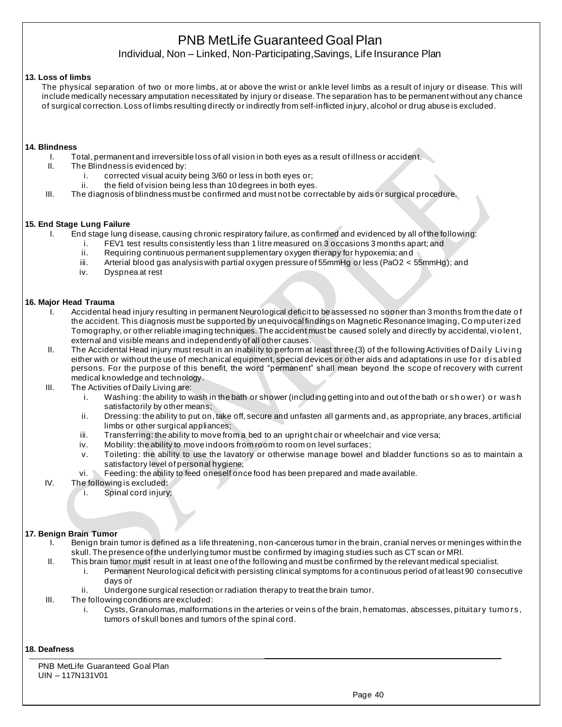**13. Loss of limbs**

The physical separation of two or more limbs, at or above the wrist or ankle level limbs as a result of injury or disease. This will include medically necessary amputation necessitated by injury or disease. The separation has to be permanent without any chance of surgical correction. Loss of limbs resulting directly or indirectly from self-inflicted injury, alcohol or drug abuse is excluded.

**14. Blindness**

I. Total, permanent and irreversible loss of all vision in both eyes as a result of illness or accident.

II. The Blindness is evidenced by:
   - i. corrected visual acuity being 3/60 or less in both eyes or;
   - ii. the field of vision being less than 10 degrees in both eyes.

III. The diagnosis of blindness must be confirmed and must not be correctable by aids or surgical procedure.

**15. End Stage Lung Failure**

I. End stage lung disease, causing chronic respiratory failure, as confirmed and evidenced by all of the following:
   - i. FEV1 test results consistently less than 1 litre measured on 3 occasions 3 months apart; and
   - ii. Requiring continuous permanent supplementary oxygen therapy for hypoxemia; and
   - iii. Arterial blood gas analysis with partial oxygen pressure of 55mmHg or less ($PaO_2$ < 55mmHg); and
   - iv. Dyspnea at rest

**16. Major Head Trauma**

I. Accidental head injury resulting in permanent Neurological deficit to be assessed no sooner than 3 months from the date of the accident. This diagnosis must be supported by unequivocal findings on Magnetic Resonance Imaging, Computerized Tomography, or other reliable imaging techniques. The accident must be caused solely and directly by accidental, violent, external and visible means and independently of all other causes.

II. The Accidental Head injury must result in an inability to perform at least three (3) of the following Activities of Daily Living either with or without the use of mechanical equipment, special devices or other aids and adaptations in use for disabled persons. For the purpose of this benefit, the word "permanent" shall mean beyond the scope of recovery with current medical knowledge and technology.

III. The Activities of Daily Living are:
   - i. Washing: the ability to wash in the bath or shower (including getting into and out of the bath or shower) or wash satisfactorily by other means;
   - ii. Dressing: the ability to put on, take off, secure and unfasten all garments and, as appropriate, any braces, artificial limbs or other surgical appliances;
   - iii. Transferring: the ability to move from a bed to an upright chair or wheelchair and vice versa;
   - iv. Mobility: the ability to move indoors from room to room on level surfaces;
   - v. Toileting: the ability to use the lavatory or otherwise manage bowel and bladder functions so as to maintain a satisfactory level of personal hygiene;
   - vi. Feeding: the ability to feed oneself once food has been prepared and made available.

IV. The following is excluded:
   - i. Spinal cord injury;

**17. Benign Brain Tumor**

I. Benign brain tumor is defined as a life threatening, non-cancerous tumor in the brain, cranial nerves or meninges within the skull. The presence of the underlying tumor must be confirmed by imaging studies such as CT scan or MRI.

II. This brain tumor must result in at least one of the following and must be confirmed by the relevant medical specialist.
   - i. Permanent Neurological deficit with persisting clinical symptoms for a continuous period of at least 90 consecutive days or
   - ii. Undergone surgical resection or radiation therapy to treat the brain tumor.

III. The following conditions are excluded:
   - i. Cysts, Granulomas, malformations in the arteries or veins of the brain, hematomas, abscesses, pituitary tumors, tumors of skull bones and tumors of the spinal cord.

**18. Deafness**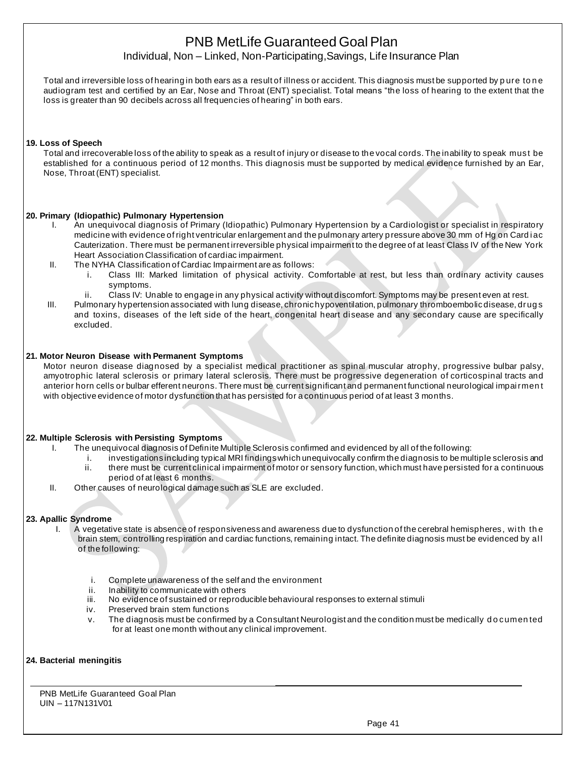Total and irreversible loss of hearing in both ears as a result of illness or accident. This diagnosis must be supported by pure tone audiogram test and certified by an Ear, Nose and Throat (ENT) specialist. Total means "the loss of hearing to the extent that the loss is greater than 90 decibels across all frequencies of hearing" in both ears.

**19. Loss of Speech**

Total and irrecoverable loss of the ability to speak as a result of injury or disease to the vocal cords. The inability to speak must be established for a continuous period of 12 months. This diagnosis must be supported by medical evidence furnished by an Ear, Nose, Throat (ENT) specialist.

**20. Primary (Idiopathic) Pulmonary Hypertension**

I. An unequivocal diagnosis of Primary (Idiopathic) Pulmonary Hypertension by a Cardiologist or specialist in respiratory medicine with evidence of right ventricular enlargement and the pulmonary artery pressure above 30 mm of Hg on Cardiac Cauterization. There must be permanent irreversible physical impairment to the degree of at least Class IV of the New York Heart Association Classification of cardiac impairment.

II. The NYHA Classification of Cardiac Impairment are as follows:
   - i. Class III: Marked limitation of physical activity. Comfortable at rest, but less than ordinary activity causes symptoms.
   - ii. Class IV: Unable to engage in any physical activity without discomfort. Symptoms may be present even at rest.

III. Pulmonary hypertension associated with lung disease, chronic hypoventilation, pulmonary thromboembolic disease, drugs and toxins, diseases of the left side of the heart, congenital heart disease and any secondary cause are specifically excluded.

**21. Motor Neuron Disease with Permanent Symptoms**

Motor neuron disease diagnosed by a specialist medical practitioner as spinal muscular atrophy, progressive bulbar palsy, amyotrophic lateral sclerosis or primary lateral sclerosis. There must be progressive degeneration of corticospinal tracts and anterior horn cells or bulbar efferent neurons. There must be current significant and permanent functional neurological impairment with objective evidence of motor dysfunction that has persisted for a continuous period of at least 3 months.

**22. Multiple Sclerosis with Persisting Symptoms**

I. The unequivocal diagnosis of Definite Multiple Sclerosis confirmed and evidenced by all of the following:
   - i. investigations including typical MRI findings which unequivocally confirm the diagnosis to be multiple sclerosis and
   - ii. there must be current clinical impairment of motor or sensory function, which must have persisted for a continuous period of at least 6 months.

II. Other causes of neurological damage such as SLE are excluded.

**23. Apallic Syndrome**

I. A vegetative state is absence of responsiveness and awareness due to dysfunction of the cerebral hemispheres, with the brain stem, controlling respiration and cardiac functions, remaining intact. The definite diagnosis must be evidenced by all of the following:
   - i. Complete unawareness of the self and the environment
   - ii. Inability to communicate with others
   - iii. No evidence of sustained or reproducible behavioural responses to external stimuli
   - iv. Preserved brain stem functions
   - v. The diagnosis must be confirmed by a Consultant Neurologist and the condition must be medically documented for at least one month without any clinical improvement.

**24. Bacterial meningitis**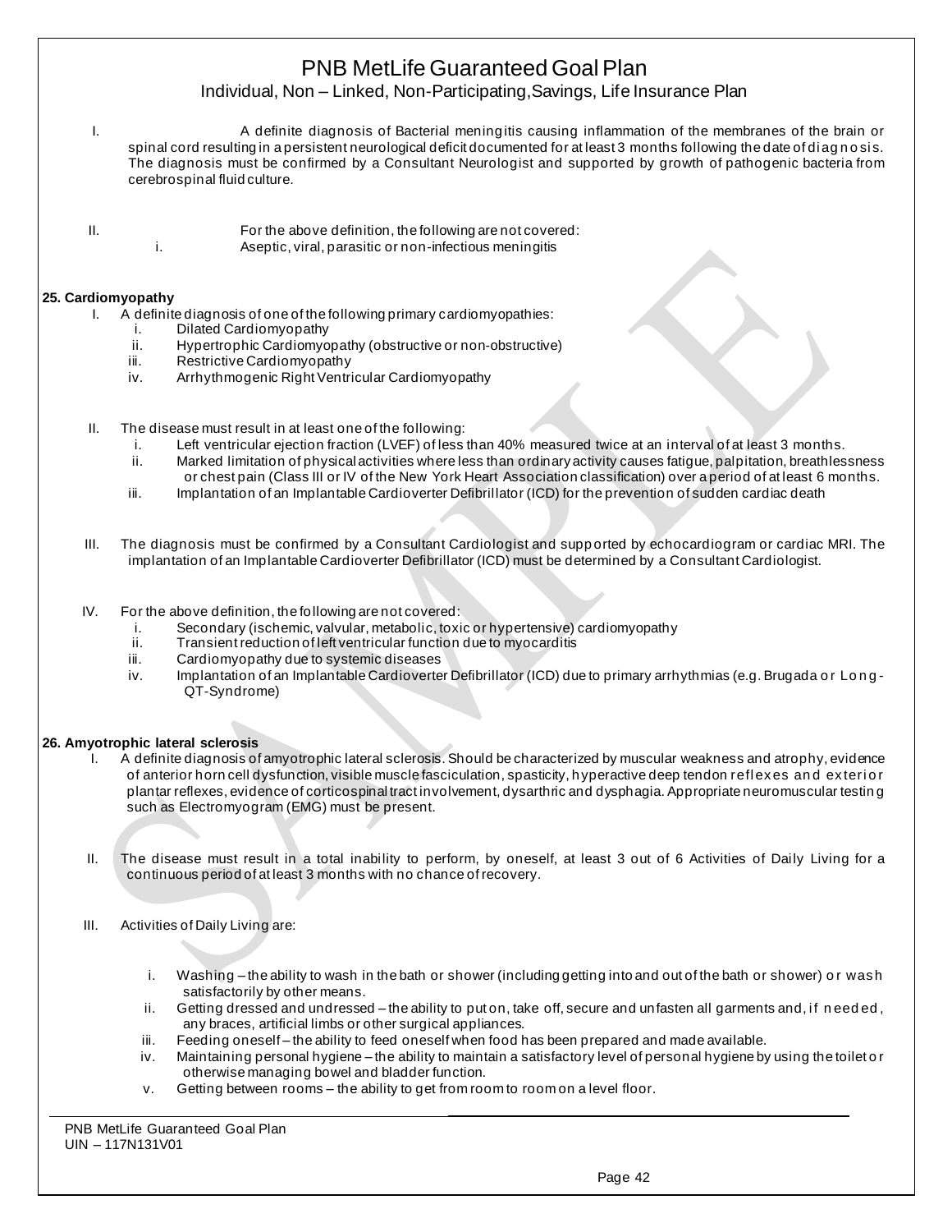I. A definite diagnosis of Bacterial meningitis causing inflammation of the membranes of the brain or spinal cord resulting in a persistent neurological deficit documented for at least 3 months following the date of diagnosis. The diagnosis must be confirmed by a Consultant Neurologist and supported by growth of pathogenic bacteria from cerebrospinal fluid culture.

II. For the above definition, the following are not covered:
   i. Aseptic, viral, parasitic or non-infectious meningitis

**25. Cardiomyopathy**

I. A definite diagnosis of one of the following primary cardiomyopathies:
   i. Dilated Cardiomyopathy
   ii. Hypertrophic Cardiomyopathy (obstructive or non-obstructive)
   iii. Restrictive Cardiomyopathy
   iv. Arrhythmogenic Right Ventricular Cardiomyopathy

II. The disease must result in at least one of the following:
   i. Left ventricular ejection fraction (LVEF) of less than 40% measured twice at an interval of at least 3 months.
   ii. Marked limitation of physical activities where less than ordinary activity causes fatigue, palpitation, breathlessness or chest pain (Class III or IV of the New York Heart Association classification) over a period of at least 6 months.
   iii. Implantation of an Implantable Cardioverter Defibrillator (ICD) for the prevention of sudden cardiac death

III. The diagnosis must be confirmed by a Consultant Cardiologist and supported by echocardiogram or cardiac MRI. The implantation of an Implantable Cardioverter Defibrillator (ICD) must be determined by a Consultant Cardiologist.

IV. For the above definition, the following are not covered:
   i. Secondary (ischemic, valvular, metabolic, toxic or hypertensive) cardiomyopathy
   ii. Transient reduction of left ventricular function due to myocarditis
   iii. Cardiomyopathy due to systemic diseases
   iv. Implantation of an Implantable Cardioverter Defibrillator (ICD) due to primary arrhythmias (e.g. Brugada or Long-QT-Syndrome)

**26. Amyotrophic lateral sclerosis**

I. A definite diagnosis of amyotrophic lateral sclerosis. Should be characterized by muscular weakness and atrophy, evidence of anterior horn cell dysfunction, visible muscle fasciculation, spasticity, hyperactive deep tendon reflexes and exterior plantar reflexes, evidence of corticospinal tract involvement, dysarthric and dysphagia. Appropriate neuromuscular testing such as Electromyogram (EMG) must be present.

II. The disease must result in a total inability to perform, by oneself, at least 3 out of 6 Activities of Daily Living for a continuous period of at least 3 months with no chance of recovery.

III. Activities of Daily Living are:

   i. Washing – the ability to wash in the bath or shower (including getting into and out of the bath or shower) or wash satisfactorily by other means.
   ii. Getting dressed and undressed – the ability to put on, take off, secure and unfasten all garments and, if needed, any braces, artificial limbs or other surgical appliances.
   iii. Feeding oneself – the ability to feed oneself when food has been prepared and made available.
   iv. Maintaining personal hygiene – the ability to maintain a satisfactory level of personal hygiene by using the toilet or otherwise managing bowel and bladder function.
   v. Getting between rooms – the ability to get from room to room on a level floor.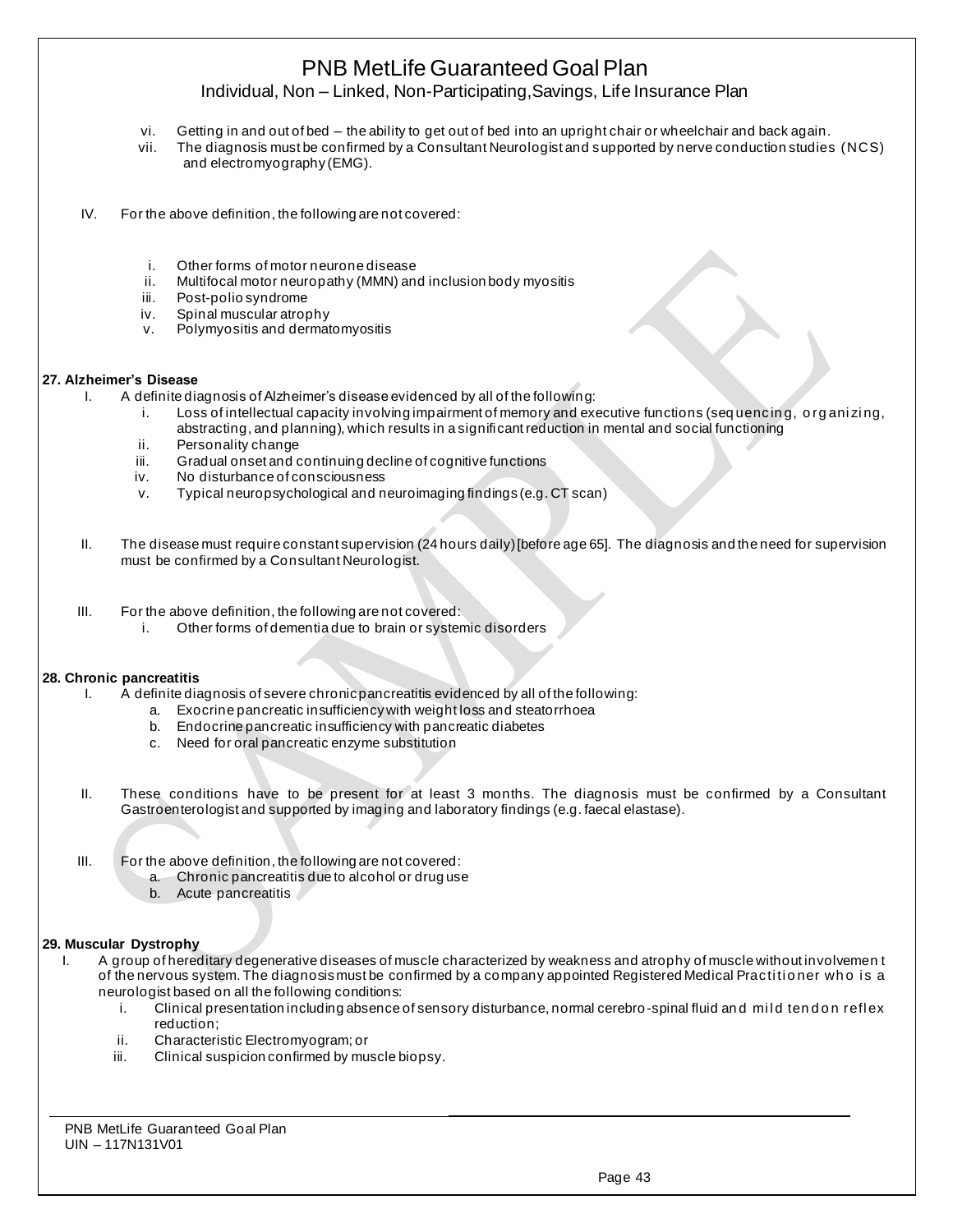vi. Getting in and out of bed – the ability to get out of bed into an upright chair or wheelchair and back again.
vii. The diagnosis must be confirmed by a Consultant Neurologist and supported by nerve conduction studies (NCS) and electromyography (EMG).

IV. For the above definition, the following are not covered:

i. Other forms of motor neurone disease
ii. Multifocal motor neuropathy (MMN) and inclusion body myositis
iii. Post-polio syndrome
iv. Spinal muscular atrophy
v. Polymyositis and dermatomyositis

**27. Alzheimer's Disease**

I. A definite diagnosis of Alzheimer's disease evidenced by all of the following:
   i. Loss of intellectual capacity involving impairment of memory and executive functions (sequencing, organizing, abstracting, and planning), which results in a significant reduction in mental and social functioning
   ii. Personality change
   iii. Gradual onset and continuing decline of cognitive functions
   iv. No disturbance of consciousness
   v. Typical neuropsychological and neuroimaging findings (e.g. CT scan)

II. The disease must require constant supervision (24 hours daily) [before age 65]. The diagnosis and the need for supervision must be confirmed by a Consultant Neurologist.

III. For the above definition, the following are not covered:
   i. Other forms of dementia due to brain or systemic disorders

**28. Chronic pancreatitis**

I. A definite diagnosis of severe chronic pancreatitis evidenced by all of the following:
   a. Exocrine pancreatic insufficiency with weight loss and steatorrhoea
   b. Endocrine pancreatic insufficiency with pancreatic diabetes
   c. Need for oral pancreatic enzyme substitution

II. These conditions have to be present for at least 3 months. The diagnosis must be confirmed by a Consultant Gastroenterologist and supported by imaging and laboratory findings (e.g. faecal elastase).

III. For the above definition, the following are not covered:
   a. Chronic pancreatitis due to alcohol or drug use
   b. Acute pancreatitis

**29. Muscular Dystrophy**

I. A group of hereditary degenerative diseases of muscle characterized by weakness and atrophy of muscle without involvement of the nervous system. The diagnosis must be confirmed by a company appointed Registered Medical Practitioner who is a neurologist based on all the following conditions:
   i. Clinical presentation including absence of sensory disturbance, normal cerebro-spinal fluid and mild tendon reflex reduction;
   ii. Characteristic Electromyogram; or
   iii. Clinical suspicion confirmed by muscle biopsy.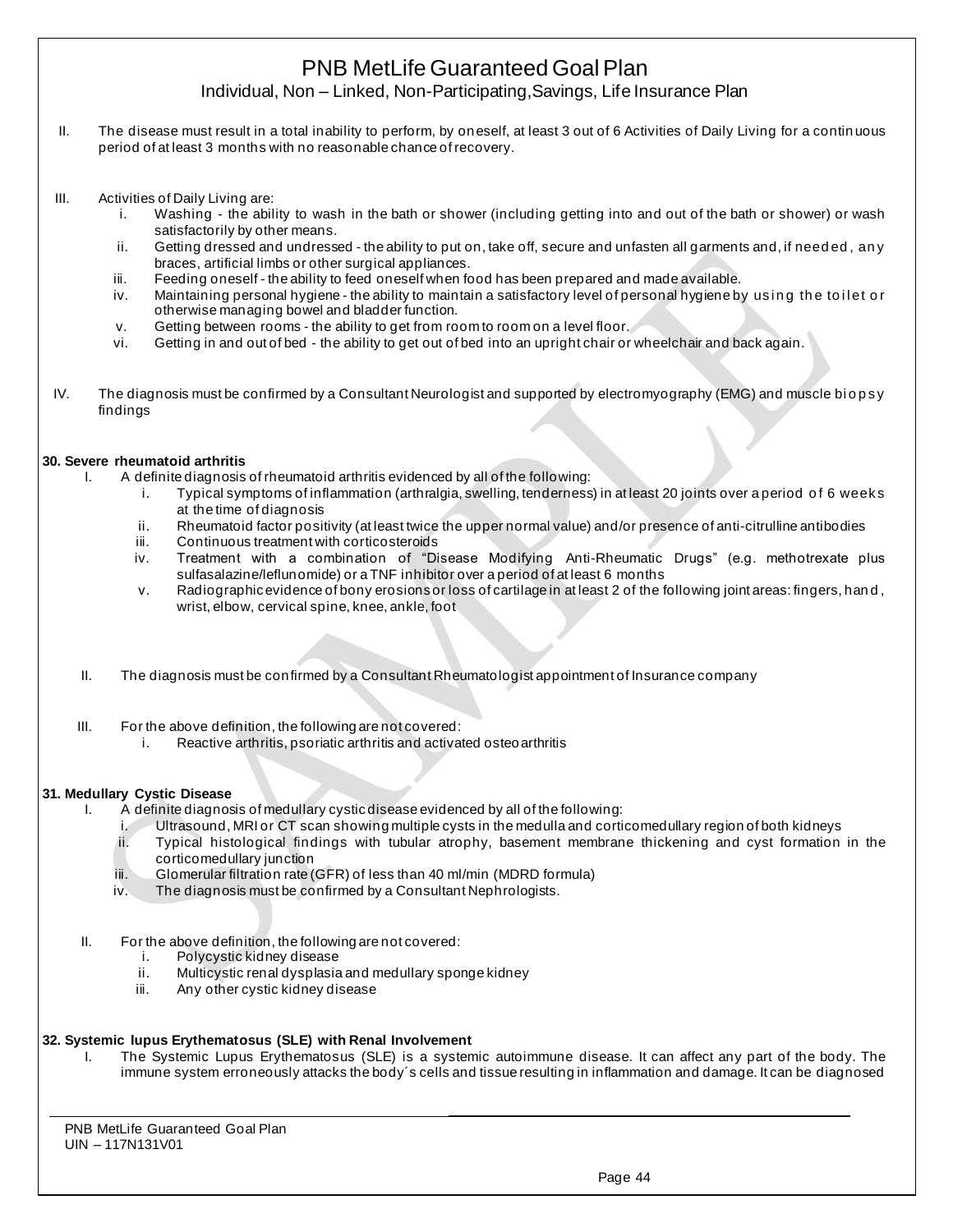II. The disease must result in a total inability to perform, by oneself, at least 3 out of 6 Activities of Daily Living for a continuous period of at least 3 months with no reasonable chance of recovery.

III. Activities of Daily Living are:
   i. Washing - the ability to wash in the bath or shower (including getting into and out of the bath or shower) or wash satisfactorily by other means.
   ii. Getting dressed and undressed - the ability to put on, take off, secure and unfasten all garments and, if needed, any braces, artificial limbs or other surgical appliances.
   iii. Feeding oneself - the ability to feed oneself when food has been prepared and made available.
   iv. Maintaining personal hygiene - the ability to maintain a satisfactory level of personal hygiene by using the toilet or otherwise managing bowel and bladder function.
   v. Getting between rooms - the ability to get from room to room on a level floor.
   vi. Getting in and out of bed - the ability to get out of bed into an upright chair or wheelchair and back again.

IV. The diagnosis must be confirmed by a Consultant Neurologist and supported by electromyography (EMG) and muscle biopsy findings

**30. Severe rheumatoid arthritis**

I. A definite diagnosis of rheumatoid arthritis evidenced by all of the following:
   i. Typical symptoms of inflammation (arthralgia, swelling, tenderness) in at least 20 joints over a period of 6 weeks at the time of diagnosis
   ii. Rheumatoid factor positivity (at least twice the upper normal value) and/or presence of anti-citrulline antibodies
   iii. Continuous treatment with corticosteroids
   iv. Treatment with a combination of "Disease Modifying Anti-Rheumatic Drugs" (e.g. methotrexate plus sulfasalazine/leflunomide) or a TNF inhibitor over a period of at least 6 months
   v. Radiographic evidence of bony erosions or loss of cartilage in at least 2 of the following joint areas: fingers, hand, wrist, elbow, cervical spine, knee, ankle, foot

II. The diagnosis must be confirmed by a Consultant Rheumatologist appointment of Insurance company

III. For the above definition, the following are not covered:
   i. Reactive arthritis, psoriatic arthritis and activated osteoarthritis

**31. Medullary Cystic Disease**

I. A definite diagnosis of medullary cystic disease evidenced by all of the following:
   i. Ultrasound, MRI or CT scan showing multiple cysts in the medulla and corticomedullary region of both kidneys
   ii. Typical histological findings with tubular atrophy, basement membrane thickening and cyst formation in the corticomedullary junction
   iii. Glomerular filtration rate (GFR) of less than 40 ml/min (MDRD formula)
   iv. The diagnosis must be confirmed by a Consultant Nephrologists.

II. For the above definition, the following are not covered:
   i. Polycystic kidney disease
   ii. Multicystic renal dysplasia and medullary sponge kidney
   iii. Any other cystic kidney disease

**32. Systemic lupus Erythematosus (SLE) with Renal Involvement**

I. The Systemic Lupus Erythematosus (SLE) is a systemic autoimmune disease. It can affect any part of the body. The immune system erroneously attacks the body´s cells and tissue resulting in inflammation and damage. It can be diagnosed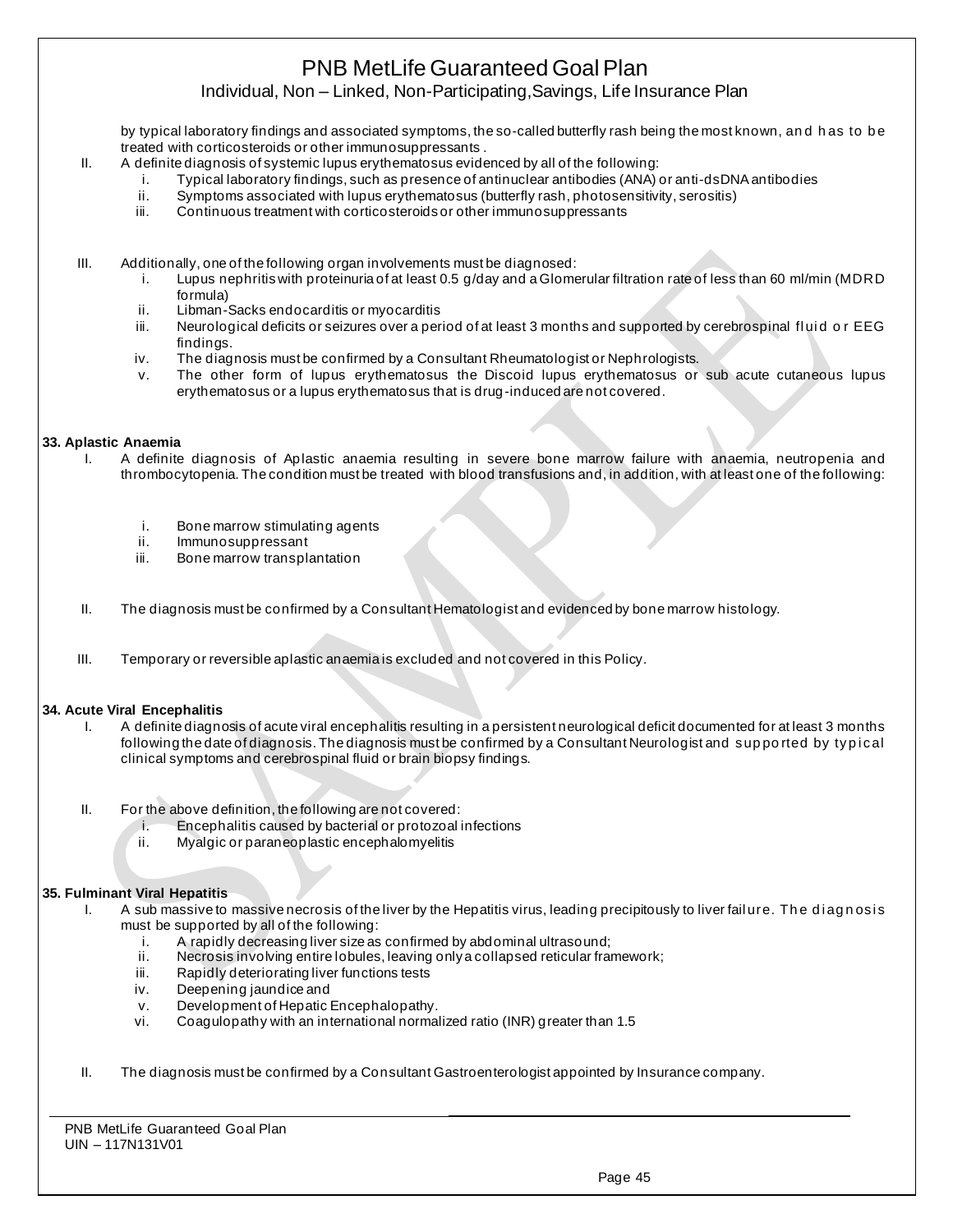by typical laboratory findings and associated symptoms, the so-called butterfly rash being the most known, and has to be treated with corticosteroids or other immunosuppressants .

II. A definite diagnosis of systemic lupus erythematosus evidenced by all of the following:
   i. Typical laboratory findings, such as presence of antinuclear antibodies (ANA) or anti-dsDNA antibodies
   ii. Symptoms associated with lupus erythematosus (butterfly rash, photosensitivity, serositis)
   iii. Continuous treatment with corticosteroids or other immunosuppressants

III. Additionally, one of the following organ involvements must be diagnosed:
   i. Lupus nephritis with proteinuria of at least 0.5 g/day and a Glomerular filtration rate of less than 60 ml/min (MDRD formula)
   ii. Libman-Sacks endocarditis or myocarditis
   iii. Neurological deficits or seizures over a period of at least 3 months and supported by cerebrospinal fluid or EEG findings.
   iv. The diagnosis must be confirmed by a Consultant Rheumatologist or Nephrologists.
   v. The other form of lupus erythematosus the Discoid lupus erythematosus or sub acute cutaneous lupus erythematosus or a lupus erythematosus that is drug-induced are not covered.

**33. Aplastic Anaemia**

I. A definite diagnosis of Aplastic anaemia resulting in severe bone marrow failure with anaemia, neutropenia and thrombocytopenia. The condition must be treated with blood transfusions and, in addition, with at least one of the following:
   i. Bone marrow stimulating agents
   ii. Immunosuppressant
   iii. Bone marrow transplantation

II. The diagnosis must be confirmed by a Consultant Hematologist and evidenced by bone marrow histology.

III. Temporary or reversible aplastic anaemia is excluded and not covered in this Policy.

**34. Acute Viral Encephalitis**

I. A definite diagnosis of acute viral encephalitis resulting in a persistent neurological deficit documented for at least 3 months following the date of diagnosis. The diagnosis must be confirmed by a Consultant Neurologist and supported by typical clinical symptoms and cerebrospinal fluid or brain biopsy findings.

II. For the above definition, the following are not covered:
   i. Encephalitis caused by bacterial or protozoal infections
   ii. Myalgic or paraneoplastic encephalomyelitis

**35. Fulminant Viral Hepatitis**

I. A sub massive to massive necrosis of the liver by the Hepatitis virus, leading precipitously to liver failure. The diagnosis must be supported by all of the following:
   i. A rapidly decreasing liver size as confirmed by abdominal ultrasound;
   ii. Necrosis involving entire lobules, leaving only a collapsed reticular framework;
   iii. Rapidly deteriorating liver functions tests
   iv. Deepening jaundice and
   v. Development of Hepatic Encephalopathy.
   vi. Coagulopathy with an international normalized ratio (INR) greater than 1.5

II. The diagnosis must be confirmed by a Consultant Gastroenterologist appointed by Insurance company.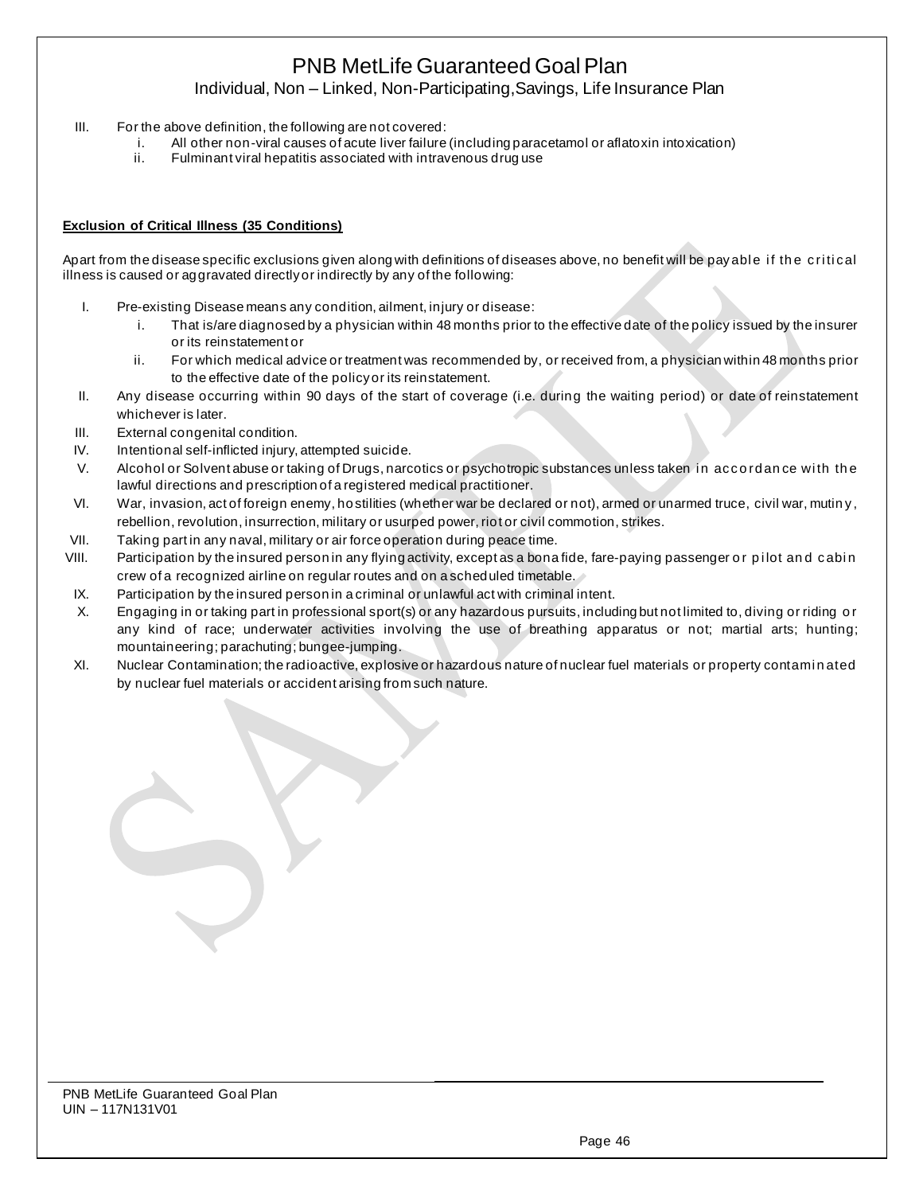III. For the above definition, the following are not covered:
   i. All other non-viral causes of acute liver failure (including paracetamol or aflatoxin intoxication)
   ii. Fulminant viral hepatitis associated with intravenous drug use

**Exclusion of Critical Illness (35 Conditions)**

Apart from the disease specific exclusions given along with definitions of diseases above, no benefit will be payable if the critical illness is caused or aggravated directly or indirectly by any of the following:

I. Pre-existing Disease means any condition, ailment, injury or disease:
   i. That is/are diagnosed by a physician within 48 months prior to the effective date of the policy issued by the insurer or its reinstatement or
   ii. For which medical advice or treatment was recommended by, or received from, a physician within 48 months prior to the effective date of the policy or its reinstatement.

II. Any disease occurring within 90 days of the start of coverage (i.e. during the waiting period) or date of reinstatement whichever is later.

III. External congenital condition.

IV. Intentional self-inflicted injury, attempted suicide.

V. Alcohol or Solvent abuse or taking of Drugs, narcotics or psychotropic substances unless taken in accordance with the lawful directions and prescription of a registered medical practitioner.

VI. War, invasion, act of foreign enemy, hostilities (whether war be declared or not), armed or unarmed truce, civil war, mutiny, rebellion, revolution, insurrection, military or usurped power, riot or civil commotion, strikes.

VII. Taking part in any naval, military or air force operation during peace time.

VIII. Participation by the insured person in any flying activity, except as a bona fide, fare-paying passenger or pilot and cabin crew of a recognized airline on regular routes and on a scheduled timetable.

IX. Participation by the insured person in a criminal or unlawful act with criminal intent.

X. Engaging in or taking part in professional sport(s) or any hazardous pursuits, including but not limited to, diving or riding or any kind of race; underwater activities involving the use of breathing apparatus or not; martial arts; hunting; mountaineering; parachuting; bungee-jumping.

XI. Nuclear Contamination; the radioactive, explosive or hazardous nature of nuclear fuel materials or property contaminated by nuclear fuel materials or accident arising from such nature.